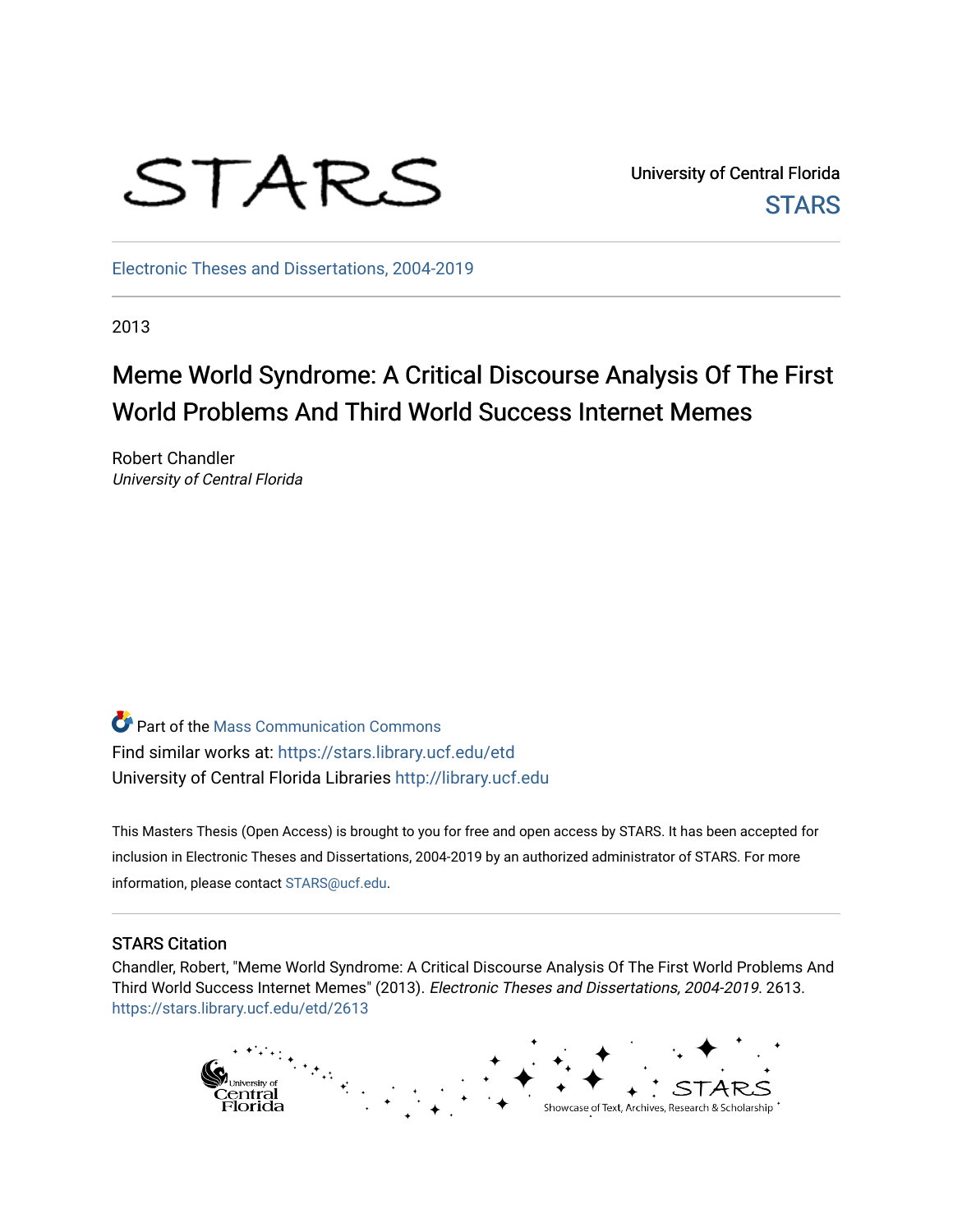University of Central Florida

STARS

Electronic Theses and Dissertations, 2004-2019

2013

# Meme World Syndrome: A Critical Discourse Analysis Of The First World Problems And Third World Success Internet Memes

Robert Chandler
*University of Central Florida*

Part of the Mass Communication Commons
Find similar works at: https://stars.library.ucf.edu/etd
University of Central Florida Libraries http://library.ucf.edu

This Masters Thesis (Open Access) is brought to you for free and open access by STARS. It has been accepted for inclusion in Electronic Theses and Dissertations, 2004-2019 by an authorized administrator of STARS. For more information, please contact STARS@ucf.edu.

## STARS Citation

Chandler, Robert, "Meme World Syndrome: A Critical Discourse Analysis Of The First World Problems And Third World Success Internet Memes" (2013). *Electronic Theses and Dissertations, 2004-2019*. 2613.
https://stars.library.ucf.edu/etd/2613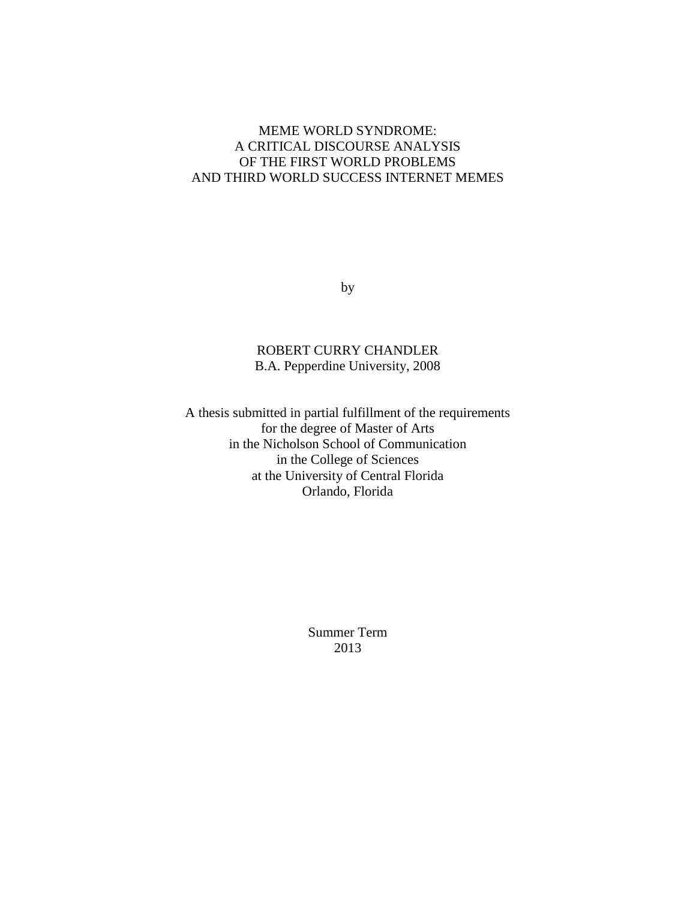# MEME WORLD SYNDROME:
# A CRITICAL DISCOURSE ANALYSIS
# OF THE FIRST WORLD PROBLEMS
# AND THIRD WORLD SUCCESS INTERNET MEMES

by

ROBERT CURRY CHANDLER
B.A. Pepperdine University, 2008

A thesis submitted in partial fulfillment of the requirements
for the degree of Master of Arts
in the Nicholson School of Communication
in the College of Sciences
at the University of Central Florida
Orlando, Florida

Summer Term
2013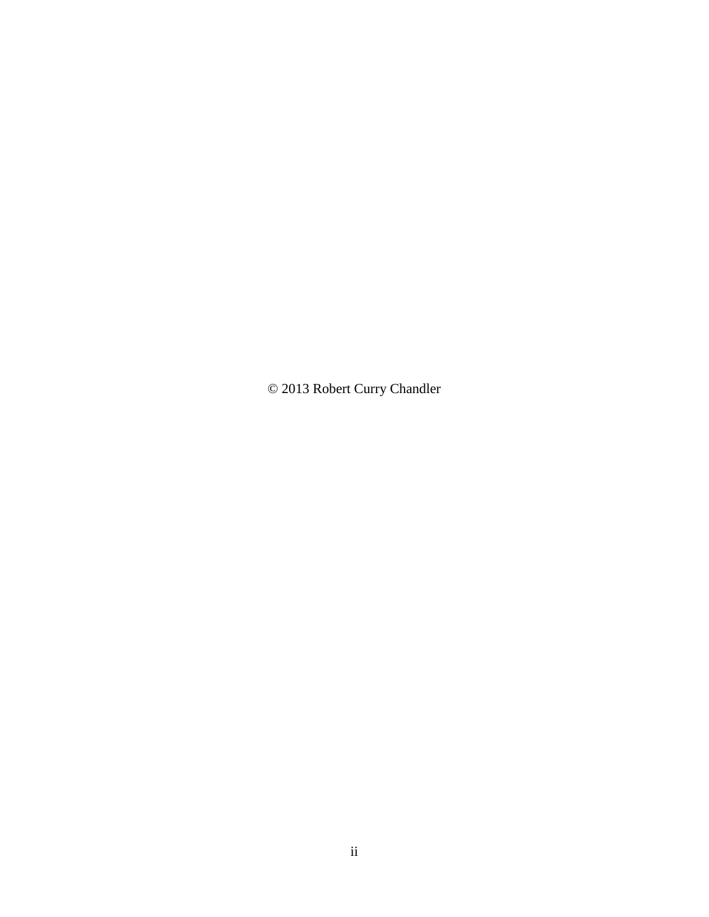© 2013 Robert Curry Chandler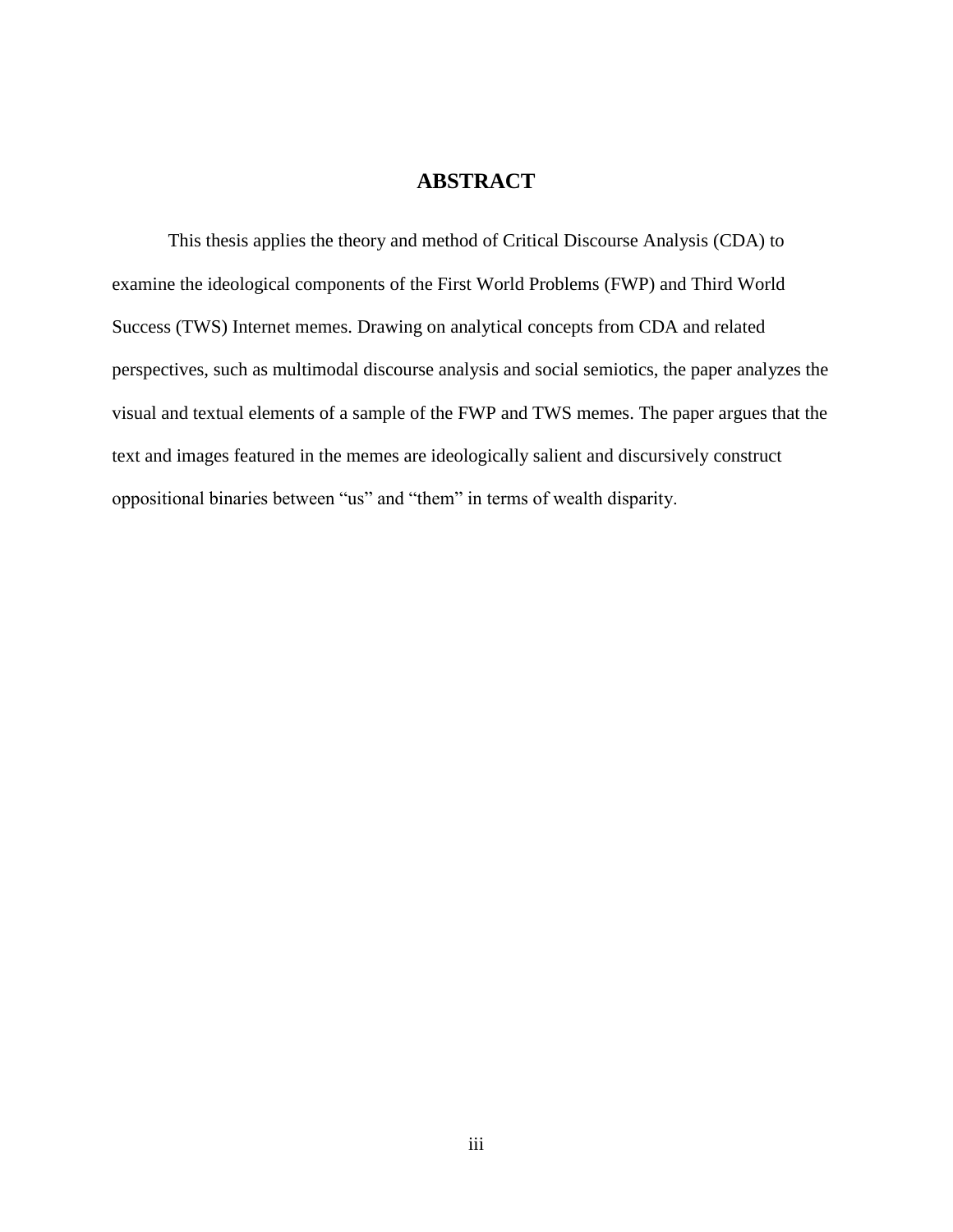## ABSTRACT

This thesis applies the theory and method of Critical Discourse Analysis (CDA) to examine the ideological components of the First World Problems (FWP) and Third World Success (TWS) Internet memes. Drawing on analytical concepts from CDA and related perspectives, such as multimodal discourse analysis and social semiotics, the paper analyzes the visual and textual elements of a sample of the FWP and TWS memes. The paper argues that the text and images featured in the memes are ideologically salient and discursively construct oppositional binaries between "us" and "them" in terms of wealth disparity.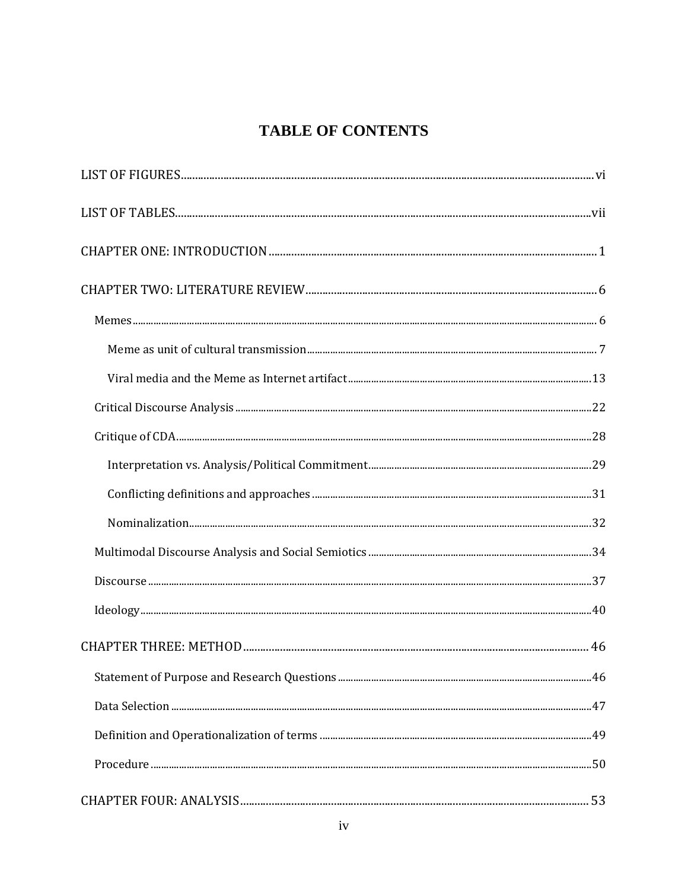# TABLE OF CONTENTS

LIST OF FIGURES ........................................................................................................ vi

LIST OF TABLES ........................................................................................................ vii

CHAPTER ONE: INTRODUCTION .................................................................................... 1

CHAPTER TWO: LITERATURE REVIEW ........................................................................... 6

- Memes ........................................................................................................ 6
  - Meme as unit of cultural transmission ........................................................... 7
  - Viral media and the Meme as Internet artifact ................................................ 13
- Critical Discourse Analysis ................................................................................ 22
- Critique of CDA ............................................................................................ 28
  - Interpretation vs. Analysis/Political Commitment ............................................ 29
  - Conflicting definitions and approaches .......................................................... 31
  - Nominalization .......................................................................................... 32
- Multimodal Discourse Analysis and Social Semiotics ............................................ 34
- Discourse ..................................................................................................... 37
- Ideology ...................................................................................................... 40

CHAPTER THREE: METHOD ........................................................................................ 46

- Statement of Purpose and Research Questions .................................................... 46
- Data Selection ............................................................................................... 47
- Definition and Operationalization of terms ......................................................... 49
- Procedure ..................................................................................................... 50

CHAPTER FOUR: ANALYSIS ........................................................................................ 53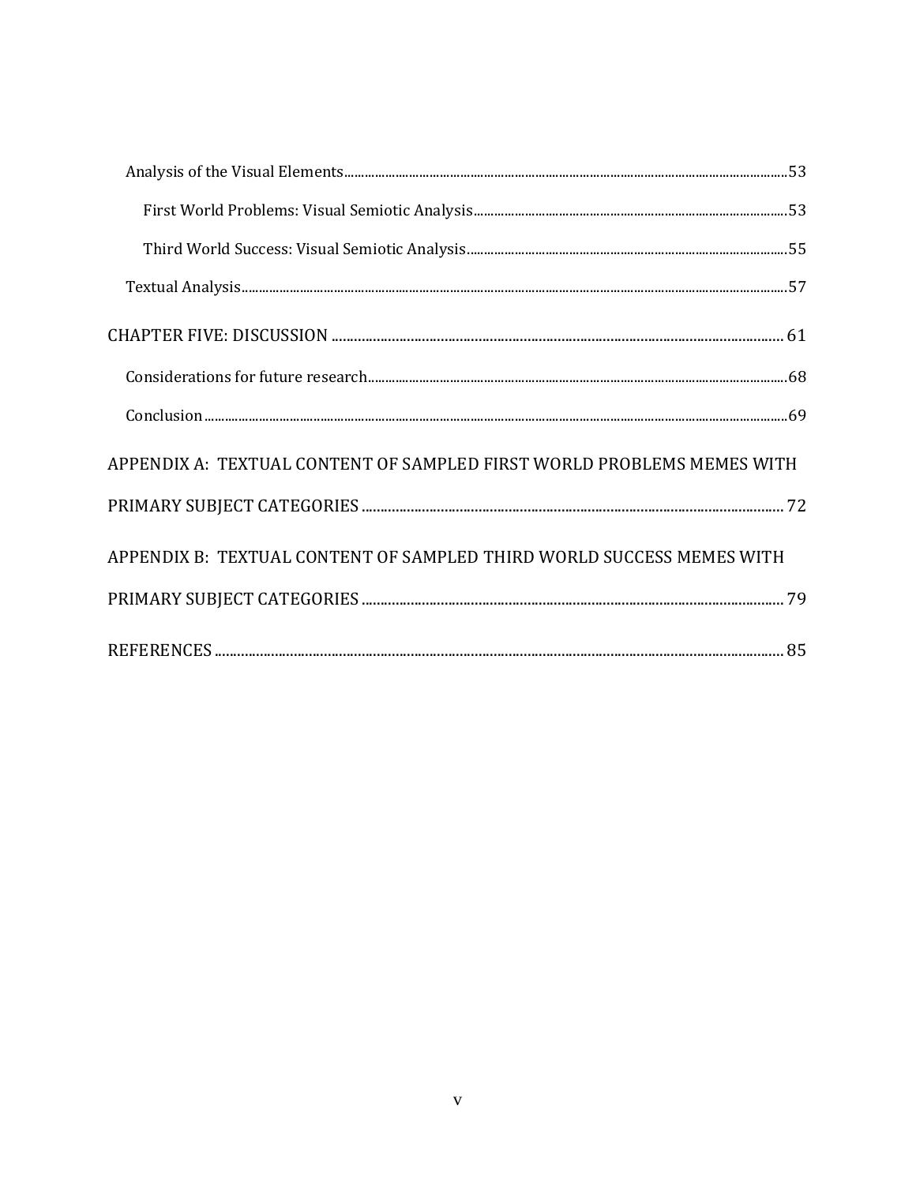Analysis of the Visual Elements ..... 53

First World Problems: Visual Semiotic Analysis ..... 53

Third World Success: Visual Semiotic Analysis ..... 55

Textual Analysis ..... 57

CHAPTER FIVE: DISCUSSION ..... 61

Considerations for future research ..... 68

Conclusion ..... 69

APPENDIX A: TEXTUAL CONTENT OF SAMPLED FIRST WORLD PROBLEMS MEMES WITH PRIMARY SUBJECT CATEGORIES ..... 72

APPENDIX B: TEXTUAL CONTENT OF SAMPLED THIRD WORLD SUCCESS MEMES WITH PRIMARY SUBJECT CATEGORIES ..... 79

REFERENCES ..... 85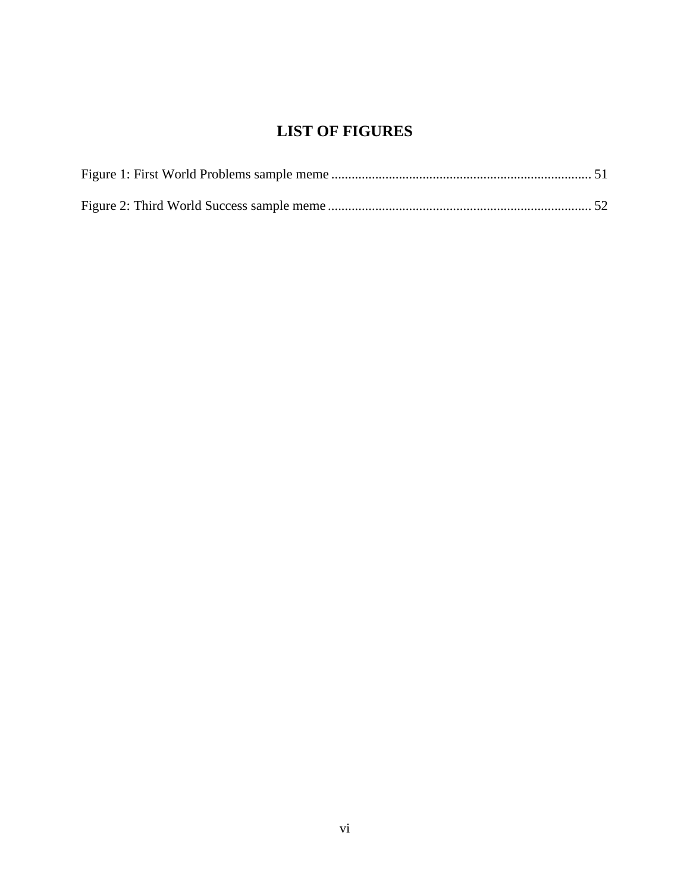# LIST OF FIGURES

Figure 1: First World Problems sample meme ............................................................................ 51

Figure 2: Third World Success sample meme ............................................................................ 52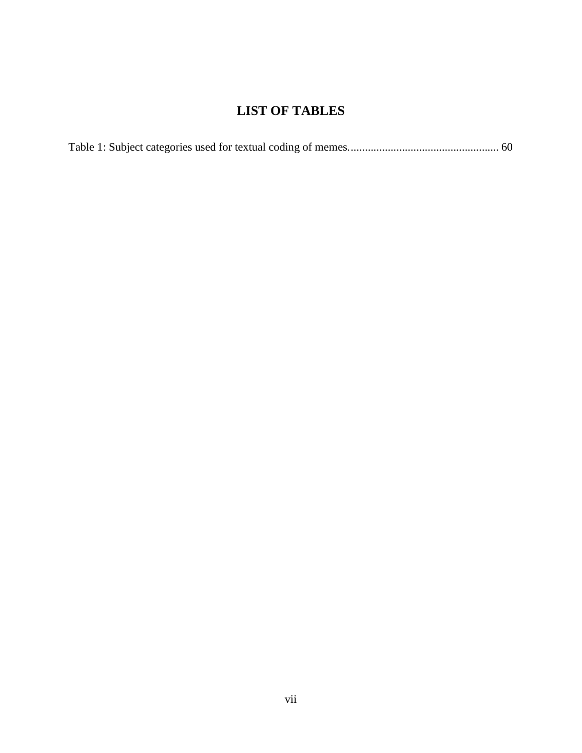# LIST OF TABLES

Table 1: Subject categories used for textual coding of memes.................................................... 60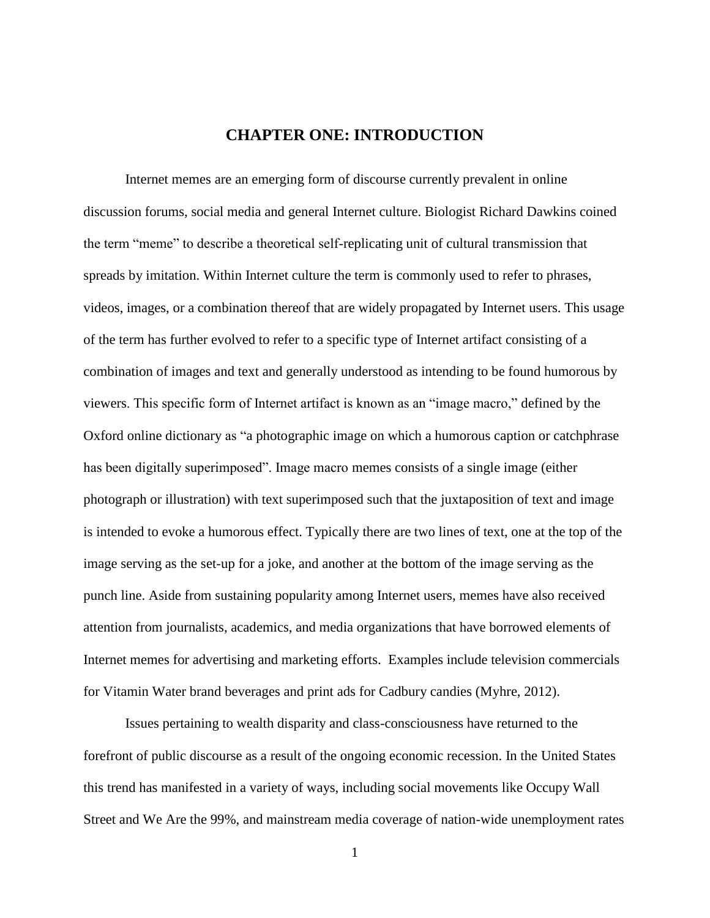# CHAPTER ONE: INTRODUCTION

Internet memes are an emerging form of discourse currently prevalent in online discussion forums, social media and general Internet culture. Biologist Richard Dawkins coined the term "meme" to describe a theoretical self-replicating unit of cultural transmission that spreads by imitation. Within Internet culture the term is commonly used to refer to phrases, videos, images, or a combination thereof that are widely propagated by Internet users. This usage of the term has further evolved to refer to a specific type of Internet artifact consisting of a combination of images and text and generally understood as intending to be found humorous by viewers. This specific form of Internet artifact is known as an "image macro," defined by the Oxford online dictionary as "a photographic image on which a humorous caption or catchphrase has been digitally superimposed". Image macro memes consists of a single image (either photograph or illustration) with text superimposed such that the juxtaposition of text and image is intended to evoke a humorous effect. Typically there are two lines of text, one at the top of the image serving as the set-up for a joke, and another at the bottom of the image serving as the punch line. Aside from sustaining popularity among Internet users, memes have also received attention from journalists, academics, and media organizations that have borrowed elements of Internet memes for advertising and marketing efforts. Examples include television commercials for Vitamin Water brand beverages and print ads for Cadbury candies (Myhre, 2012).

Issues pertaining to wealth disparity and class-consciousness have returned to the forefront of public discourse as a result of the ongoing economic recession. In the United States this trend has manifested in a variety of ways, including social movements like Occupy Wall Street and We Are the 99%, and mainstream media coverage of nation-wide unemployment rates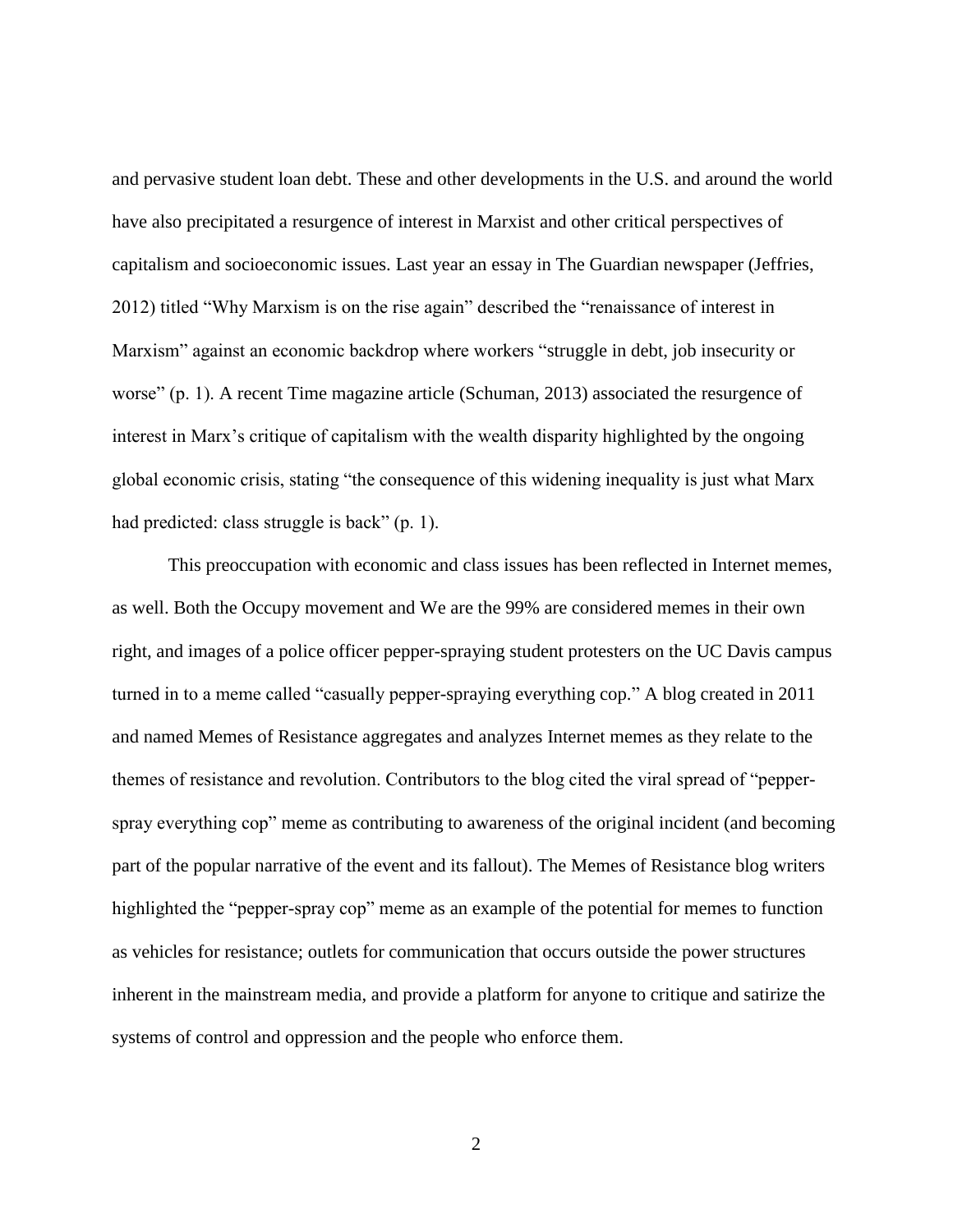and pervasive student loan debt. These and other developments in the U.S. and around the world have also precipitated a resurgence of interest in Marxist and other critical perspectives of capitalism and socioeconomic issues. Last year an essay in The Guardian newspaper (Jeffries, 2012) titled "Why Marxism is on the rise again" described the "renaissance of interest in Marxism" against an economic backdrop where workers "struggle in debt, job insecurity or worse" (p. 1). A recent Time magazine article (Schuman, 2013) associated the resurgence of interest in Marx's critique of capitalism with the wealth disparity highlighted by the ongoing global economic crisis, stating "the consequence of this widening inequality is just what Marx had predicted: class struggle is back" (p. 1).

This preoccupation with economic and class issues has been reflected in Internet memes, as well. Both the Occupy movement and We are the 99% are considered memes in their own right, and images of a police officer pepper-spraying student protesters on the UC Davis campus turned in to a meme called "casually pepper-spraying everything cop." A blog created in 2011 and named Memes of Resistance aggregates and analyzes Internet memes as they relate to the themes of resistance and revolution. Contributors to the blog cited the viral spread of "pepper-spray everything cop" meme as contributing to awareness of the original incident (and becoming part of the popular narrative of the event and its fallout). The Memes of Resistance blog writers highlighted the "pepper-spray cop" meme as an example of the potential for memes to function as vehicles for resistance; outlets for communication that occurs outside the power structures inherent in the mainstream media, and provide a platform for anyone to critique and satirize the systems of control and oppression and the people who enforce them.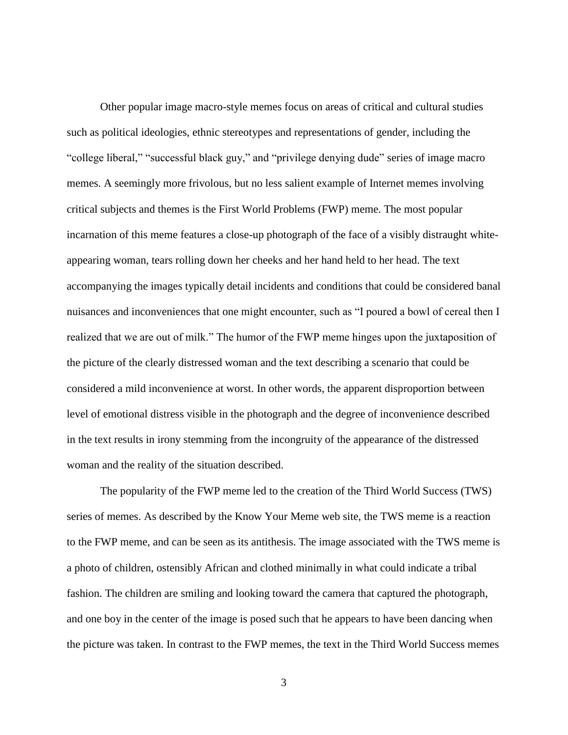Other popular image macro-style memes focus on areas of critical and cultural studies such as political ideologies, ethnic stereotypes and representations of gender, including the "college liberal," "successful black guy," and "privilege denying dude" series of image macro memes. A seemingly more frivolous, but no less salient example of Internet memes involving critical subjects and themes is the First World Problems (FWP) meme. The most popular incarnation of this meme features a close-up photograph of the face of a visibly distraught white-appearing woman, tears rolling down her cheeks and her hand held to her head. The text accompanying the images typically detail incidents and conditions that could be considered banal nuisances and inconveniences that one might encounter, such as "I poured a bowl of cereal then I realized that we are out of milk." The humor of the FWP meme hinges upon the juxtaposition of the picture of the clearly distressed woman and the text describing a scenario that could be considered a mild inconvenience at worst. In other words, the apparent disproportion between level of emotional distress visible in the photograph and the degree of inconvenience described in the text results in irony stemming from the incongruity of the appearance of the distressed woman and the reality of the situation described.

The popularity of the FWP meme led to the creation of the Third World Success (TWS) series of memes. As described by the Know Your Meme web site, the TWS meme is a reaction to the FWP meme, and can be seen as its antithesis. The image associated with the TWS meme is a photo of children, ostensibly African and clothed minimally in what could indicate a tribal fashion. The children are smiling and looking toward the camera that captured the photograph, and one boy in the center of the image is posed such that he appears to have been dancing when the picture was taken. In contrast to the FWP memes, the text in the Third World Success memes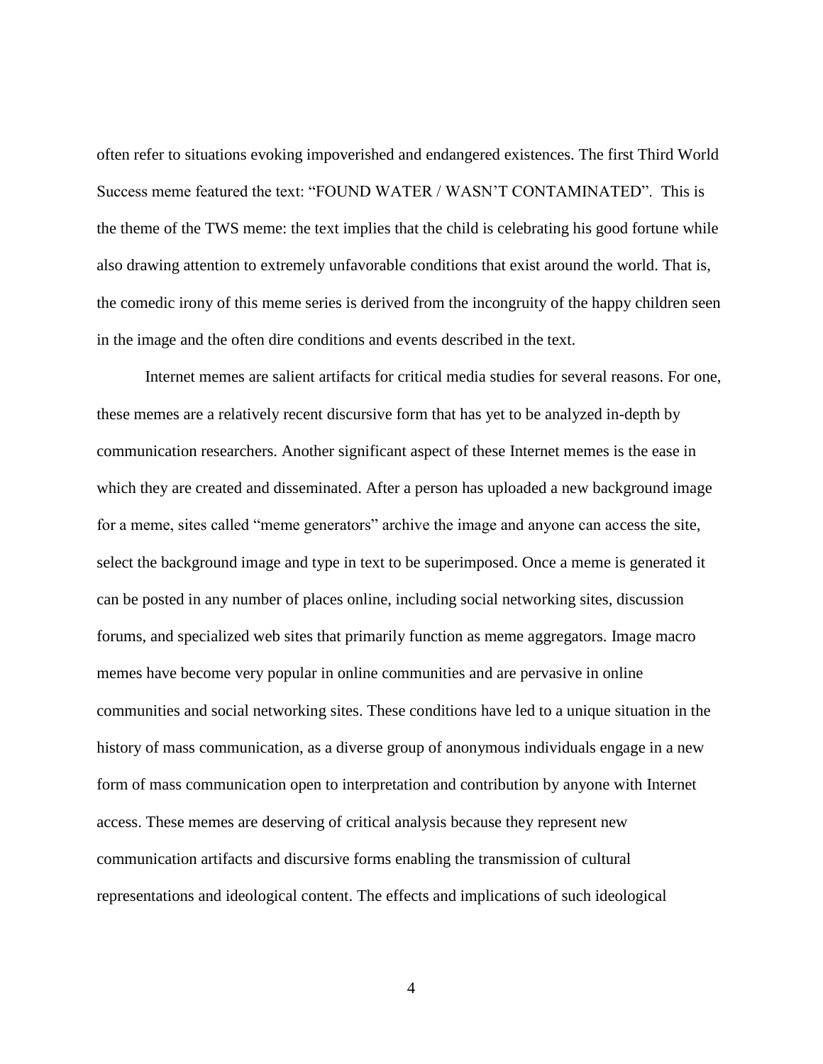often refer to situations evoking impoverished and endangered existences. The first Third World Success meme featured the text: "FOUND WATER / WASN'T CONTAMINATED". This is the theme of the TWS meme: the text implies that the child is celebrating his good fortune while also drawing attention to extremely unfavorable conditions that exist around the world. That is, the comedic irony of this meme series is derived from the incongruity of the happy children seen in the image and the often dire conditions and events described in the text.

Internet memes are salient artifacts for critical media studies for several reasons. For one, these memes are a relatively recent discursive form that has yet to be analyzed in-depth by communication researchers. Another significant aspect of these Internet memes is the ease in which they are created and disseminated. After a person has uploaded a new background image for a meme, sites called "meme generators" archive the image and anyone can access the site, select the background image and type in text to be superimposed. Once a meme is generated it can be posted in any number of places online, including social networking sites, discussion forums, and specialized web sites that primarily function as meme aggregators. Image macro memes have become very popular in online communities and are pervasive in online communities and social networking sites. These conditions have led to a unique situation in the history of mass communication, as a diverse group of anonymous individuals engage in a new form of mass communication open to interpretation and contribution by anyone with Internet access. These memes are deserving of critical analysis because they represent new communication artifacts and discursive forms enabling the transmission of cultural representations and ideological content. The effects and implications of such ideological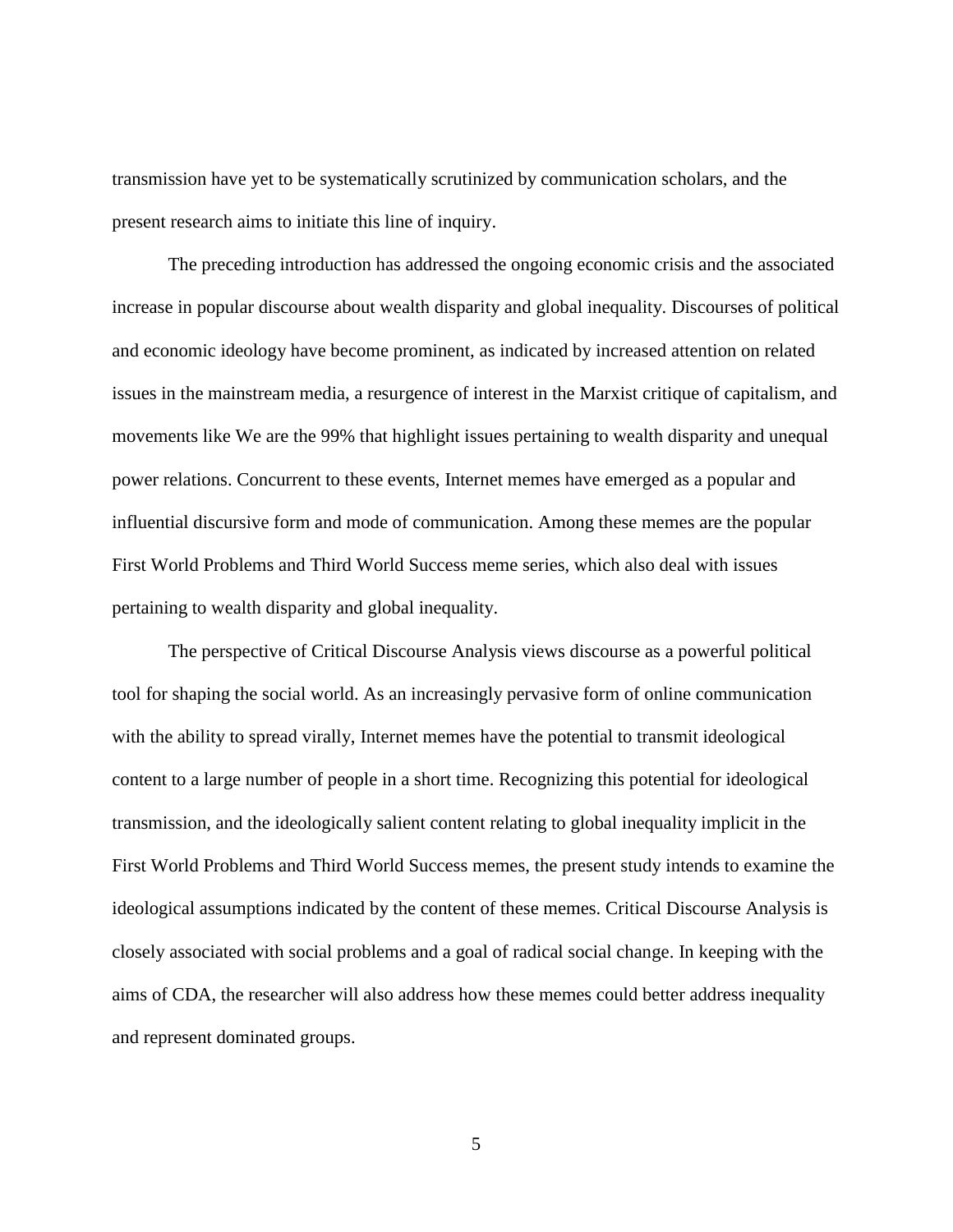transmission have yet to be systematically scrutinized by communication scholars, and the present research aims to initiate this line of inquiry.

The preceding introduction has addressed the ongoing economic crisis and the associated increase in popular discourse about wealth disparity and global inequality. Discourses of political and economic ideology have become prominent, as indicated by increased attention on related issues in the mainstream media, a resurgence of interest in the Marxist critique of capitalism, and movements like We are the 99% that highlight issues pertaining to wealth disparity and unequal power relations. Concurrent to these events, Internet memes have emerged as a popular and influential discursive form and mode of communication. Among these memes are the popular First World Problems and Third World Success meme series, which also deal with issues pertaining to wealth disparity and global inequality.

The perspective of Critical Discourse Analysis views discourse as a powerful political tool for shaping the social world. As an increasingly pervasive form of online communication with the ability to spread virally, Internet memes have the potential to transmit ideological content to a large number of people in a short time. Recognizing this potential for ideological transmission, and the ideologically salient content relating to global inequality implicit in the First World Problems and Third World Success memes, the present study intends to examine the ideological assumptions indicated by the content of these memes. Critical Discourse Analysis is closely associated with social problems and a goal of radical social change. In keeping with the aims of CDA, the researcher will also address how these memes could better address inequality and represent dominated groups.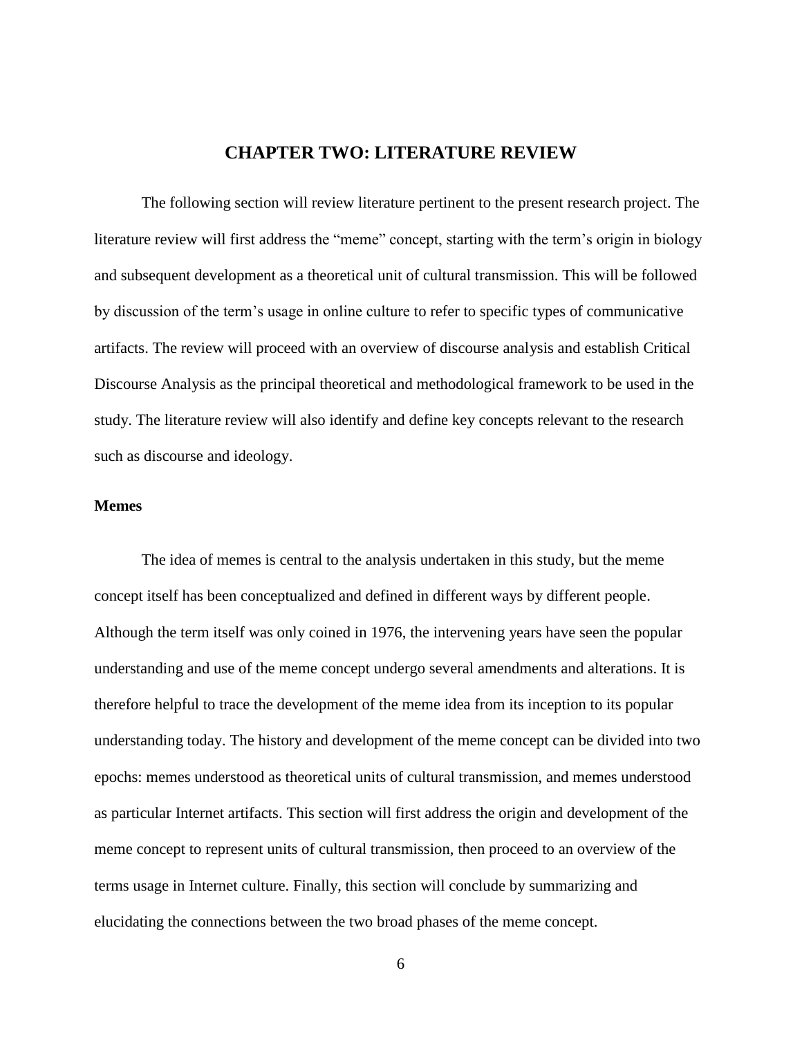# CHAPTER TWO: LITERATURE REVIEW

The following section will review literature pertinent to the present research project. The literature review will first address the "meme" concept, starting with the term's origin in biology and subsequent development as a theoretical unit of cultural transmission. This will be followed by discussion of the term's usage in online culture to refer to specific types of communicative artifacts. The review will proceed with an overview of discourse analysis and establish Critical Discourse Analysis as the principal theoretical and methodological framework to be used in the study. The literature review will also identify and define key concepts relevant to the research such as discourse and ideology.

## Memes

The idea of memes is central to the analysis undertaken in this study, but the meme concept itself has been conceptualized and defined in different ways by different people. Although the term itself was only coined in 1976, the intervening years have seen the popular understanding and use of the meme concept undergo several amendments and alterations. It is therefore helpful to trace the development of the meme idea from its inception to its popular understanding today. The history and development of the meme concept can be divided into two epochs: memes understood as theoretical units of cultural transmission, and memes understood as particular Internet artifacts. This section will first address the origin and development of the meme concept to represent units of cultural transmission, then proceed to an overview of the terms usage in Internet culture. Finally, this section will conclude by summarizing and elucidating the connections between the two broad phases of the meme concept.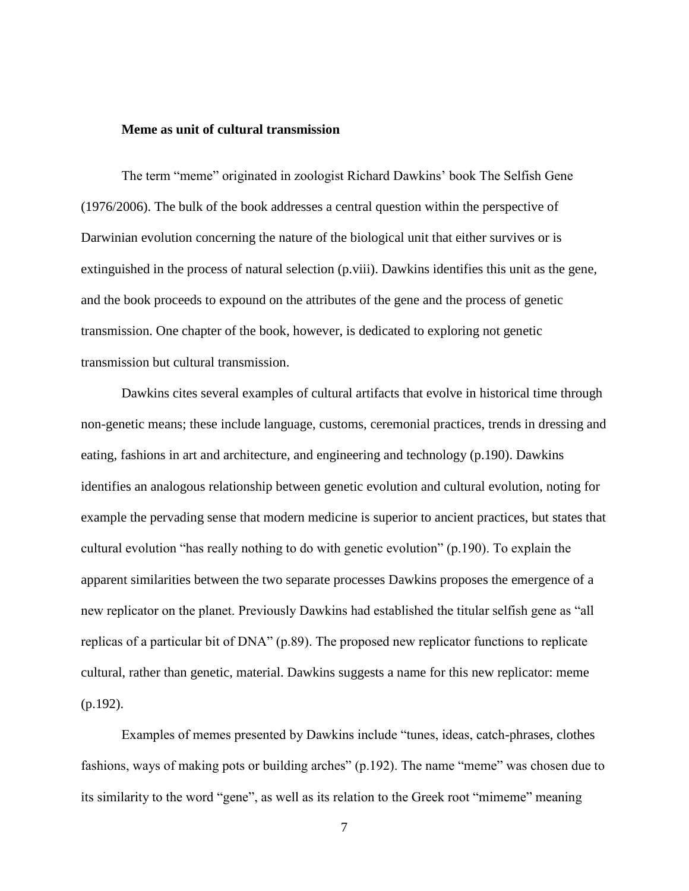### Meme as unit of cultural transmission

The term "meme" originated in zoologist Richard Dawkins' book The Selfish Gene (1976/2006). The bulk of the book addresses a central question within the perspective of Darwinian evolution concerning the nature of the biological unit that either survives or is extinguished in the process of natural selection (p.viii). Dawkins identifies this unit as the gene, and the book proceeds to expound on the attributes of the gene and the process of genetic transmission. One chapter of the book, however, is dedicated to exploring not genetic transmission but cultural transmission.

Dawkins cites several examples of cultural artifacts that evolve in historical time through non-genetic means; these include language, customs, ceremonial practices, trends in dressing and eating, fashions in art and architecture, and engineering and technology (p.190). Dawkins identifies an analogous relationship between genetic evolution and cultural evolution, noting for example the pervading sense that modern medicine is superior to ancient practices, but states that cultural evolution "has really nothing to do with genetic evolution" (p.190). To explain the apparent similarities between the two separate processes Dawkins proposes the emergence of a new replicator on the planet. Previously Dawkins had established the titular selfish gene as "all replicas of a particular bit of DNA" (p.89). The proposed new replicator functions to replicate cultural, rather than genetic, material. Dawkins suggests a name for this new replicator: meme (p.192).

Examples of memes presented by Dawkins include "tunes, ideas, catch-phrases, clothes fashions, ways of making pots or building arches" (p.192). The name "meme" was chosen due to its similarity to the word "gene", as well as its relation to the Greek root "mimeme" meaning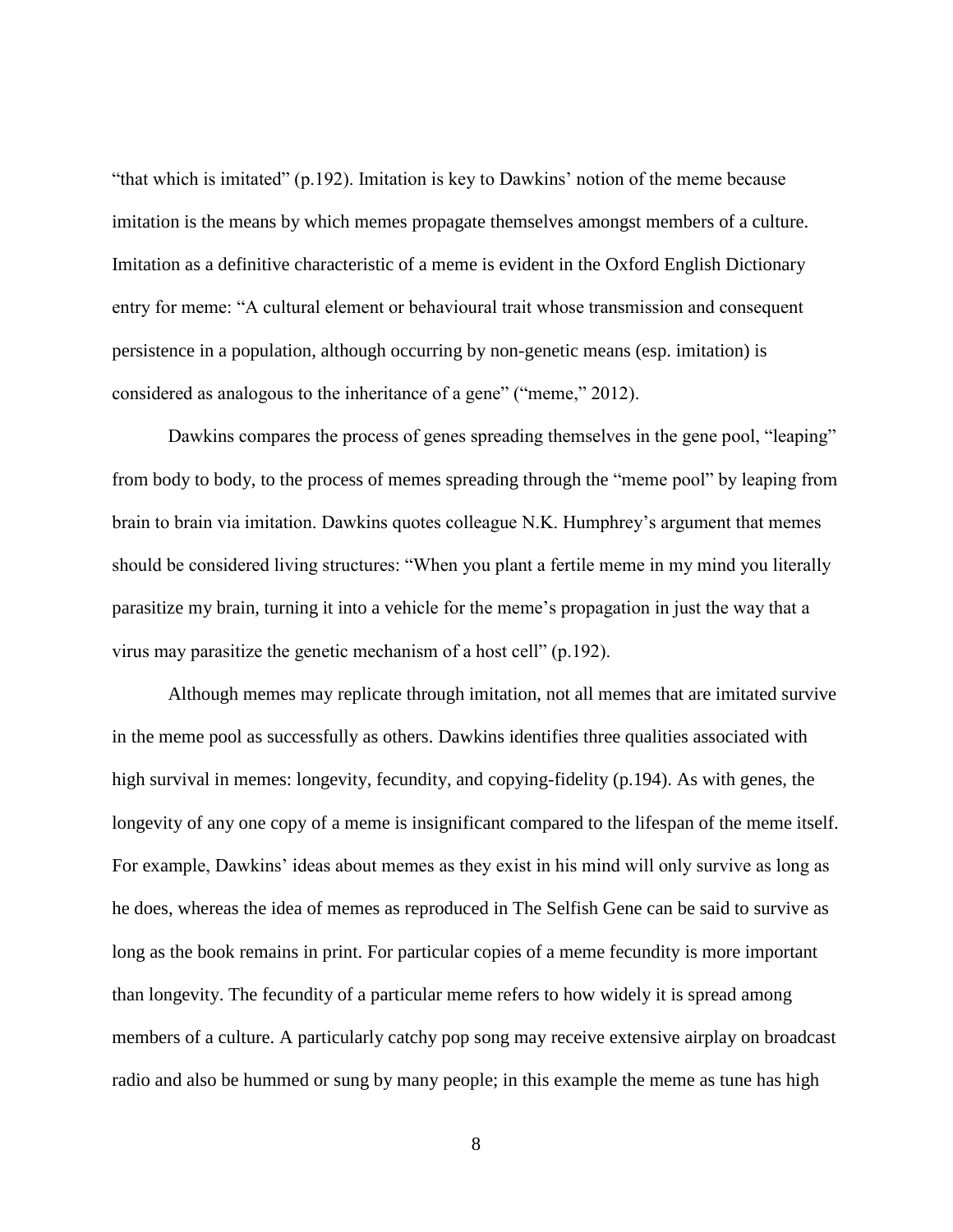"that which is imitated" (p.192). Imitation is key to Dawkins' notion of the meme because imitation is the means by which memes propagate themselves amongst members of a culture. Imitation as a definitive characteristic of a meme is evident in the Oxford English Dictionary entry for meme: "A cultural element or behavioural trait whose transmission and consequent persistence in a population, although occurring by non-genetic means (esp. imitation) is considered as analogous to the inheritance of a gene" ("meme," 2012).

Dawkins compares the process of genes spreading themselves in the gene pool, "leaping" from body to body, to the process of memes spreading through the "meme pool" by leaping from brain to brain via imitation. Dawkins quotes colleague N.K. Humphrey's argument that memes should be considered living structures: "When you plant a fertile meme in my mind you literally parasitize my brain, turning it into a vehicle for the meme's propagation in just the way that a virus may parasitize the genetic mechanism of a host cell" (p.192).

Although memes may replicate through imitation, not all memes that are imitated survive in the meme pool as successfully as others. Dawkins identifies three qualities associated with high survival in memes: longevity, fecundity, and copying-fidelity (p.194). As with genes, the longevity of any one copy of a meme is insignificant compared to the lifespan of the meme itself. For example, Dawkins' ideas about memes as they exist in his mind will only survive as long as he does, whereas the idea of memes as reproduced in The Selfish Gene can be said to survive as long as the book remains in print. For particular copies of a meme fecundity is more important than longevity. The fecundity of a particular meme refers to how widely it is spread among members of a culture. A particularly catchy pop song may receive extensive airplay on broadcast radio and also be hummed or sung by many people; in this example the meme as tune has high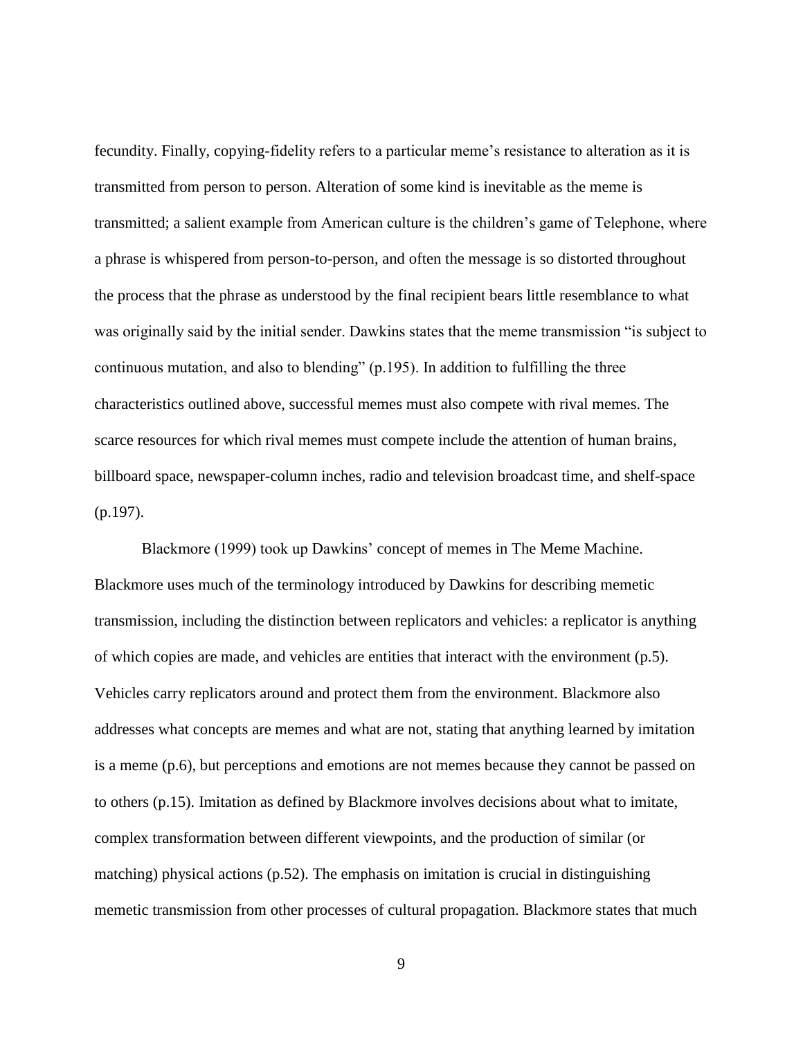fecundity. Finally, copying-fidelity refers to a particular meme's resistance to alteration as it is transmitted from person to person. Alteration of some kind is inevitable as the meme is transmitted; a salient example from American culture is the children's game of Telephone, where a phrase is whispered from person-to-person, and often the message is so distorted throughout the process that the phrase as understood by the final recipient bears little resemblance to what was originally said by the initial sender. Dawkins states that the meme transmission "is subject to continuous mutation, and also to blending" (p.195). In addition to fulfilling the three characteristics outlined above, successful memes must also compete with rival memes. The scarce resources for which rival memes must compete include the attention of human brains, billboard space, newspaper-column inches, radio and television broadcast time, and shelf-space (p.197).

Blackmore (1999) took up Dawkins' concept of memes in The Meme Machine. Blackmore uses much of the terminology introduced by Dawkins for describing memetic transmission, including the distinction between replicators and vehicles: a replicator is anything of which copies are made, and vehicles are entities that interact with the environment (p.5). Vehicles carry replicators around and protect them from the environment. Blackmore also addresses what concepts are memes and what are not, stating that anything learned by imitation is a meme (p.6), but perceptions and emotions are not memes because they cannot be passed on to others (p.15). Imitation as defined by Blackmore involves decisions about what to imitate, complex transformation between different viewpoints, and the production of similar (or matching) physical actions (p.52). The emphasis on imitation is crucial in distinguishing memetic transmission from other processes of cultural propagation. Blackmore states that much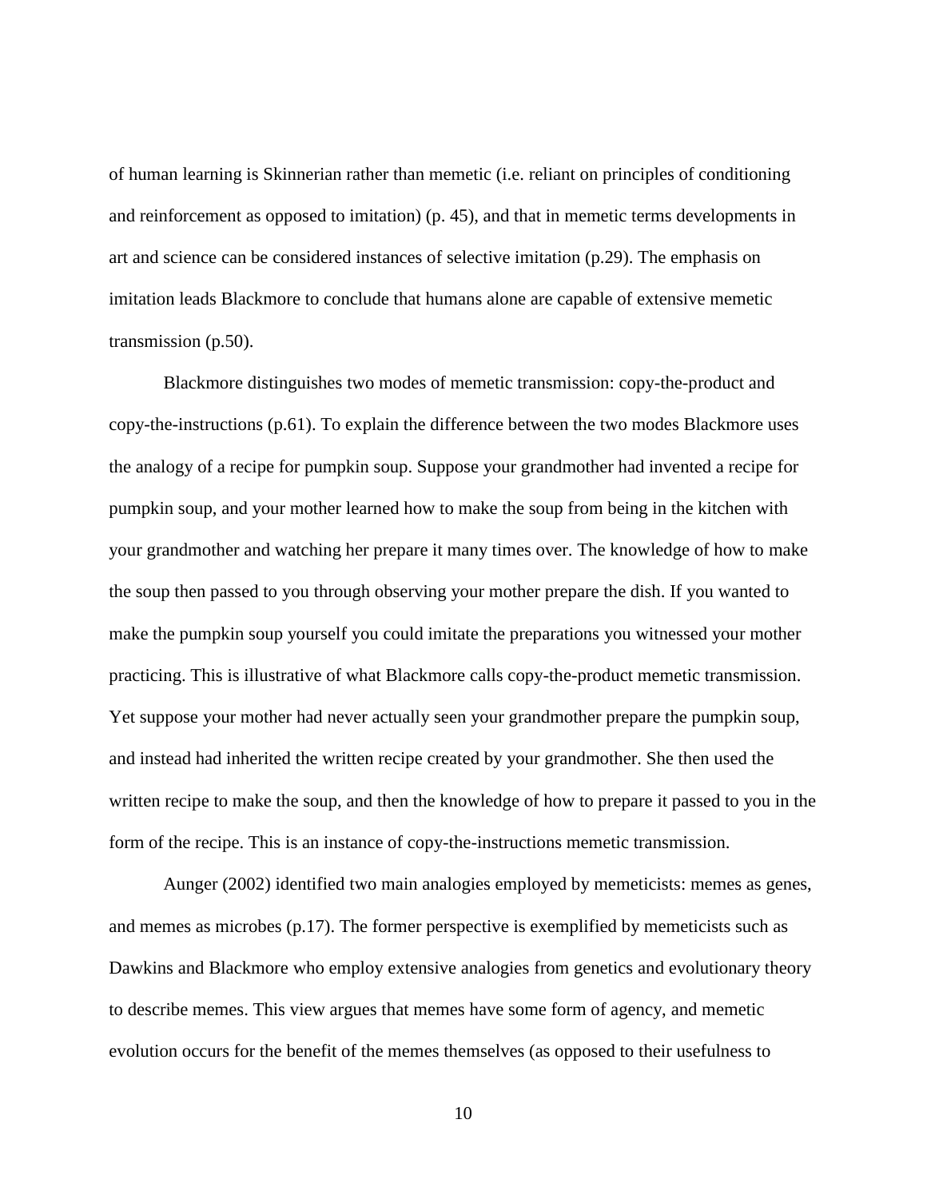of human learning is Skinnerian rather than memetic (i.e. reliant on principles of conditioning and reinforcement as opposed to imitation) (p. 45), and that in memetic terms developments in art and science can be considered instances of selective imitation (p.29). The emphasis on imitation leads Blackmore to conclude that humans alone are capable of extensive memetic transmission (p.50).

Blackmore distinguishes two modes of memetic transmission: copy-the-product and copy-the-instructions (p.61). To explain the difference between the two modes Blackmore uses the analogy of a recipe for pumpkin soup. Suppose your grandmother had invented a recipe for pumpkin soup, and your mother learned how to make the soup from being in the kitchen with your grandmother and watching her prepare it many times over. The knowledge of how to make the soup then passed to you through observing your mother prepare the dish. If you wanted to make the pumpkin soup yourself you could imitate the preparations you witnessed your mother practicing. This is illustrative of what Blackmore calls copy-the-product memetic transmission. Yet suppose your mother had never actually seen your grandmother prepare the pumpkin soup, and instead had inherited the written recipe created by your grandmother. She then used the written recipe to make the soup, and then the knowledge of how to prepare it passed to you in the form of the recipe. This is an instance of copy-the-instructions memetic transmission.

Aunger (2002) identified two main analogies employed by memeticists: memes as genes, and memes as microbes (p.17). The former perspective is exemplified by memeticists such as Dawkins and Blackmore who employ extensive analogies from genetics and evolutionary theory to describe memes. This view argues that memes have some form of agency, and memetic evolution occurs for the benefit of the memes themselves (as opposed to their usefulness to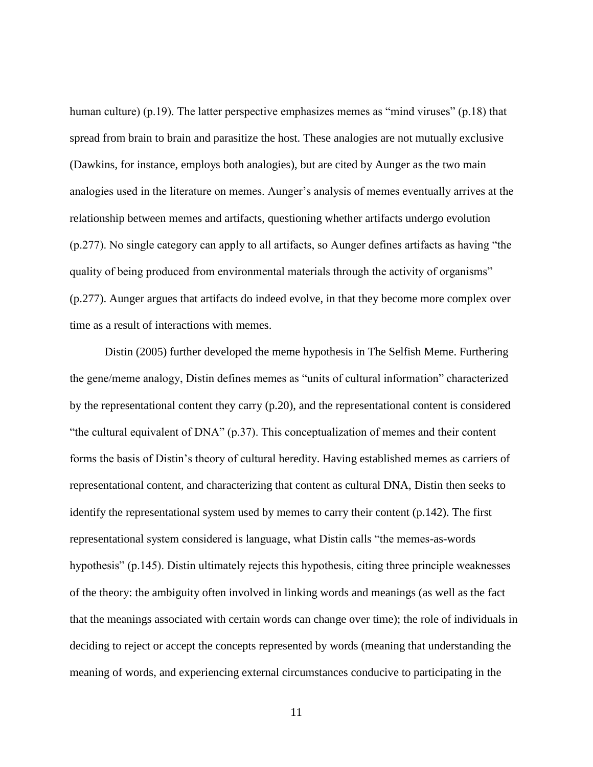human culture) (p.19). The latter perspective emphasizes memes as “mind viruses” (p.18) that spread from brain to brain and parasitize the host. These analogies are not mutually exclusive (Dawkins, for instance, employs both analogies), but are cited by Aunger as the two main analogies used in the literature on memes. Aunger’s analysis of memes eventually arrives at the relationship between memes and artifacts, questioning whether artifacts undergo evolution (p.277). No single category can apply to all artifacts, so Aunger defines artifacts as having “the quality of being produced from environmental materials through the activity of organisms” (p.277). Aunger argues that artifacts do indeed evolve, in that they become more complex over time as a result of interactions with memes.

Distin (2005) further developed the meme hypothesis in The Selfish Meme. Furthering the gene/meme analogy, Distin defines memes as “units of cultural information” characterized by the representational content they carry (p.20), and the representational content is considered “the cultural equivalent of DNA” (p.37). This conceptualization of memes and their content forms the basis of Distin’s theory of cultural heredity. Having established memes as carriers of representational content, and characterizing that content as cultural DNA, Distin then seeks to identify the representational system used by memes to carry their content (p.142). The first representational system considered is language, what Distin calls “the memes-as-words hypothesis” (p.145). Distin ultimately rejects this hypothesis, citing three principle weaknesses of the theory: the ambiguity often involved in linking words and meanings (as well as the fact that the meanings associated with certain words can change over time); the role of individuals in deciding to reject or accept the concepts represented by words (meaning that understanding the meaning of words, and experiencing external circumstances conducive to participating in the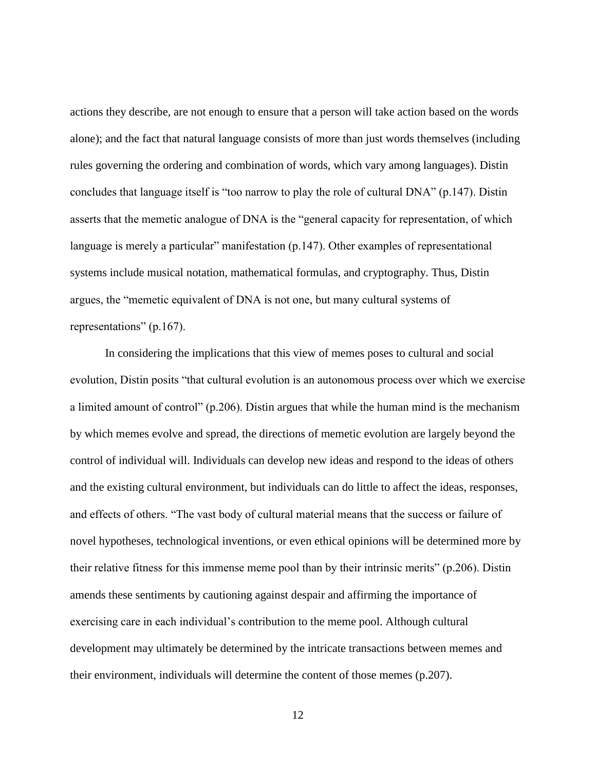actions they describe, are not enough to ensure that a person will take action based on the words alone); and the fact that natural language consists of more than just words themselves (including rules governing the ordering and combination of words, which vary among languages). Distin concludes that language itself is "too narrow to play the role of cultural DNA" (p.147). Distin asserts that the memetic analogue of DNA is the "general capacity for representation, of which language is merely a particular" manifestation (p.147). Other examples of representational systems include musical notation, mathematical formulas, and cryptography. Thus, Distin argues, the "memetic equivalent of DNA is not one, but many cultural systems of representations" (p.167).

In considering the implications that this view of memes poses to cultural and social evolution, Distin posits "that cultural evolution is an autonomous process over which we exercise a limited amount of control" (p.206). Distin argues that while the human mind is the mechanism by which memes evolve and spread, the directions of memetic evolution are largely beyond the control of individual will. Individuals can develop new ideas and respond to the ideas of others and the existing cultural environment, but individuals can do little to affect the ideas, responses, and effects of others. "The vast body of cultural material means that the success or failure of novel hypotheses, technological inventions, or even ethical opinions will be determined more by their relative fitness for this immense meme pool than by their intrinsic merits" (p.206). Distin amends these sentiments by cautioning against despair and affirming the importance of exercising care in each individual's contribution to the meme pool. Although cultural development may ultimately be determined by the intricate transactions between memes and their environment, individuals will determine the content of those memes (p.207).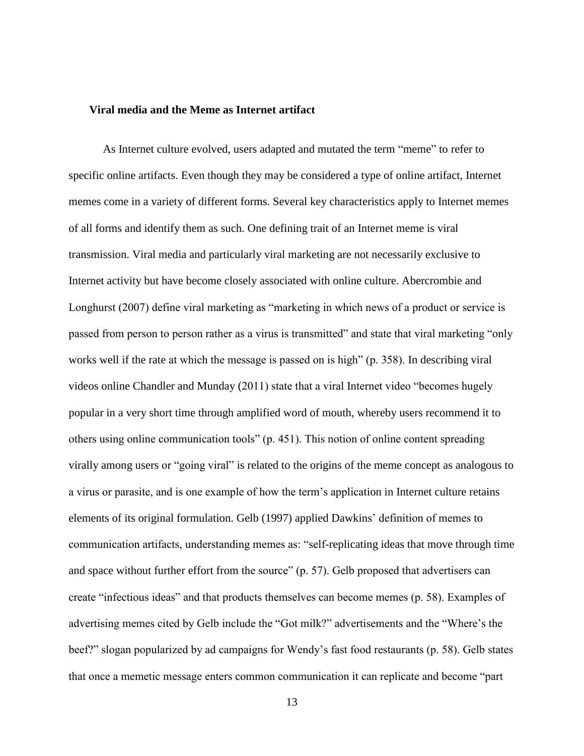### Viral media and the Meme as Internet artifact

As Internet culture evolved, users adapted and mutated the term "meme" to refer to specific online artifacts. Even though they may be considered a type of online artifact, Internet memes come in a variety of different forms. Several key characteristics apply to Internet memes of all forms and identify them as such. One defining trait of an Internet meme is viral transmission. Viral media and particularly viral marketing are not necessarily exclusive to Internet activity but have become closely associated with online culture. Abercrombie and Longhurst (2007) define viral marketing as "marketing in which news of a product or service is passed from person to person rather as a virus is transmitted" and state that viral marketing "only works well if the rate at which the message is passed on is high" (p. 358). In describing viral videos online Chandler and Munday (2011) state that a viral Internet video "becomes hugely popular in a very short time through amplified word of mouth, whereby users recommend it to others using online communication tools" (p. 451). This notion of online content spreading virally among users or "going viral" is related to the origins of the meme concept as analogous to a virus or parasite, and is one example of how the term's application in Internet culture retains elements of its original formulation. Gelb (1997) applied Dawkins' definition of memes to communication artifacts, understanding memes as: "self-replicating ideas that move through time and space without further effort from the source" (p. 57). Gelb proposed that advertisers can create "infectious ideas" and that products themselves can become memes (p. 58). Examples of advertising memes cited by Gelb include the "Got milk?" advertisements and the "Where's the beef?" slogan popularized by ad campaigns for Wendy's fast food restaurants (p. 58). Gelb states that once a memetic message enters common communication it can replicate and become "part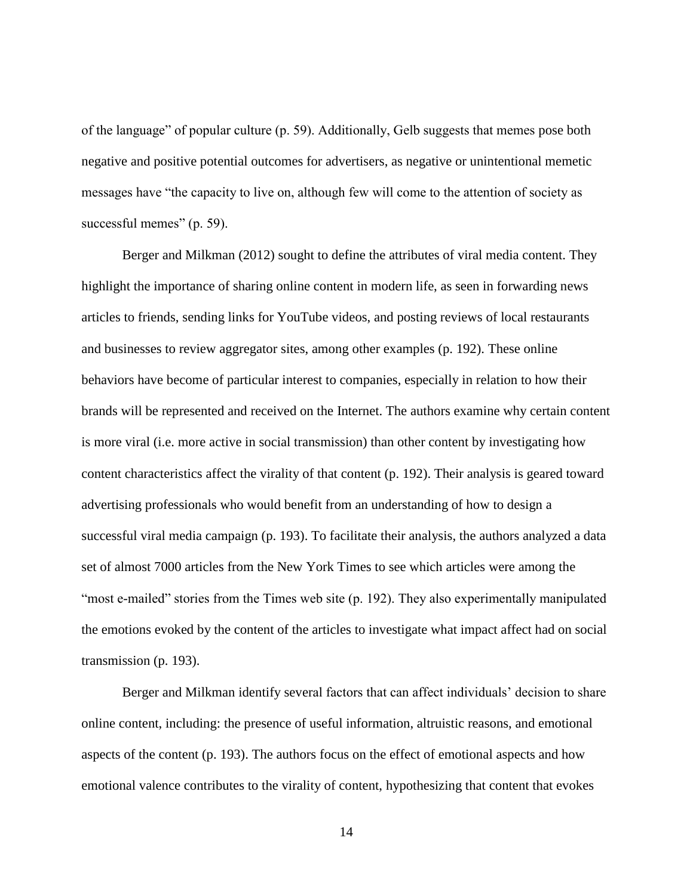of the language" of popular culture (p. 59). Additionally, Gelb suggests that memes pose both negative and positive potential outcomes for advertisers, as negative or unintentional memetic messages have "the capacity to live on, although few will come to the attention of society as successful memes" (p. 59).

Berger and Milkman (2012) sought to define the attributes of viral media content. They highlight the importance of sharing online content in modern life, as seen in forwarding news articles to friends, sending links for YouTube videos, and posting reviews of local restaurants and businesses to review aggregator sites, among other examples (p. 192). These online behaviors have become of particular interest to companies, especially in relation to how their brands will be represented and received on the Internet. The authors examine why certain content is more viral (i.e. more active in social transmission) than other content by investigating how content characteristics affect the virality of that content (p. 192). Their analysis is geared toward advertising professionals who would benefit from an understanding of how to design a successful viral media campaign (p. 193). To facilitate their analysis, the authors analyzed a data set of almost 7000 articles from the New York Times to see which articles were among the "most e-mailed" stories from the Times web site (p. 192). They also experimentally manipulated the emotions evoked by the content of the articles to investigate what impact affect had on social transmission (p. 193).

Berger and Milkman identify several factors that can affect individuals' decision to share online content, including: the presence of useful information, altruistic reasons, and emotional aspects of the content (p. 193). The authors focus on the effect of emotional aspects and how emotional valence contributes to the virality of content, hypothesizing that content that evokes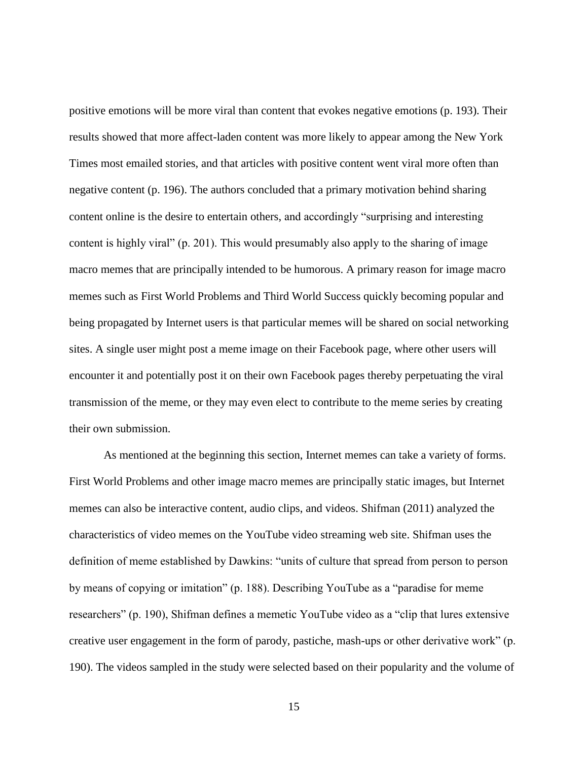positive emotions will be more viral than content that evokes negative emotions (p. 193). Their results showed that more affect-laden content was more likely to appear among the New York Times most emailed stories, and that articles with positive content went viral more often than negative content (p. 196). The authors concluded that a primary motivation behind sharing content online is the desire to entertain others, and accordingly "surprising and interesting content is highly viral" (p. 201). This would presumably also apply to the sharing of image macro memes that are principally intended to be humorous. A primary reason for image macro memes such as First World Problems and Third World Success quickly becoming popular and being propagated by Internet users is that particular memes will be shared on social networking sites. A single user might post a meme image on their Facebook page, where other users will encounter it and potentially post it on their own Facebook pages thereby perpetuating the viral transmission of the meme, or they may even elect to contribute to the meme series by creating their own submission.

As mentioned at the beginning this section, Internet memes can take a variety of forms. First World Problems and other image macro memes are principally static images, but Internet memes can also be interactive content, audio clips, and videos. Shifman (2011) analyzed the characteristics of video memes on the YouTube video streaming web site. Shifman uses the definition of meme established by Dawkins: "units of culture that spread from person to person by means of copying or imitation" (p. 188). Describing YouTube as a "paradise for meme researchers" (p. 190), Shifman defines a memetic YouTube video as a "clip that lures extensive creative user engagement in the form of parody, pastiche, mash-ups or other derivative work" (p. 190). The videos sampled in the study were selected based on their popularity and the volume of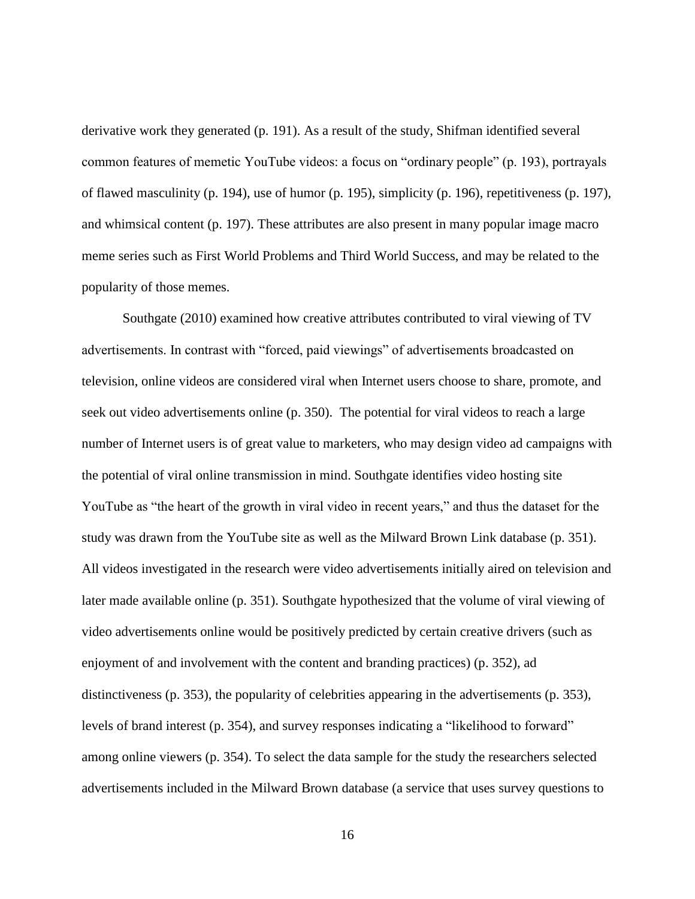derivative work they generated (p. 191). As a result of the study, Shifman identified several common features of memetic YouTube videos: a focus on "ordinary people" (p. 193), portrayals of flawed masculinity (p. 194), use of humor (p. 195), simplicity (p. 196), repetitiveness (p. 197), and whimsical content (p. 197). These attributes are also present in many popular image macro meme series such as First World Problems and Third World Success, and may be related to the popularity of those memes.

Southgate (2010) examined how creative attributes contributed to viral viewing of TV advertisements. In contrast with "forced, paid viewings" of advertisements broadcasted on television, online videos are considered viral when Internet users choose to share, promote, and seek out video advertisements online (p. 350). The potential for viral videos to reach a large number of Internet users is of great value to marketers, who may design video ad campaigns with the potential of viral online transmission in mind. Southgate identifies video hosting site YouTube as "the heart of the growth in viral video in recent years," and thus the dataset for the study was drawn from the YouTube site as well as the Milward Brown Link database (p. 351). All videos investigated in the research were video advertisements initially aired on television and later made available online (p. 351). Southgate hypothesized that the volume of viral viewing of video advertisements online would be positively predicted by certain creative drivers (such as enjoyment of and involvement with the content and branding practices) (p. 352), ad distinctiveness (p. 353), the popularity of celebrities appearing in the advertisements (p. 353), levels of brand interest (p. 354), and survey responses indicating a "likelihood to forward" among online viewers (p. 354). To select the data sample for the study the researchers selected advertisements included in the Milward Brown database (a service that uses survey questions to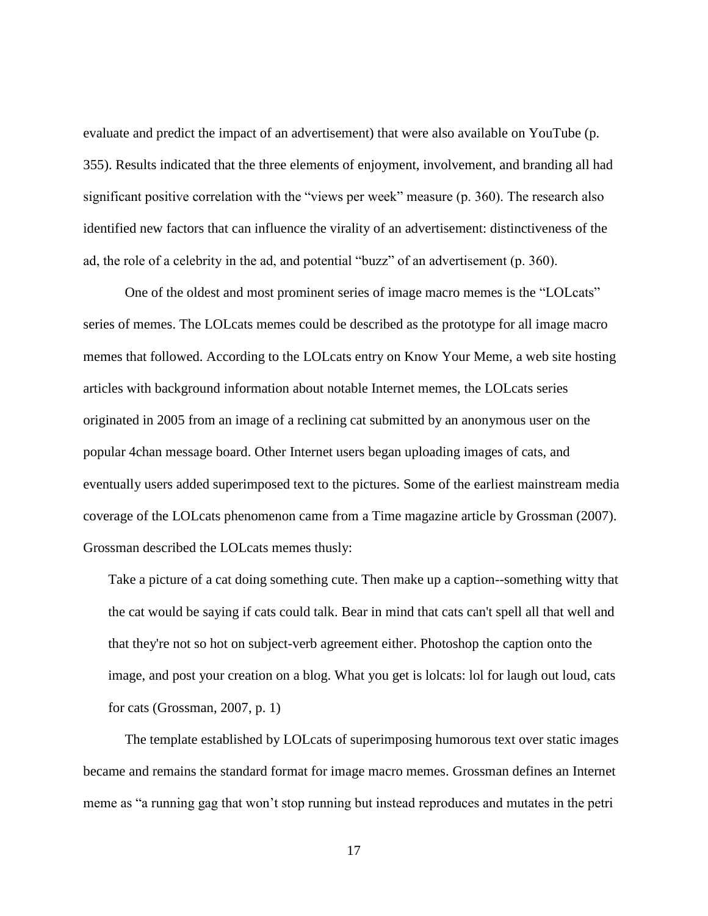evaluate and predict the impact of an advertisement) that were also available on YouTube (p. 355). Results indicated that the three elements of enjoyment, involvement, and branding all had significant positive correlation with the "views per week" measure (p. 360). The research also identified new factors that can influence the virality of an advertisement: distinctiveness of the ad, the role of a celebrity in the ad, and potential "buzz" of an advertisement (p. 360).

One of the oldest and most prominent series of image macro memes is the "LOLcats" series of memes. The LOLcats memes could be described as the prototype for all image macro memes that followed. According to the LOLcats entry on Know Your Meme, a web site hosting articles with background information about notable Internet memes, the LOLcats series originated in 2005 from an image of a reclining cat submitted by an anonymous user on the popular 4chan message board. Other Internet users began uploading images of cats, and eventually users added superimposed text to the pictures. Some of the earliest mainstream media coverage of the LOLcats phenomenon came from a Time magazine article by Grossman (2007). Grossman described the LOLcats memes thusly:

> Take a picture of a cat doing something cute. Then make up a caption--something witty that the cat would be saying if cats could talk. Bear in mind that cats can't spell all that well and that they're not so hot on subject-verb agreement either. Photoshop the caption onto the image, and post your creation on a blog. What you get is lolcats: lol for laugh out loud, cats for cats (Grossman, 2007, p. 1)

The template established by LOLcats of superimposing humorous text over static images became and remains the standard format for image macro memes. Grossman defines an Internet meme as "a running gag that won't stop running but instead reproduces and mutates in the petri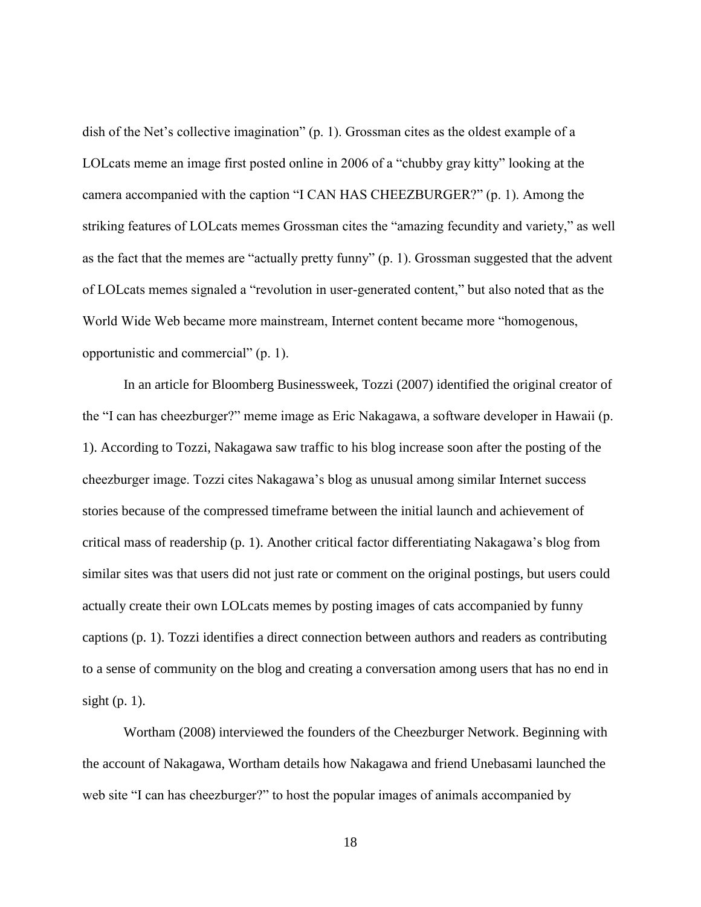dish of the Net's collective imagination" (p. 1). Grossman cites as the oldest example of a LOLcats meme an image first posted online in 2006 of a "chubby gray kitty" looking at the camera accompanied with the caption "I CAN HAS CHEEZBURGER?" (p. 1). Among the striking features of LOLcats memes Grossman cites the "amazing fecundity and variety," as well as the fact that the memes are "actually pretty funny" (p. 1). Grossman suggested that the advent of LOLcats memes signaled a "revolution in user-generated content," but also noted that as the World Wide Web became more mainstream, Internet content became more "homogenous, opportunistic and commercial" (p. 1).

In an article for Bloomberg Businessweek, Tozzi (2007) identified the original creator of the "I can has cheezburger?" meme image as Eric Nakagawa, a software developer in Hawaii (p. 1). According to Tozzi, Nakagawa saw traffic to his blog increase soon after the posting of the cheezburger image. Tozzi cites Nakagawa's blog as unusual among similar Internet success stories because of the compressed timeframe between the initial launch and achievement of critical mass of readership (p. 1). Another critical factor differentiating Nakagawa's blog from similar sites was that users did not just rate or comment on the original postings, but users could actually create their own LOLcats memes by posting images of cats accompanied by funny captions (p. 1). Tozzi identifies a direct connection between authors and readers as contributing to a sense of community on the blog and creating a conversation among users that has no end in sight (p. 1).

Wortham (2008) interviewed the founders of the Cheezburger Network. Beginning with the account of Nakagawa, Wortham details how Nakagawa and friend Unebasami launched the web site "I can has cheezburger?" to host the popular images of animals accompanied by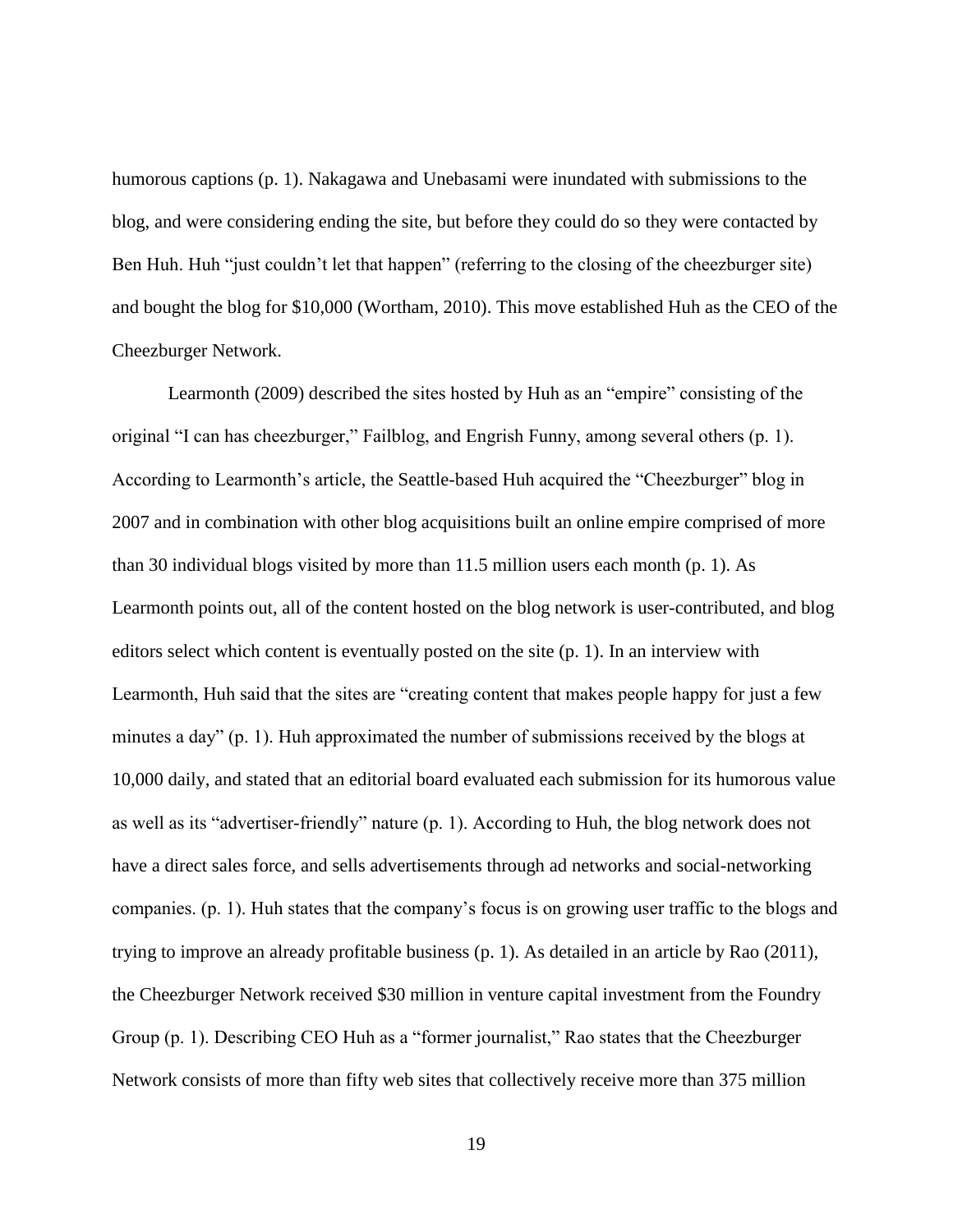humorous captions (p. 1). Nakagawa and Unebasami were inundated with submissions to the blog, and were considering ending the site, but before they could do so they were contacted by Ben Huh. Huh "just couldn't let that happen" (referring to the closing of the cheezburger site) and bought the blog for $10,000 (Wortham, 2010). This move established Huh as the CEO of the Cheezburger Network.

Learmonth (2009) described the sites hosted by Huh as an "empire" consisting of the original "I can has cheezburger," Failblog, and Engrish Funny, among several others (p. 1). According to Learmonth's article, the Seattle-based Huh acquired the "Cheezburger" blog in 2007 and in combination with other blog acquisitions built an online empire comprised of more than 30 individual blogs visited by more than 11.5 million users each month (p. 1). As Learmonth points out, all of the content hosted on the blog network is user-contributed, and blog editors select which content is eventually posted on the site (p. 1). In an interview with Learmonth, Huh said that the sites are "creating content that makes people happy for just a few minutes a day" (p. 1). Huh approximated the number of submissions received by the blogs at 10,000 daily, and stated that an editorial board evaluated each submission for its humorous value as well as its "advertiser-friendly" nature (p. 1). According to Huh, the blog network does not have a direct sales force, and sells advertisements through ad networks and social-networking companies. (p. 1). Huh states that the company's focus is on growing user traffic to the blogs and trying to improve an already profitable business (p. 1). As detailed in an article by Rao (2011), the Cheezburger Network received $30 million in venture capital investment from the Foundry Group (p. 1). Describing CEO Huh as a "former journalist," Rao states that the Cheezburger Network consists of more than fifty web sites that collectively receive more than 375 million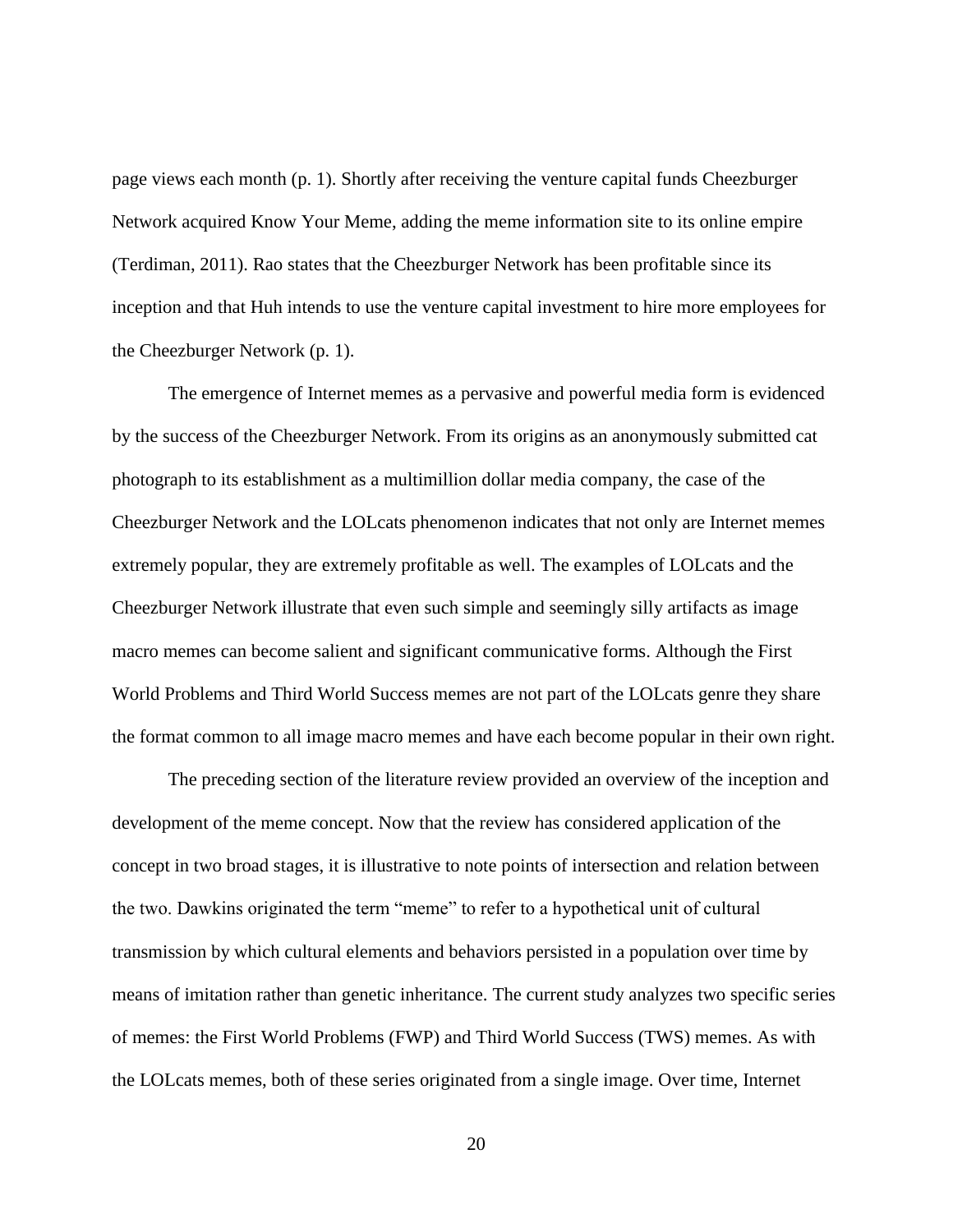page views each month (p. 1). Shortly after receiving the venture capital funds Cheezburger Network acquired Know Your Meme, adding the meme information site to its online empire (Terdiman, 2011). Rao states that the Cheezburger Network has been profitable since its inception and that Huh intends to use the venture capital investment to hire more employees for the Cheezburger Network (p. 1).

The emergence of Internet memes as a pervasive and powerful media form is evidenced by the success of the Cheezburger Network. From its origins as an anonymously submitted cat photograph to its establishment as a multimillion dollar media company, the case of the Cheezburger Network and the LOLcats phenomenon indicates that not only are Internet memes extremely popular, they are extremely profitable as well. The examples of LOLcats and the Cheezburger Network illustrate that even such simple and seemingly silly artifacts as image macro memes can become salient and significant communicative forms. Although the First World Problems and Third World Success memes are not part of the LOLcats genre they share the format common to all image macro memes and have each become popular in their own right.

The preceding section of the literature review provided an overview of the inception and development of the meme concept. Now that the review has considered application of the concept in two broad stages, it is illustrative to note points of intersection and relation between the two. Dawkins originated the term "meme" to refer to a hypothetical unit of cultural transmission by which cultural elements and behaviors persisted in a population over time by means of imitation rather than genetic inheritance. The current study analyzes two specific series of memes: the First World Problems (FWP) and Third World Success (TWS) memes. As with the LOLcats memes, both of these series originated from a single image. Over time, Internet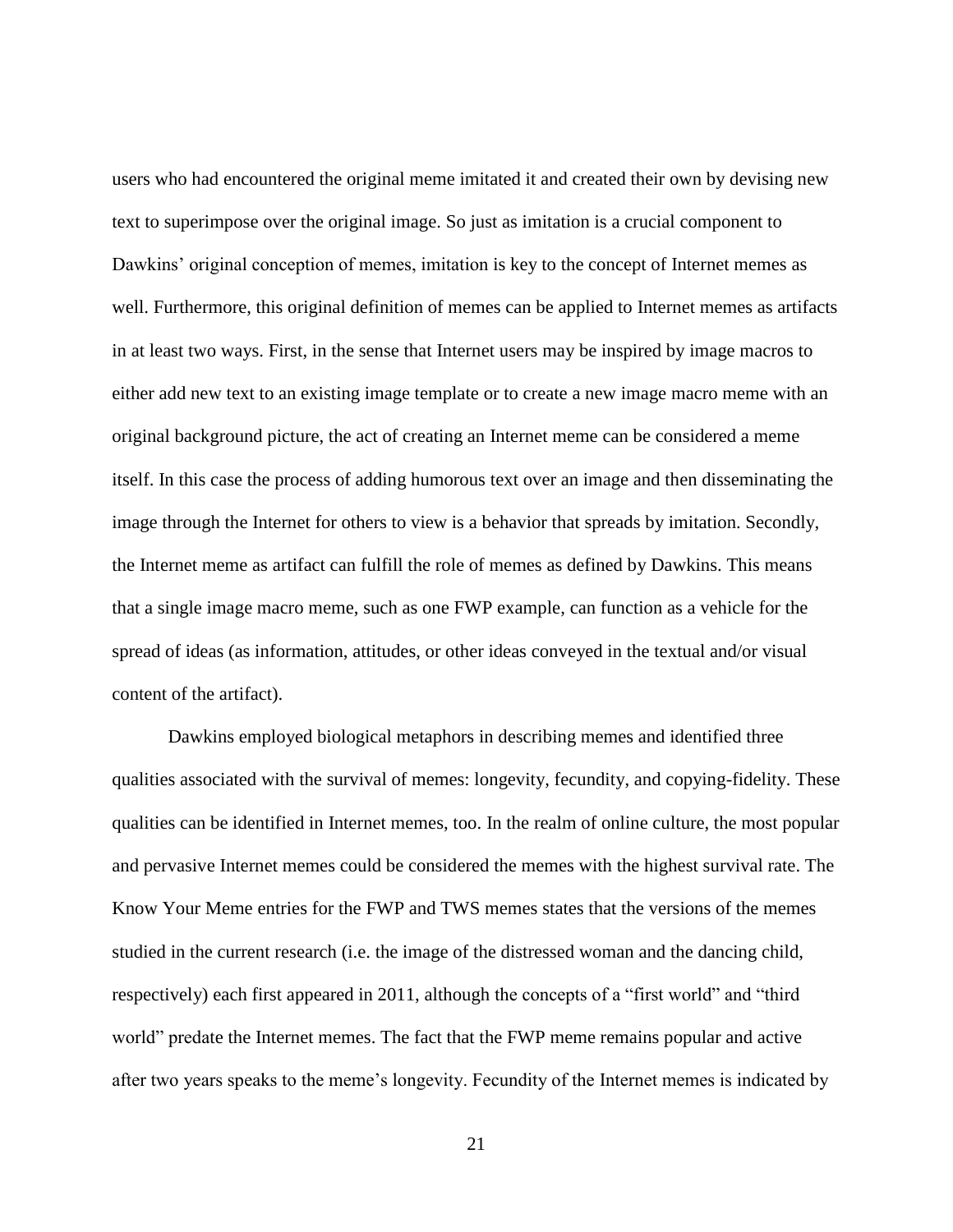users who had encountered the original meme imitated it and created their own by devising new text to superimpose over the original image. So just as imitation is a crucial component to Dawkins' original conception of memes, imitation is key to the concept of Internet memes as well. Furthermore, this original definition of memes can be applied to Internet memes as artifacts in at least two ways. First, in the sense that Internet users may be inspired by image macros to either add new text to an existing image template or to create a new image macro meme with an original background picture, the act of creating an Internet meme can be considered a meme itself. In this case the process of adding humorous text over an image and then disseminating the image through the Internet for others to view is a behavior that spreads by imitation. Secondly, the Internet meme as artifact can fulfill the role of memes as defined by Dawkins. This means that a single image macro meme, such as one FWP example, can function as a vehicle for the spread of ideas (as information, attitudes, or other ideas conveyed in the textual and/or visual content of the artifact).

Dawkins employed biological metaphors in describing memes and identified three qualities associated with the survival of memes: longevity, fecundity, and copying-fidelity. These qualities can be identified in Internet memes, too. In the realm of online culture, the most popular and pervasive Internet memes could be considered the memes with the highest survival rate. The Know Your Meme entries for the FWP and TWS memes states that the versions of the memes studied in the current research (i.e. the image of the distressed woman and the dancing child, respectively) each first appeared in 2011, although the concepts of a "first world" and "third world" predate the Internet memes. The fact that the FWP meme remains popular and active after two years speaks to the meme's longevity. Fecundity of the Internet memes is indicated by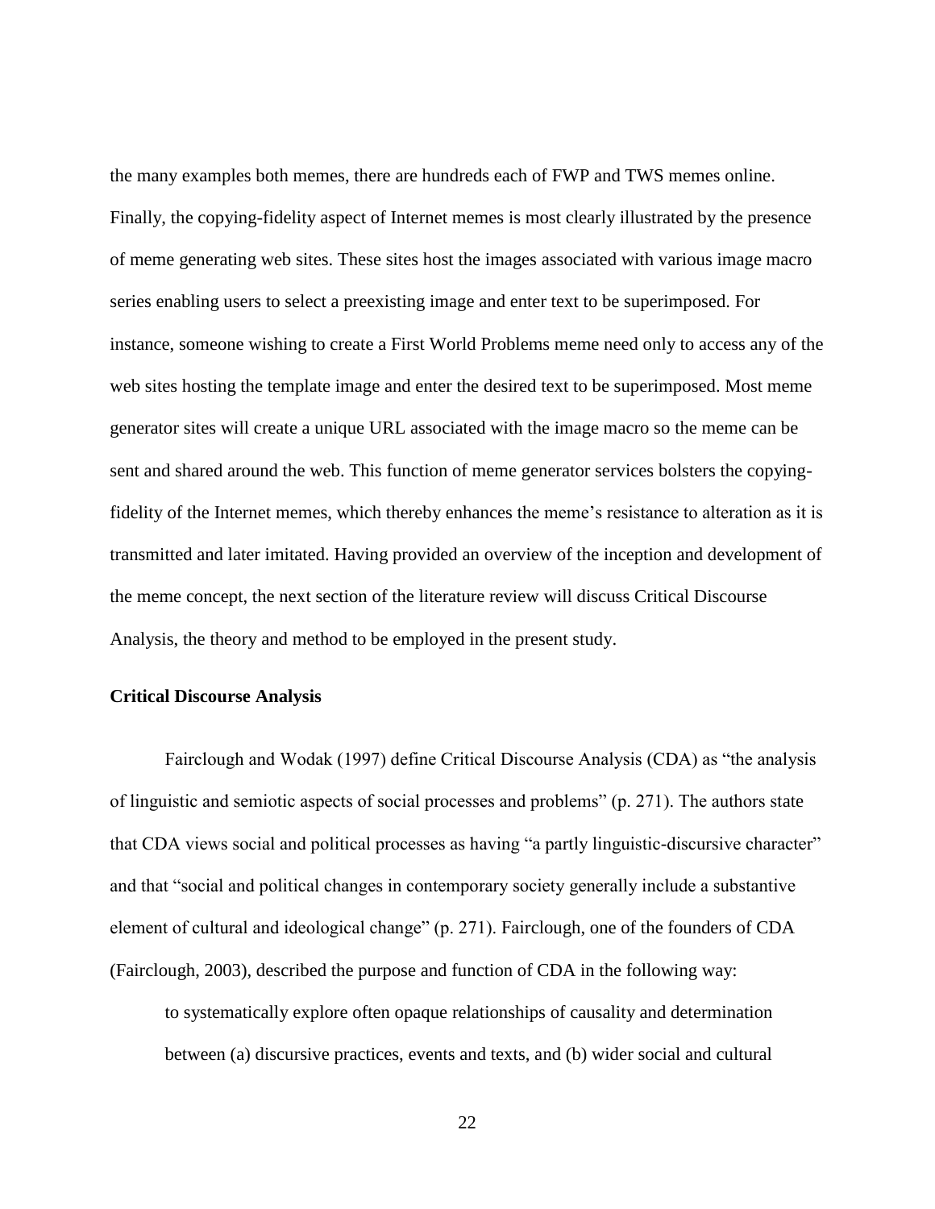the many examples both memes, there are hundreds each of FWP and TWS memes online. Finally, the copying-fidelity aspect of Internet memes is most clearly illustrated by the presence of meme generating web sites. These sites host the images associated with various image macro series enabling users to select a preexisting image and enter text to be superimposed. For instance, someone wishing to create a First World Problems meme need only to access any of the web sites hosting the template image and enter the desired text to be superimposed. Most meme generator sites will create a unique URL associated with the image macro so the meme can be sent and shared around the web. This function of meme generator services bolsters the copying-fidelity of the Internet memes, which thereby enhances the meme's resistance to alteration as it is transmitted and later imitated. Having provided an overview of the inception and development of the meme concept, the next section of the literature review will discuss Critical Discourse Analysis, the theory and method to be employed in the present study.

**Critical Discourse Analysis**

Fairclough and Wodak (1997) define Critical Discourse Analysis (CDA) as "the analysis of linguistic and semiotic aspects of social processes and problems" (p. 271). The authors state that CDA views social and political processes as having "a partly linguistic-discursive character" and that "social and political changes in contemporary society generally include a substantive element of cultural and ideological change" (p. 271). Fairclough, one of the founders of CDA (Fairclough, 2003), described the purpose and function of CDA in the following way:

> to systematically explore often opaque relationships of causality and determination between (a) discursive practices, events and texts, and (b) wider social and cultural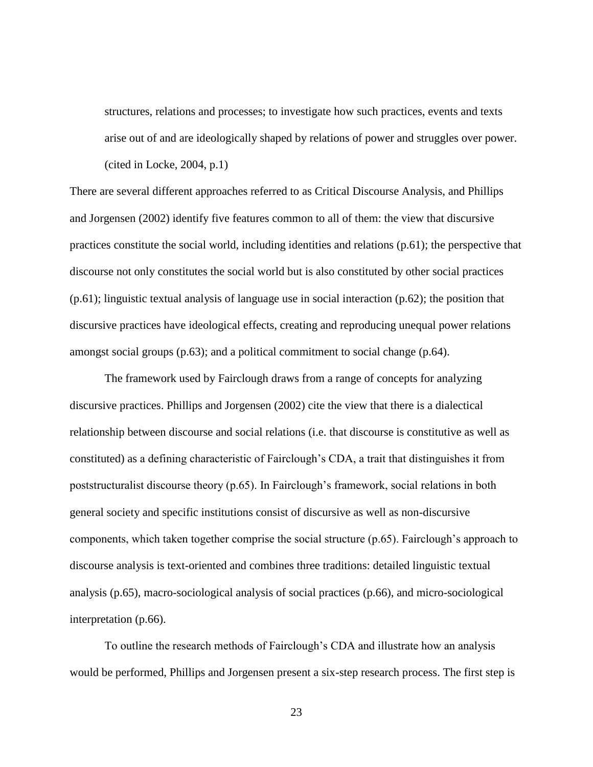> structures, relations and processes; to investigate how such practices, events and texts arise out of and are ideologically shaped by relations of power and struggles over power. (cited in Locke, 2004, p.1)

There are several different approaches referred to as Critical Discourse Analysis, and Phillips and Jorgensen (2002) identify five features common to all of them: the view that discursive practices constitute the social world, including identities and relations (p.61); the perspective that discourse not only constitutes the social world but is also constituted by other social practices (p.61); linguistic textual analysis of language use in social interaction (p.62); the position that discursive practices have ideological effects, creating and reproducing unequal power relations amongst social groups (p.63); and a political commitment to social change (p.64).

The framework used by Fairclough draws from a range of concepts for analyzing discursive practices. Phillips and Jorgensen (2002) cite the view that there is a dialectical relationship between discourse and social relations (i.e. that discourse is constitutive as well as constituted) as a defining characteristic of Fairclough's CDA, a trait that distinguishes it from poststructuralist discourse theory (p.65). In Fairclough's framework, social relations in both general society and specific institutions consist of discursive as well as non-discursive components, which taken together comprise the social structure (p.65). Fairclough's approach to discourse analysis is text-oriented and combines three traditions: detailed linguistic textual analysis (p.65), macro-sociological analysis of social practices (p.66), and micro-sociological interpretation (p.66).

To outline the research methods of Fairclough's CDA and illustrate how an analysis would be performed, Phillips and Jorgensen present a six-step research process. The first step is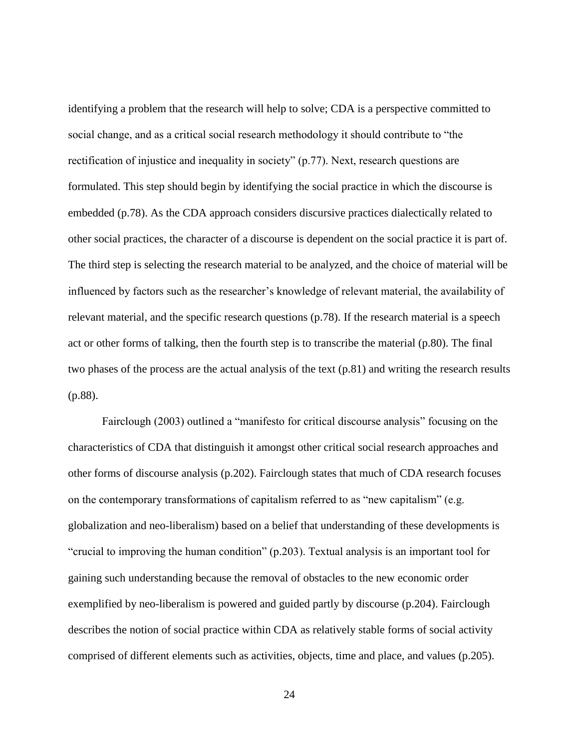identifying a problem that the research will help to solve; CDA is a perspective committed to social change, and as a critical social research methodology it should contribute to "the rectification of injustice and inequality in society" (p.77). Next, research questions are formulated. This step should begin by identifying the social practice in which the discourse is embedded (p.78). As the CDA approach considers discursive practices dialectically related to other social practices, the character of a discourse is dependent on the social practice it is part of. The third step is selecting the research material to be analyzed, and the choice of material will be influenced by factors such as the researcher's knowledge of relevant material, the availability of relevant material, and the specific research questions (p.78). If the research material is a speech act or other forms of talking, then the fourth step is to transcribe the material (p.80). The final two phases of the process are the actual analysis of the text (p.81) and writing the research results (p.88).

Fairclough (2003) outlined a "manifesto for critical discourse analysis" focusing on the characteristics of CDA that distinguish it amongst other critical social research approaches and other forms of discourse analysis (p.202). Fairclough states that much of CDA research focuses on the contemporary transformations of capitalism referred to as "new capitalism" (e.g. globalization and neo-liberalism) based on a belief that understanding of these developments is "crucial to improving the human condition" (p.203). Textual analysis is an important tool for gaining such understanding because the removal of obstacles to the new economic order exemplified by neo-liberalism is powered and guided partly by discourse (p.204). Fairclough describes the notion of social practice within CDA as relatively stable forms of social activity comprised of different elements such as activities, objects, time and place, and values (p.205).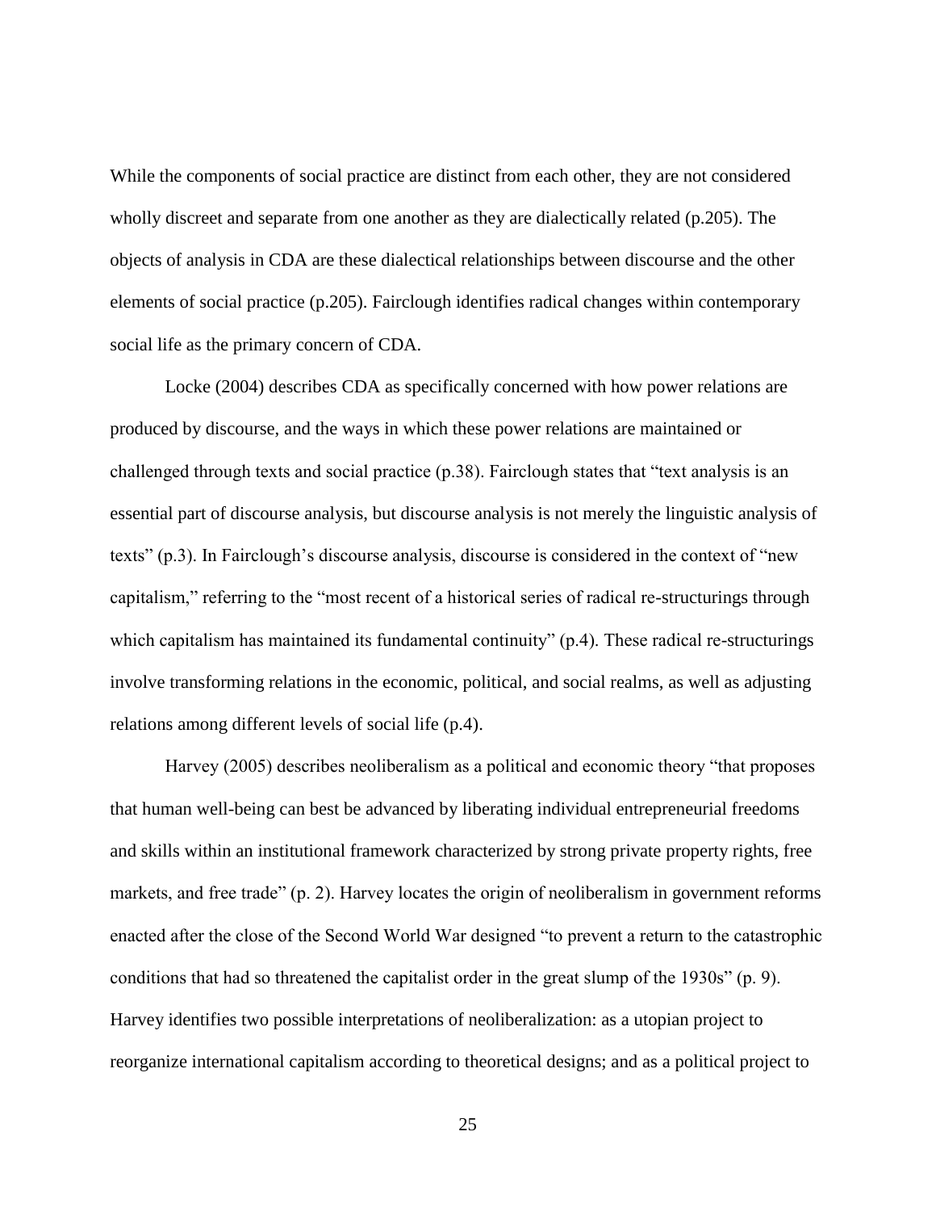While the components of social practice are distinct from each other, they are not considered wholly discreet and separate from one another as they are dialectically related (p.205). The objects of analysis in CDA are these dialectical relationships between discourse and the other elements of social practice (p.205). Fairclough identifies radical changes within contemporary social life as the primary concern of CDA.

Locke (2004) describes CDA as specifically concerned with how power relations are produced by discourse, and the ways in which these power relations are maintained or challenged through texts and social practice (p.38). Fairclough states that "text analysis is an essential part of discourse analysis, but discourse analysis is not merely the linguistic analysis of texts" (p.3). In Fairclough's discourse analysis, discourse is considered in the context of "new capitalism," referring to the "most recent of a historical series of radical re-structurings through which capitalism has maintained its fundamental continuity" (p.4). These radical re-structurings involve transforming relations in the economic, political, and social realms, as well as adjusting relations among different levels of social life (p.4).

Harvey (2005) describes neoliberalism as a political and economic theory "that proposes that human well-being can best be advanced by liberating individual entrepreneurial freedoms and skills within an institutional framework characterized by strong private property rights, free markets, and free trade" (p. 2). Harvey locates the origin of neoliberalism in government reforms enacted after the close of the Second World War designed "to prevent a return to the catastrophic conditions that had so threatened the capitalist order in the great slump of the 1930s" (p. 9). Harvey identifies two possible interpretations of neoliberalization: as a utopian project to reorganize international capitalism according to theoretical designs; and as a political project to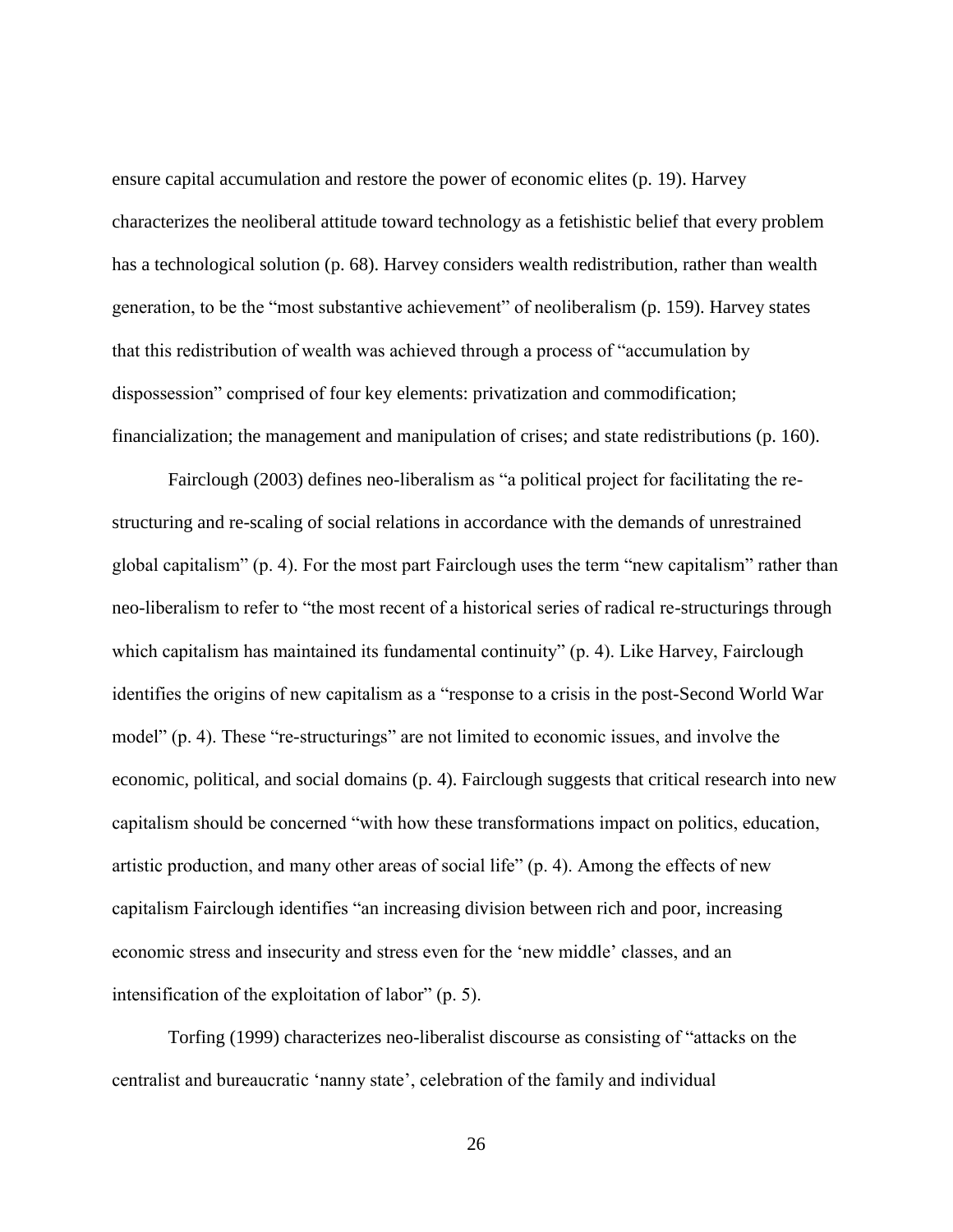ensure capital accumulation and restore the power of economic elites (p. 19). Harvey characterizes the neoliberal attitude toward technology as a fetishistic belief that every problem has a technological solution (p. 68). Harvey considers wealth redistribution, rather than wealth generation, to be the "most substantive achievement" of neoliberalism (p. 159). Harvey states that this redistribution of wealth was achieved through a process of "accumulation by dispossession" comprised of four key elements: privatization and commodification; financialization; the management and manipulation of crises; and state redistributions (p. 160).

Fairclough (2003) defines neo-liberalism as "a political project for facilitating the re-structuring and re-scaling of social relations in accordance with the demands of unrestrained global capitalism" (p. 4). For the most part Fairclough uses the term "new capitalism" rather than neo-liberalism to refer to "the most recent of a historical series of radical re-structurings through which capitalism has maintained its fundamental continuity" (p. 4). Like Harvey, Fairclough identifies the origins of new capitalism as a "response to a crisis in the post-Second World War model" (p. 4). These "re-structurings" are not limited to economic issues, and involve the economic, political, and social domains (p. 4). Fairclough suggests that critical research into new capitalism should be concerned "with how these transformations impact on politics, education, artistic production, and many other areas of social life" (p. 4). Among the effects of new capitalism Fairclough identifies "an increasing division between rich and poor, increasing economic stress and insecurity and stress even for the 'new middle' classes, and an intensification of the exploitation of labor" (p. 5).

Torfing (1999) characterizes neo-liberalist discourse as consisting of "attacks on the centralist and bureaucratic 'nanny state', celebration of the family and individual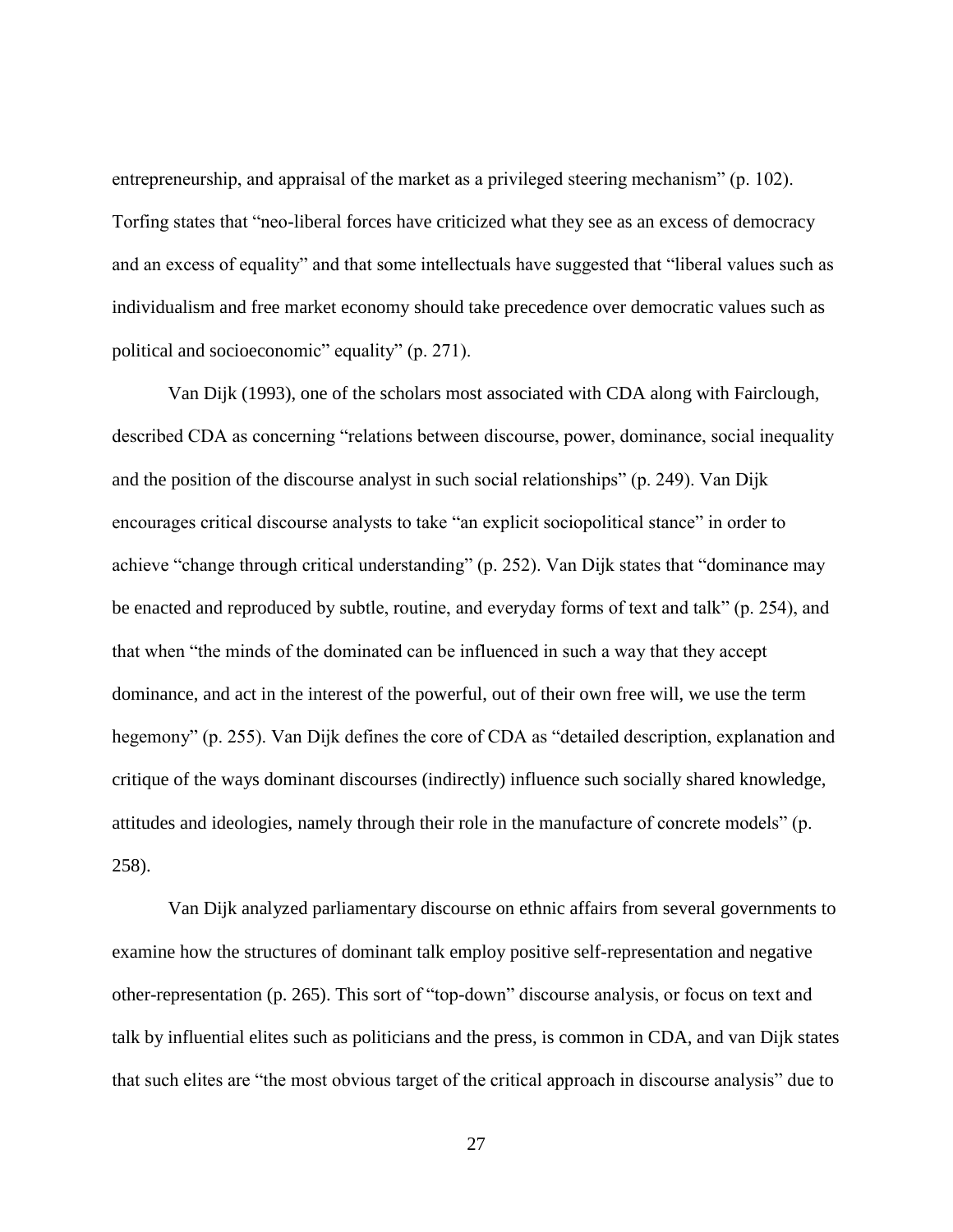entrepreneurship, and appraisal of the market as a privileged steering mechanism" (p. 102). Torfing states that "neo-liberal forces have criticized what they see as an excess of democracy and an excess of equality" and that some intellectuals have suggested that "liberal values such as individualism and free market economy should take precedence over democratic values such as political and socioeconomic" equality" (p. 271).

Van Dijk (1993), one of the scholars most associated with CDA along with Fairclough, described CDA as concerning "relations between discourse, power, dominance, social inequality and the position of the discourse analyst in such social relationships" (p. 249). Van Dijk encourages critical discourse analysts to take "an explicit sociopolitical stance" in order to achieve "change through critical understanding" (p. 252). Van Dijk states that "dominance may be enacted and reproduced by subtle, routine, and everyday forms of text and talk" (p. 254), and that when "the minds of the dominated can be influenced in such a way that they accept dominance, and act in the interest of the powerful, out of their own free will, we use the term hegemony" (p. 255). Van Dijk defines the core of CDA as "detailed description, explanation and critique of the ways dominant discourses (indirectly) influence such socially shared knowledge, attitudes and ideologies, namely through their role in the manufacture of concrete models" (p. 258).

Van Dijk analyzed parliamentary discourse on ethnic affairs from several governments to examine how the structures of dominant talk employ positive self-representation and negative other-representation (p. 265). This sort of "top-down" discourse analysis, or focus on text and talk by influential elites such as politicians and the press, is common in CDA, and van Dijk states that such elites are "the most obvious target of the critical approach in discourse analysis" due to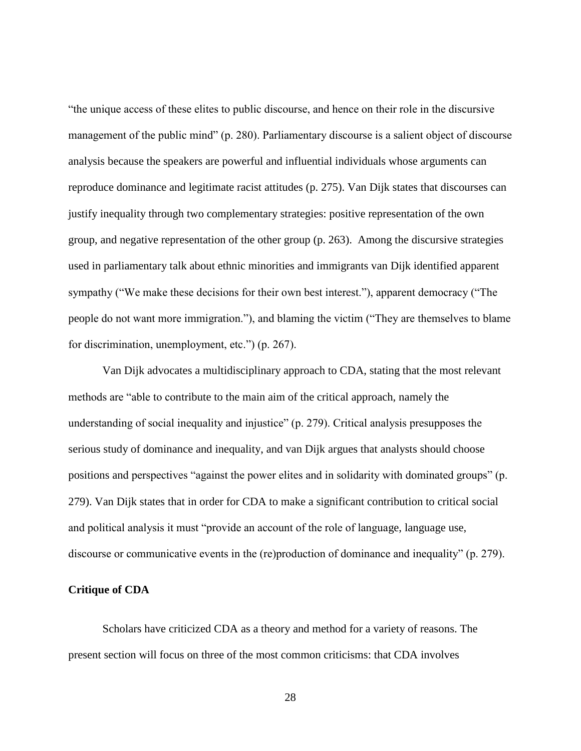"the unique access of these elites to public discourse, and hence on their role in the discursive management of the public mind" (p. 280). Parliamentary discourse is a salient object of discourse analysis because the speakers are powerful and influential individuals whose arguments can reproduce dominance and legitimate racist attitudes (p. 275). Van Dijk states that discourses can justify inequality through two complementary strategies: positive representation of the own group, and negative representation of the other group (p. 263). Among the discursive strategies used in parliamentary talk about ethnic minorities and immigrants van Dijk identified apparent sympathy ("We make these decisions for their own best interest."), apparent democracy ("The people do not want more immigration."), and blaming the victim ("They are themselves to blame for discrimination, unemployment, etc.") (p. 267).

Van Dijk advocates a multidisciplinary approach to CDA, stating that the most relevant methods are "able to contribute to the main aim of the critical approach, namely the understanding of social inequality and injustice" (p. 279). Critical analysis presupposes the serious study of dominance and inequality, and van Dijk argues that analysts should choose positions and perspectives "against the power elites and in solidarity with dominated groups" (p. 279). Van Dijk states that in order for CDA to make a significant contribution to critical social and political analysis it must "provide an account of the role of language, language use, discourse or communicative events in the (re)production of dominance and inequality" (p. 279).

**Critique of CDA**

Scholars have criticized CDA as a theory and method for a variety of reasons. The present section will focus on three of the most common criticisms: that CDA involves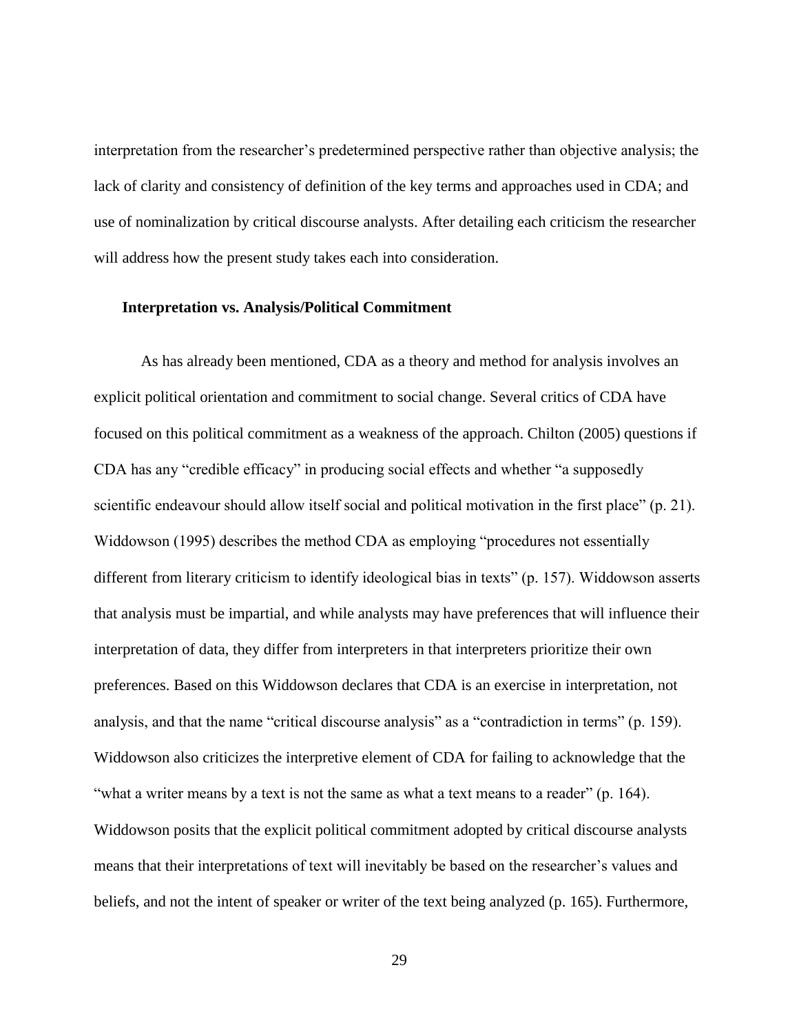interpretation from the researcher's predetermined perspective rather than objective analysis; the lack of clarity and consistency of definition of the key terms and approaches used in CDA; and use of nominalization by critical discourse analysts. After detailing each criticism the researcher will address how the present study takes each into consideration.

### Interpretation vs. Analysis/Political Commitment

As has already been mentioned, CDA as a theory and method for analysis involves an explicit political orientation and commitment to social change. Several critics of CDA have focused on this political commitment as a weakness of the approach. Chilton (2005) questions if CDA has any "credible efficacy" in producing social effects and whether "a supposedly scientific endeavour should allow itself social and political motivation in the first place" (p. 21). Widdowson (1995) describes the method CDA as employing "procedures not essentially different from literary criticism to identify ideological bias in texts" (p. 157). Widdowson asserts that analysis must be impartial, and while analysts may have preferences that will influence their interpretation of data, they differ from interpreters in that interpreters prioritize their own preferences. Based on this Widdowson declares that CDA is an exercise in interpretation, not analysis, and that the name "critical discourse analysis" as a "contradiction in terms" (p. 159). Widdowson also criticizes the interpretive element of CDA for failing to acknowledge that the "what a writer means by a text is not the same as what a text means to a reader" (p. 164). Widdowson posits that the explicit political commitment adopted by critical discourse analysts means that their interpretations of text will inevitably be based on the researcher's values and beliefs, and not the intent of speaker or writer of the text being analyzed (p. 165). Furthermore,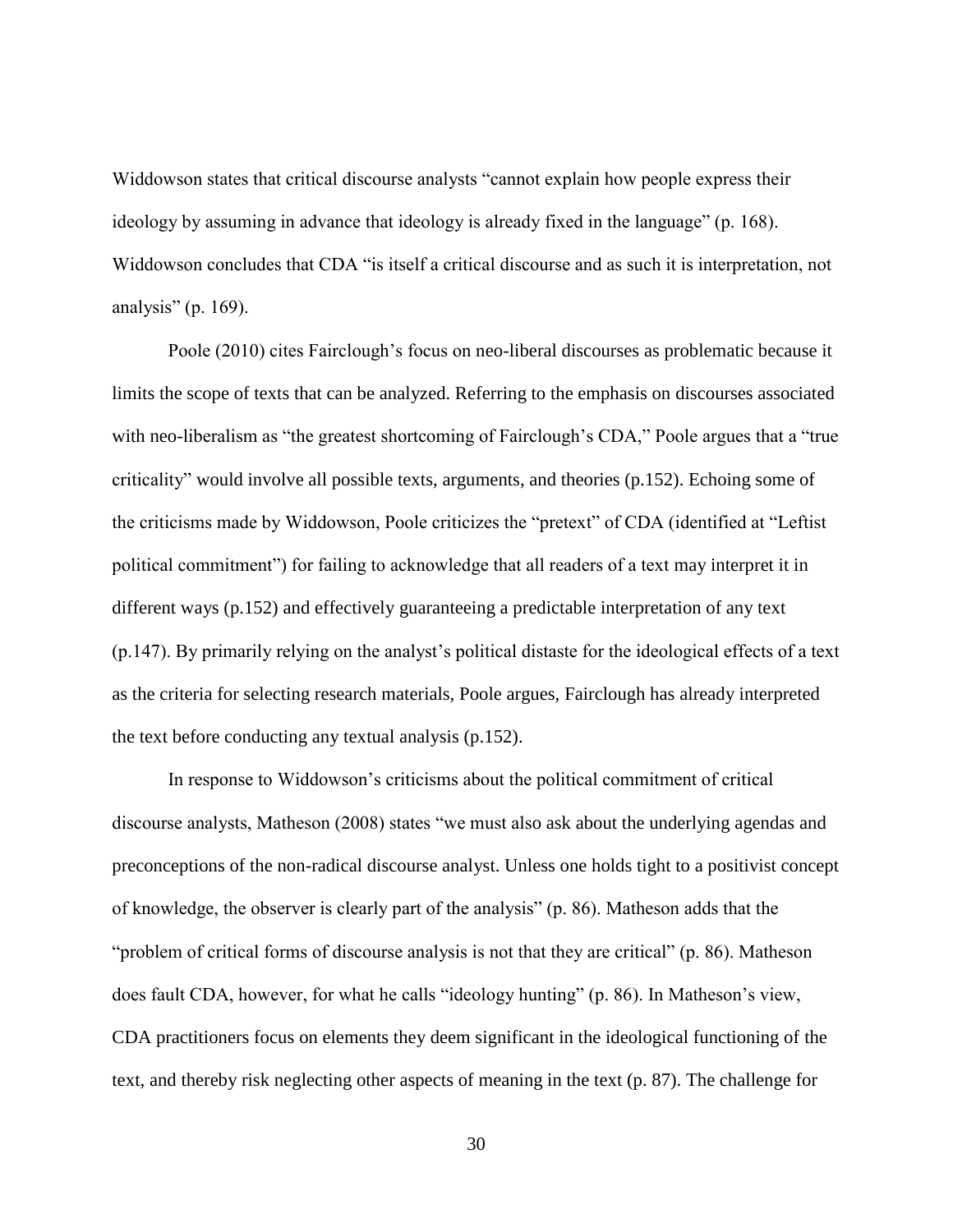Widdowson states that critical discourse analysts “cannot explain how people express their ideology by assuming in advance that ideology is already fixed in the language” (p. 168). Widdowson concludes that CDA “is itself a critical discourse and as such it is interpretation, not analysis” (p. 169).

Poole (2010) cites Fairclough’s focus on neo-liberal discourses as problematic because it limits the scope of texts that can be analyzed. Referring to the emphasis on discourses associated with neo-liberalism as “the greatest shortcoming of Fairclough’s CDA,” Poole argues that a “true criticality” would involve all possible texts, arguments, and theories (p.152). Echoing some of the criticisms made by Widdowson, Poole criticizes the “pretext” of CDA (identified at “Leftist political commitment”) for failing to acknowledge that all readers of a text may interpret it in different ways (p.152) and effectively guaranteeing a predictable interpretation of any text (p.147). By primarily relying on the analyst’s political distaste for the ideological effects of a text as the criteria for selecting research materials, Poole argues, Fairclough has already interpreted the text before conducting any textual analysis (p.152).

In response to Widdowson’s criticisms about the political commitment of critical discourse analysts, Matheson (2008) states “we must also ask about the underlying agendas and preconceptions of the non-radical discourse analyst. Unless one holds tight to a positivist concept of knowledge, the observer is clearly part of the analysis” (p. 86). Matheson adds that the “problem of critical forms of discourse analysis is not that they are critical” (p. 86). Matheson does fault CDA, however, for what he calls “ideology hunting” (p. 86). In Matheson’s view, CDA practitioners focus on elements they deem significant in the ideological functioning of the text, and thereby risk neglecting other aspects of meaning in the text (p. 87). The challenge for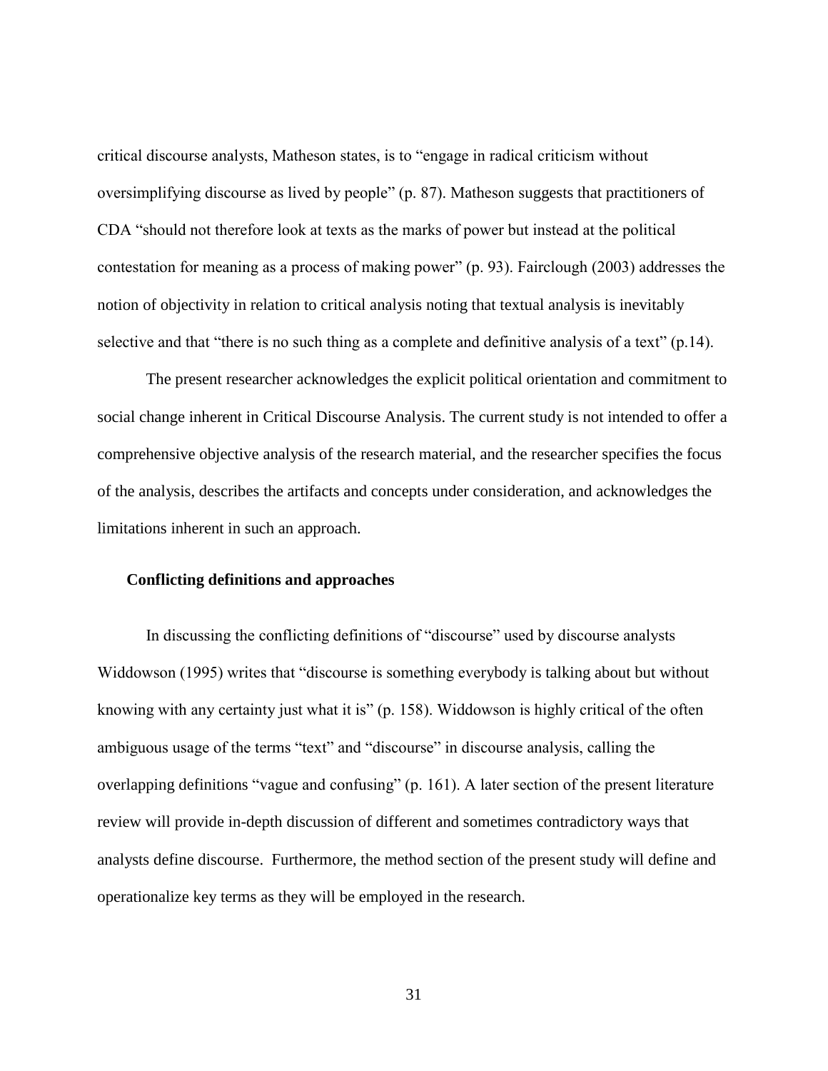critical discourse analysts, Matheson states, is to “engage in radical criticism without oversimplifying discourse as lived by people” (p. 87). Matheson suggests that practitioners of CDA “should not therefore look at texts as the marks of power but instead at the political contestation for meaning as a process of making power” (p. 93). Fairclough (2003) addresses the notion of objectivity in relation to critical analysis noting that textual analysis is inevitably selective and that “there is no such thing as a complete and definitive analysis of a text” (p.14).

The present researcher acknowledges the explicit political orientation and commitment to social change inherent in Critical Discourse Analysis. The current study is not intended to offer a comprehensive objective analysis of the research material, and the researcher specifies the focus of the analysis, describes the artifacts and concepts under consideration, and acknowledges the limitations inherent in such an approach.

### Conflicting definitions and approaches

In discussing the conflicting definitions of “discourse” used by discourse analysts Widdowson (1995) writes that “discourse is something everybody is talking about but without knowing with any certainty just what it is” (p. 158). Widdowson is highly critical of the often ambiguous usage of the terms “text” and “discourse” in discourse analysis, calling the overlapping definitions “vague and confusing” (p. 161). A later section of the present literature review will provide in-depth discussion of different and sometimes contradictory ways that analysts define discourse. Furthermore, the method section of the present study will define and operationalize key terms as they will be employed in the research.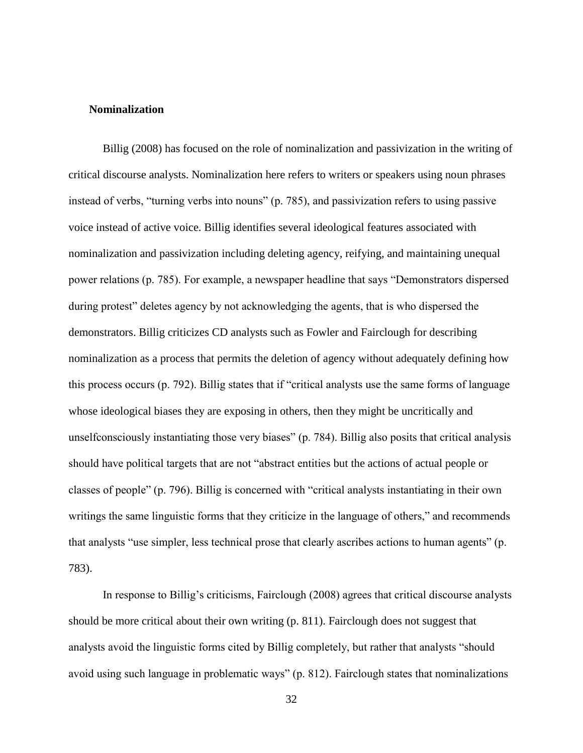### Nominalization

Billig (2008) has focused on the role of nominalization and passivization in the writing of critical discourse analysts. Nominalization here refers to writers or speakers using noun phrases instead of verbs, "turning verbs into nouns" (p. 785), and passivization refers to using passive voice instead of active voice. Billig identifies several ideological features associated with nominalization and passivization including deleting agency, reifying, and maintaining unequal power relations (p. 785). For example, a newspaper headline that says "Demonstrators dispersed during protest" deletes agency by not acknowledging the agents, that is who dispersed the demonstrators. Billig criticizes CD analysts such as Fowler and Fairclough for describing nominalization as a process that permits the deletion of agency without adequately defining how this process occurs (p. 792). Billig states that if "critical analysts use the same forms of language whose ideological biases they are exposing in others, then they might be uncritically and unselfconsciously instantiating those very biases" (p. 784). Billig also posits that critical analysis should have political targets that are not "abstract entities but the actions of actual people or classes of people" (p. 796). Billig is concerned with "critical analysts instantiating in their own writings the same linguistic forms that they criticize in the language of others," and recommends that analysts "use simpler, less technical prose that clearly ascribes actions to human agents" (p. 783).

In response to Billig's criticisms, Fairclough (2008) agrees that critical discourse analysts should be more critical about their own writing (p. 811). Fairclough does not suggest that analysts avoid the linguistic forms cited by Billig completely, but rather that analysts "should avoid using such language in problematic ways" (p. 812). Fairclough states that nominalizations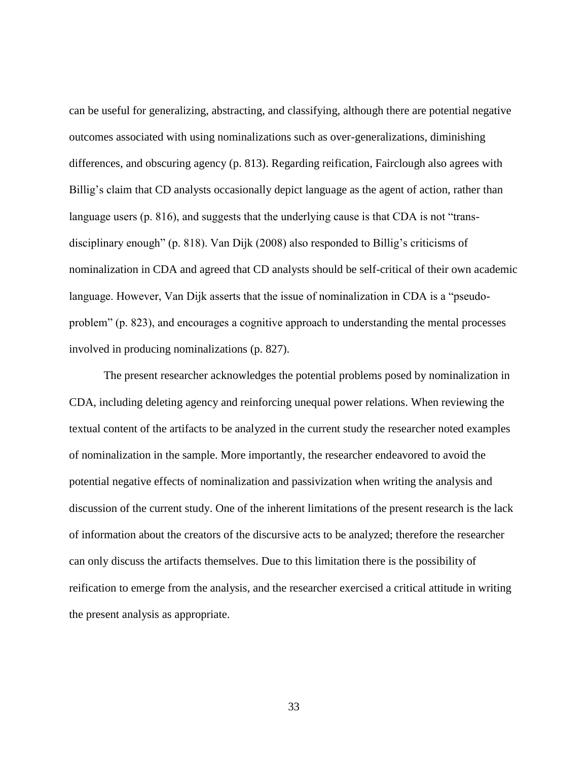can be useful for generalizing, abstracting, and classifying, although there are potential negative outcomes associated with using nominalizations such as over-generalizations, diminishing differences, and obscuring agency (p. 813). Regarding reification, Fairclough also agrees with Billig's claim that CD analysts occasionally depict language as the agent of action, rather than language users (p. 816), and suggests that the underlying cause is that CDA is not "trans-disciplinary enough" (p. 818). Van Dijk (2008) also responded to Billig's criticisms of nominalization in CDA and agreed that CD analysts should be self-critical of their own academic language. However, Van Dijk asserts that the issue of nominalization in CDA is a "pseudo-problem" (p. 823), and encourages a cognitive approach to understanding the mental processes involved in producing nominalizations (p. 827).

The present researcher acknowledges the potential problems posed by nominalization in CDA, including deleting agency and reinforcing unequal power relations. When reviewing the textual content of the artifacts to be analyzed in the current study the researcher noted examples of nominalization in the sample. More importantly, the researcher endeavored to avoid the potential negative effects of nominalization and passivization when writing the analysis and discussion of the current study. One of the inherent limitations of the present research is the lack of information about the creators of the discursive acts to be analyzed; therefore the researcher can only discuss the artifacts themselves. Due to this limitation there is the possibility of reification to emerge from the analysis, and the researcher exercised a critical attitude in writing the present analysis as appropriate.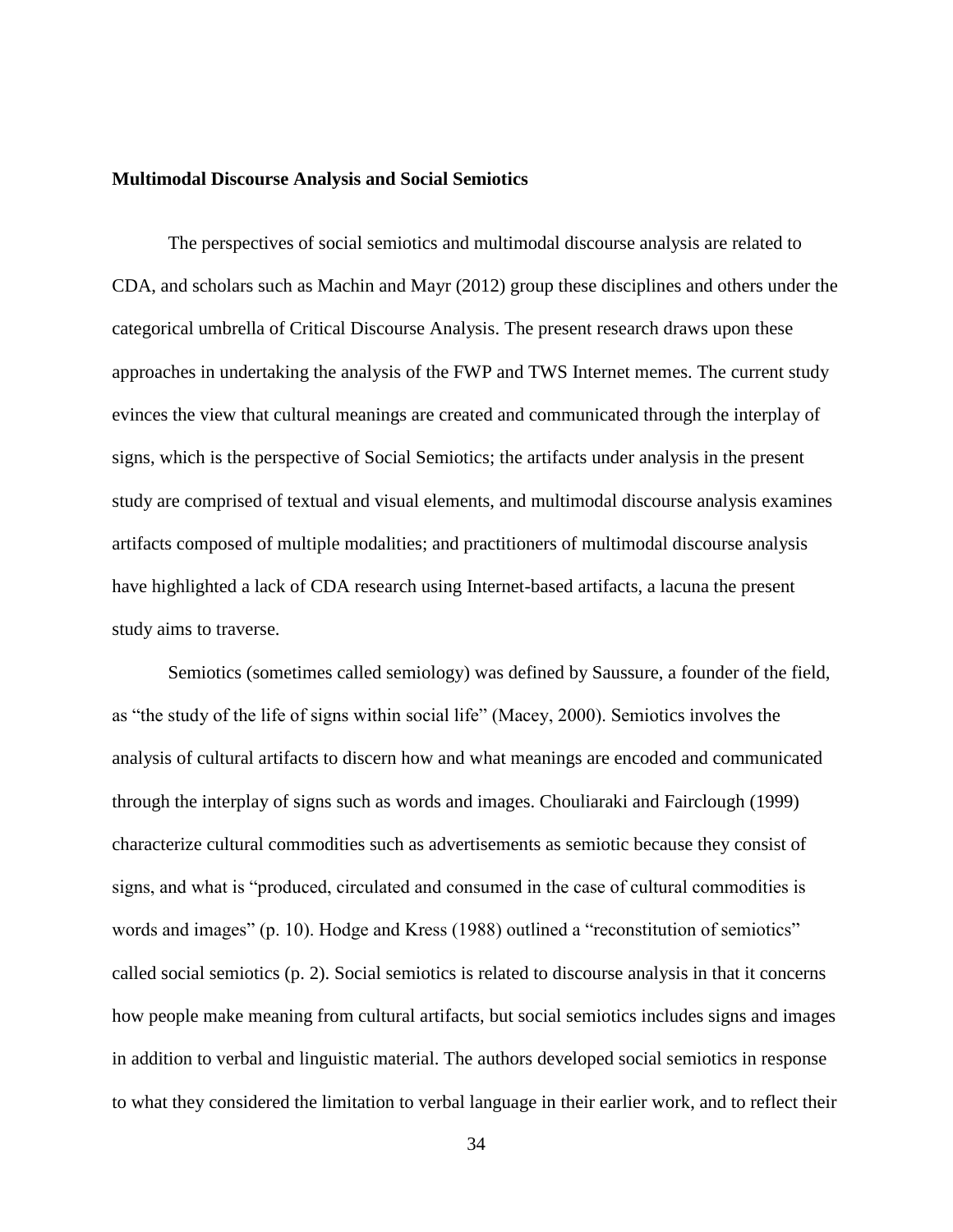**Multimodal Discourse Analysis and Social Semiotics**

The perspectives of social semiotics and multimodal discourse analysis are related to CDA, and scholars such as Machin and Mayr (2012) group these disciplines and others under the categorical umbrella of Critical Discourse Analysis. The present research draws upon these approaches in undertaking the analysis of the FWP and TWS Internet memes. The current study evinces the view that cultural meanings are created and communicated through the interplay of signs, which is the perspective of Social Semiotics; the artifacts under analysis in the present study are comprised of textual and visual elements, and multimodal discourse analysis examines artifacts composed of multiple modalities; and practitioners of multimodal discourse analysis have highlighted a lack of CDA research using Internet-based artifacts, a lacuna the present study aims to traverse.

Semiotics (sometimes called semiology) was defined by Saussure, a founder of the field, as "the study of the life of signs within social life" (Macey, 2000). Semiotics involves the analysis of cultural artifacts to discern how and what meanings are encoded and communicated through the interplay of signs such as words and images. Chouliaraki and Fairclough (1999) characterize cultural commodities such as advertisements as semiotic because they consist of signs, and what is "produced, circulated and consumed in the case of cultural commodities is words and images" (p. 10). Hodge and Kress (1988) outlined a "reconstitution of semiotics" called social semiotics (p. 2). Social semiotics is related to discourse analysis in that it concerns how people make meaning from cultural artifacts, but social semiotics includes signs and images in addition to verbal and linguistic material. The authors developed social semiotics in response to what they considered the limitation to verbal language in their earlier work, and to reflect their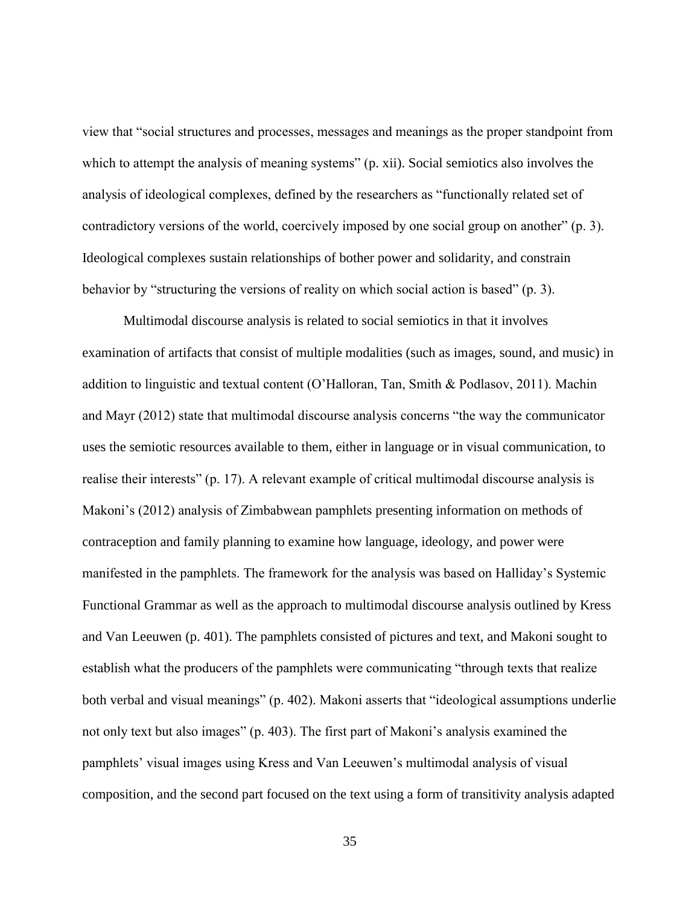view that "social structures and processes, messages and meanings as the proper standpoint from which to attempt the analysis of meaning systems" (p. xii). Social semiotics also involves the analysis of ideological complexes, defined by the researchers as "functionally related set of contradictory versions of the world, coercively imposed by one social group on another" (p. 3). Ideological complexes sustain relationships of bother power and solidarity, and constrain behavior by "structuring the versions of reality on which social action is based" (p. 3).

Multimodal discourse analysis is related to social semiotics in that it involves examination of artifacts that consist of multiple modalities (such as images, sound, and music) in addition to linguistic and textual content (O'Halloran, Tan, Smith & Podlasov, 2011). Machin and Mayr (2012) state that multimodal discourse analysis concerns "the way the communicator uses the semiotic resources available to them, either in language or in visual communication, to realise their interests" (p. 17). A relevant example of critical multimodal discourse analysis is Makoni's (2012) analysis of Zimbabwean pamphlets presenting information on methods of contraception and family planning to examine how language, ideology, and power were manifested in the pamphlets. The framework for the analysis was based on Halliday's Systemic Functional Grammar as well as the approach to multimodal discourse analysis outlined by Kress and Van Leeuwen (p. 401). The pamphlets consisted of pictures and text, and Makoni sought to establish what the producers of the pamphlets were communicating "through texts that realize both verbal and visual meanings" (p. 402). Makoni asserts that "ideological assumptions underlie not only text but also images" (p. 403). The first part of Makoni's analysis examined the pamphlets' visual images using Kress and Van Leeuwen's multimodal analysis of visual composition, and the second part focused on the text using a form of transitivity analysis adapted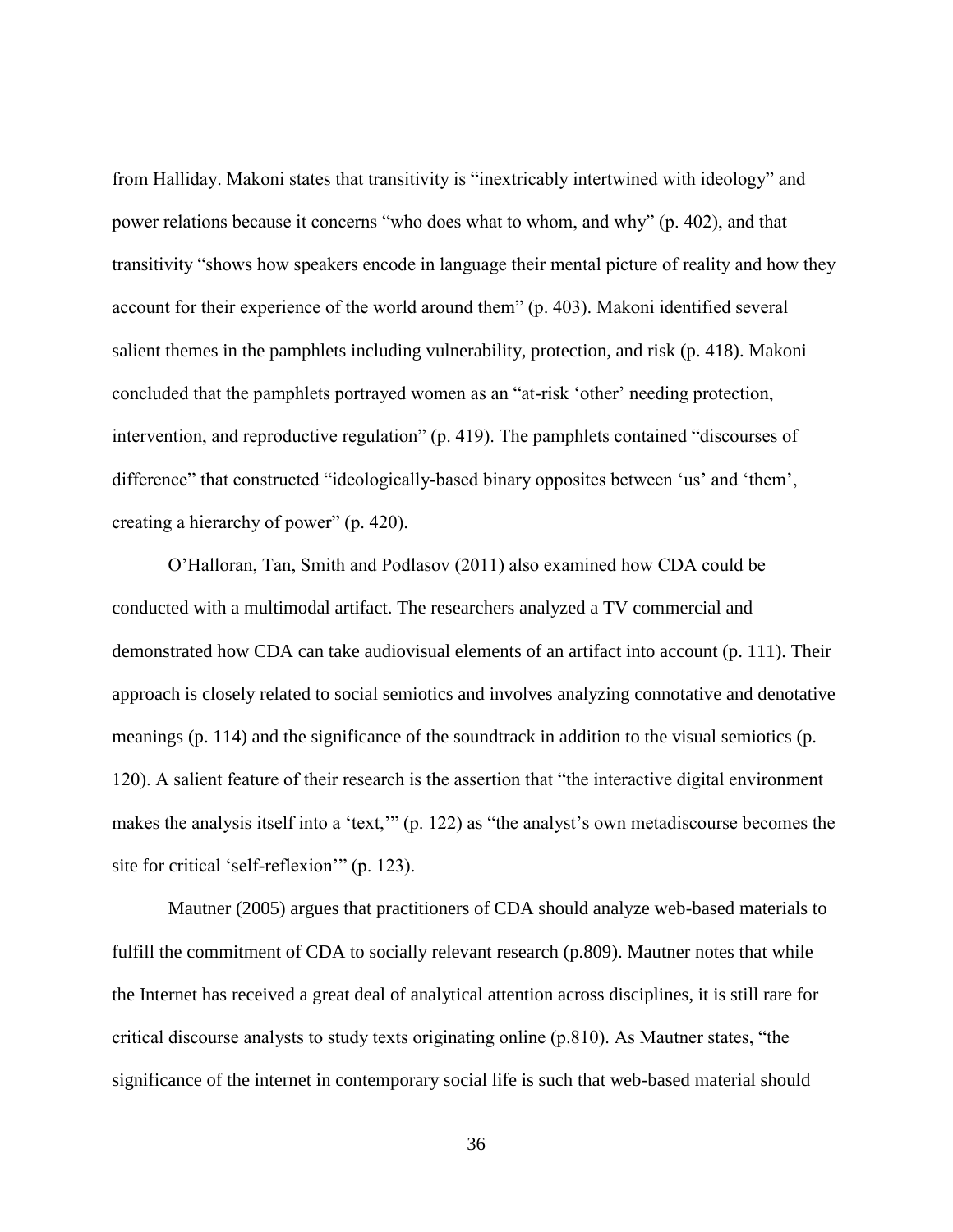from Halliday. Makoni states that transitivity is "inextricably intertwined with ideology" and power relations because it concerns "who does what to whom, and why" (p. 402), and that transitivity "shows how speakers encode in language their mental picture of reality and how they account for their experience of the world around them" (p. 403). Makoni identified several salient themes in the pamphlets including vulnerability, protection, and risk (p. 418). Makoni concluded that the pamphlets portrayed women as an "at-risk 'other' needing protection, intervention, and reproductive regulation" (p. 419). The pamphlets contained "discourses of difference" that constructed "ideologically-based binary opposites between 'us' and 'them', creating a hierarchy of power" (p. 420).

O'Halloran, Tan, Smith and Podlasov (2011) also examined how CDA could be conducted with a multimodal artifact. The researchers analyzed a TV commercial and demonstrated how CDA can take audiovisual elements of an artifact into account (p. 111). Their approach is closely related to social semiotics and involves analyzing connotative and denotative meanings (p. 114) and the significance of the soundtrack in addition to the visual semiotics (p. 120). A salient feature of their research is the assertion that "the interactive digital environment makes the analysis itself into a 'text,'" (p. 122) as "the analyst's own metadiscourse becomes the site for critical 'self-reflexion'" (p. 123).

Mautner (2005) argues that practitioners of CDA should analyze web-based materials to fulfill the commitment of CDA to socially relevant research (p.809). Mautner notes that while the Internet has received a great deal of analytical attention across disciplines, it is still rare for critical discourse analysts to study texts originating online (p.810). As Mautner states, "the significance of the internet in contemporary social life is such that web-based material should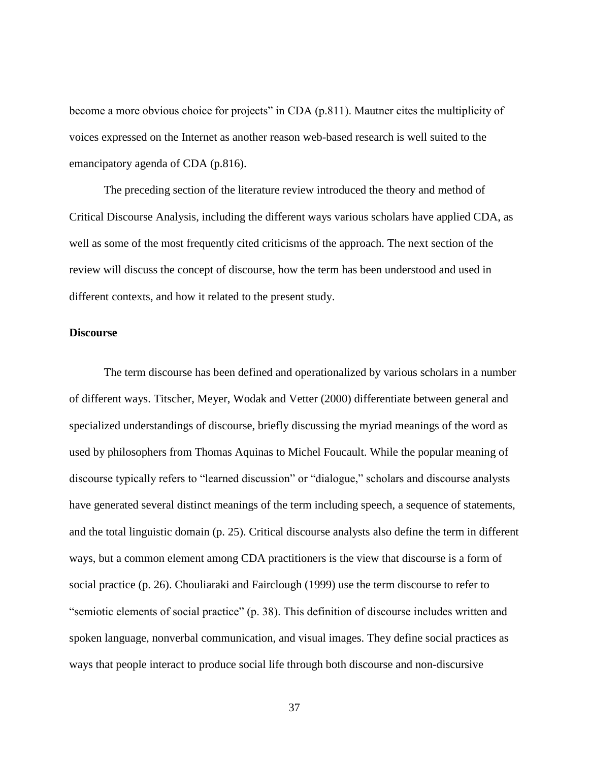become a more obvious choice for projects" in CDA (p.811). Mautner cites the multiplicity of voices expressed on the Internet as another reason web-based research is well suited to the emancipatory agenda of CDA (p.816).

The preceding section of the literature review introduced the theory and method of Critical Discourse Analysis, including the different ways various scholars have applied CDA, as well as some of the most frequently cited criticisms of the approach. The next section of the review will discuss the concept of discourse, how the term has been understood and used in different contexts, and how it related to the present study.

### Discourse

The term discourse has been defined and operationalized by various scholars in a number of different ways. Titscher, Meyer, Wodak and Vetter (2000) differentiate between general and specialized understandings of discourse, briefly discussing the myriad meanings of the word as used by philosophers from Thomas Aquinas to Michel Foucault. While the popular meaning of discourse typically refers to "learned discussion" or "dialogue," scholars and discourse analysts have generated several distinct meanings of the term including speech, a sequence of statements, and the total linguistic domain (p. 25). Critical discourse analysts also define the term in different ways, but a common element among CDA practitioners is the view that discourse is a form of social practice (p. 26). Chouliaraki and Fairclough (1999) use the term discourse to refer to "semiotic elements of social practice" (p. 38). This definition of discourse includes written and spoken language, nonverbal communication, and visual images. They define social practices as ways that people interact to produce social life through both discourse and non-discursive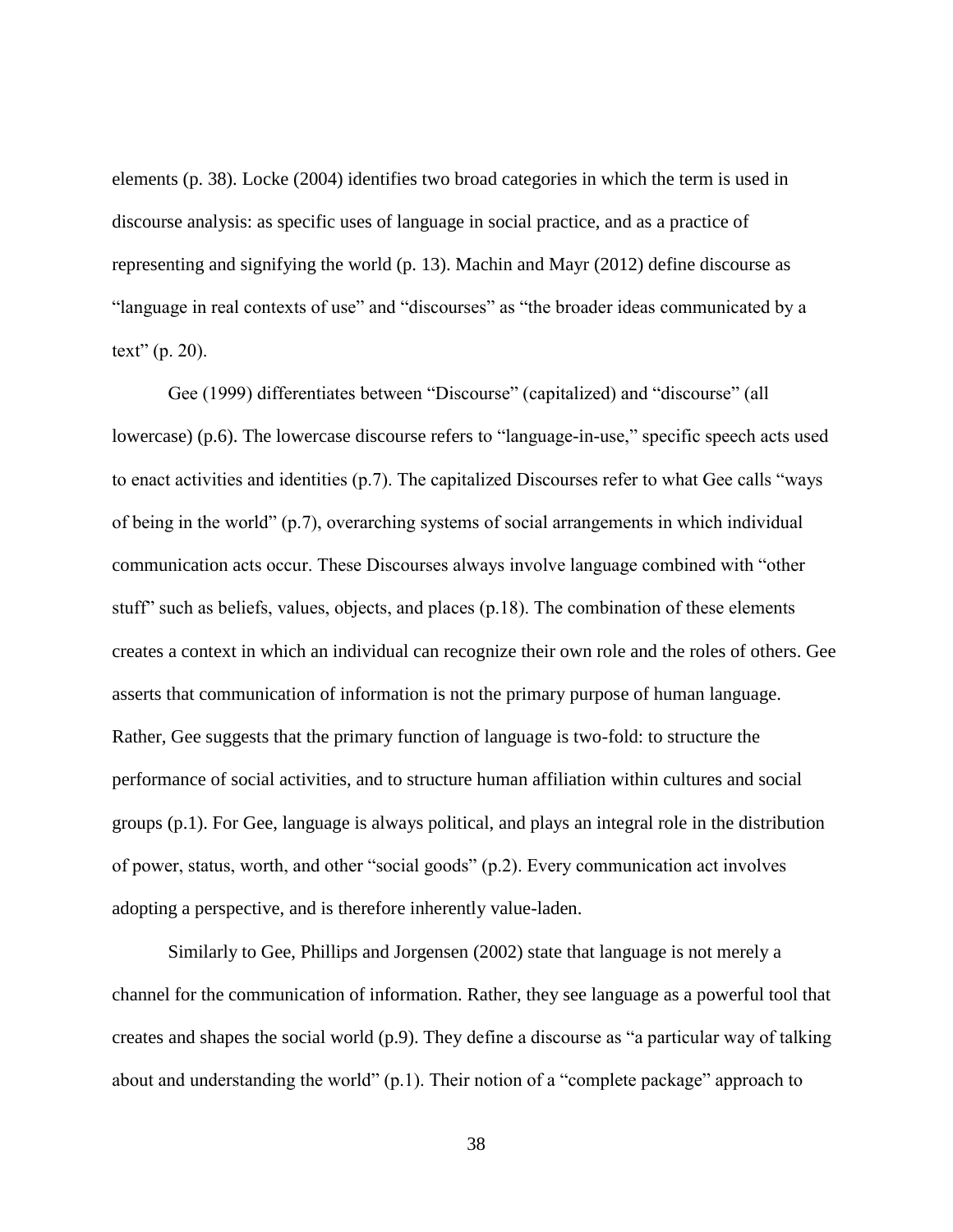elements (p. 38). Locke (2004) identifies two broad categories in which the term is used in discourse analysis: as specific uses of language in social practice, and as a practice of representing and signifying the world (p. 13). Machin and Mayr (2012) define discourse as "language in real contexts of use" and "discourses" as "the broader ideas communicated by a text" (p. 20).

Gee (1999) differentiates between "Discourse" (capitalized) and "discourse" (all lowercase) (p.6). The lowercase discourse refers to "language-in-use," specific speech acts used to enact activities and identities (p.7). The capitalized Discourses refer to what Gee calls "ways of being in the world" (p.7), overarching systems of social arrangements in which individual communication acts occur. These Discourses always involve language combined with "other stuff" such as beliefs, values, objects, and places (p.18). The combination of these elements creates a context in which an individual can recognize their own role and the roles of others. Gee asserts that communication of information is not the primary purpose of human language. Rather, Gee suggests that the primary function of language is two-fold: to structure the performance of social activities, and to structure human affiliation within cultures and social groups (p.1). For Gee, language is always political, and plays an integral role in the distribution of power, status, worth, and other "social goods" (p.2). Every communication act involves adopting a perspective, and is therefore inherently value-laden.

Similarly to Gee, Phillips and Jorgensen (2002) state that language is not merely a channel for the communication of information. Rather, they see language as a powerful tool that creates and shapes the social world (p.9). They define a discourse as "a particular way of talking about and understanding the world" (p.1). Their notion of a "complete package" approach to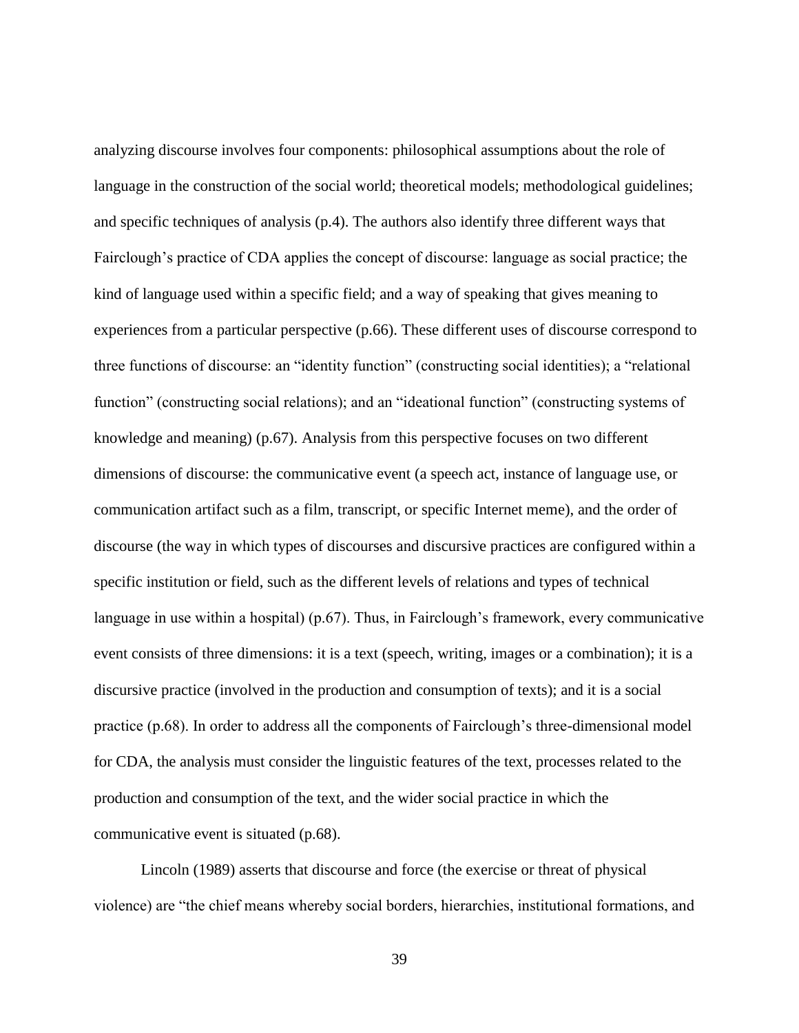analyzing discourse involves four components: philosophical assumptions about the role of language in the construction of the social world; theoretical models; methodological guidelines; and specific techniques of analysis (p.4). The authors also identify three different ways that Fairclough's practice of CDA applies the concept of discourse: language as social practice; the kind of language used within a specific field; and a way of speaking that gives meaning to experiences from a particular perspective (p.66). These different uses of discourse correspond to three functions of discourse: an "identity function" (constructing social identities); a "relational function" (constructing social relations); and an "ideational function" (constructing systems of knowledge and meaning) (p.67). Analysis from this perspective focuses on two different dimensions of discourse: the communicative event (a speech act, instance of language use, or communication artifact such as a film, transcript, or specific Internet meme), and the order of discourse (the way in which types of discourses and discursive practices are configured within a specific institution or field, such as the different levels of relations and types of technical language in use within a hospital) (p.67). Thus, in Fairclough's framework, every communicative event consists of three dimensions: it is a text (speech, writing, images or a combination); it is a discursive practice (involved in the production and consumption of texts); and it is a social practice (p.68). In order to address all the components of Fairclough's three-dimensional model for CDA, the analysis must consider the linguistic features of the text, processes related to the production and consumption of the text, and the wider social practice in which the communicative event is situated (p.68).

Lincoln (1989) asserts that discourse and force (the exercise or threat of physical violence) are "the chief means whereby social borders, hierarchies, institutional formations, and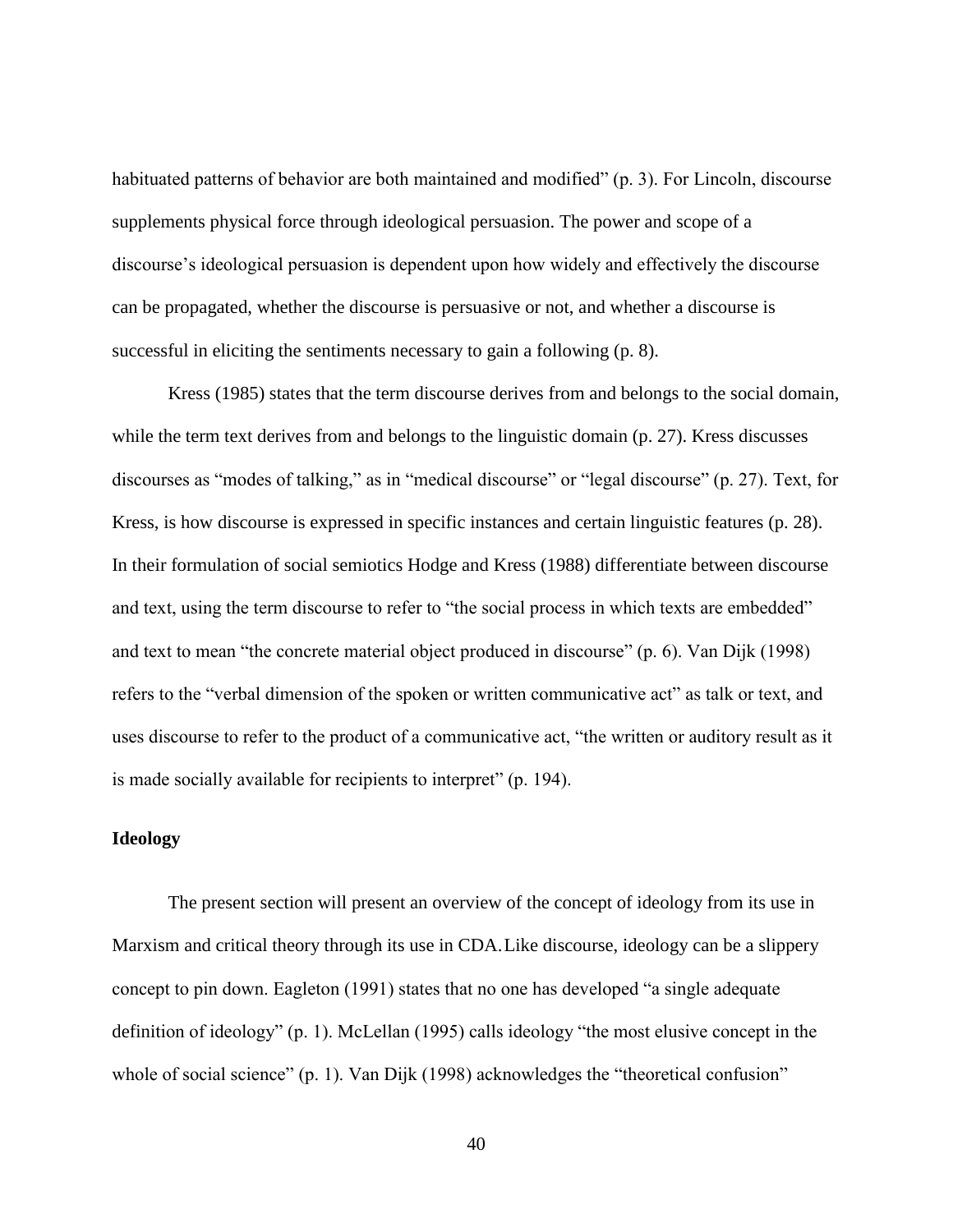habituated patterns of behavior are both maintained and modified" (p. 3). For Lincoln, discourse supplements physical force through ideological persuasion. The power and scope of a discourse's ideological persuasion is dependent upon how widely and effectively the discourse can be propagated, whether the discourse is persuasive or not, and whether a discourse is successful in eliciting the sentiments necessary to gain a following (p. 8).

Kress (1985) states that the term discourse derives from and belongs to the social domain, while the term text derives from and belongs to the linguistic domain (p. 27). Kress discusses discourses as "modes of talking," as in "medical discourse" or "legal discourse" (p. 27). Text, for Kress, is how discourse is expressed in specific instances and certain linguistic features (p. 28). In their formulation of social semiotics Hodge and Kress (1988) differentiate between discourse and text, using the term discourse to refer to "the social process in which texts are embedded" and text to mean "the concrete material object produced in discourse" (p. 6). Van Dijk (1998) refers to the "verbal dimension of the spoken or written communicative act" as talk or text, and uses discourse to refer to the product of a communicative act, "the written or auditory result as it is made socially available for recipients to interpret" (p. 194).

**Ideology**

The present section will present an overview of the concept of ideology from its use in Marxism and critical theory through its use in CDA. Like discourse, ideology can be a slippery concept to pin down. Eagleton (1991) states that no one has developed "a single adequate definition of ideology" (p. 1). McLellan (1995) calls ideology "the most elusive concept in the whole of social science" (p. 1). Van Dijk (1998) acknowledges the "theoretical confusion"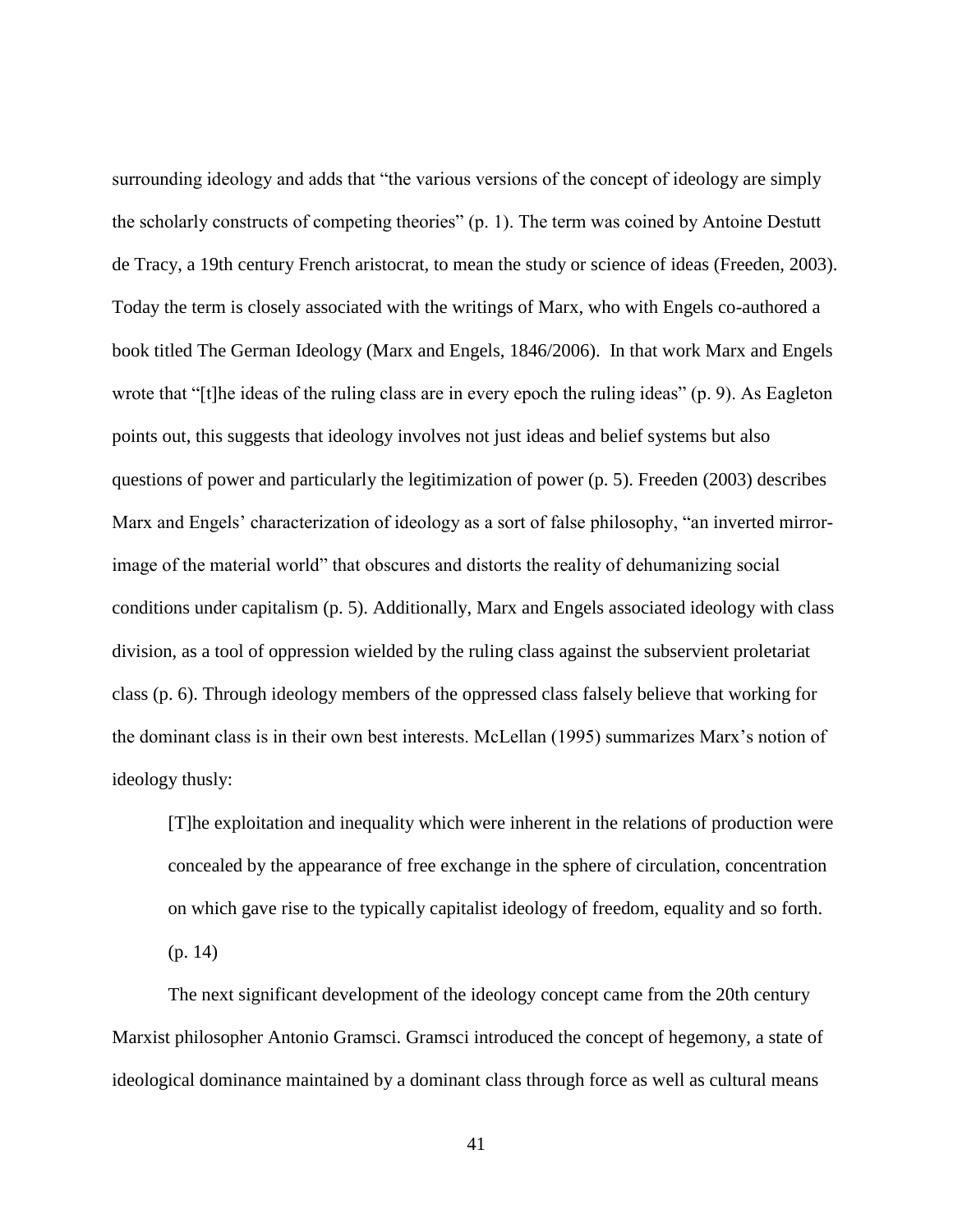surrounding ideology and adds that "the various versions of the concept of ideology are simply the scholarly constructs of competing theories" (p. 1). The term was coined by Antoine Destutt de Tracy, a 19th century French aristocrat, to mean the study or science of ideas (Freeden, 2003). Today the term is closely associated with the writings of Marx, who with Engels co-authored a book titled The German Ideology (Marx and Engels, 1846/2006). In that work Marx and Engels wrote that "[t]he ideas of the ruling class are in every epoch the ruling ideas" (p. 9). As Eagleton points out, this suggests that ideology involves not just ideas and belief systems but also questions of power and particularly the legitimization of power (p. 5). Freeden (2003) describes Marx and Engels' characterization of ideology as a sort of false philosophy, "an inverted mirror-image of the material world" that obscures and distorts the reality of dehumanizing social conditions under capitalism (p. 5). Additionally, Marx and Engels associated ideology with class division, as a tool of oppression wielded by the ruling class against the subservient proletariat class (p. 6). Through ideology members of the oppressed class falsely believe that working for the dominant class is in their own best interests. McLellan (1995) summarizes Marx's notion of ideology thusly:

> [T]he exploitation and inequality which were inherent in the relations of production were concealed by the appearance of free exchange in the sphere of circulation, concentration on which gave rise to the typically capitalist ideology of freedom, equality and so forth. (p. 14)

The next significant development of the ideology concept came from the 20th century Marxist philosopher Antonio Gramsci. Gramsci introduced the concept of hegemony, a state of ideological dominance maintained by a dominant class through force as well as cultural means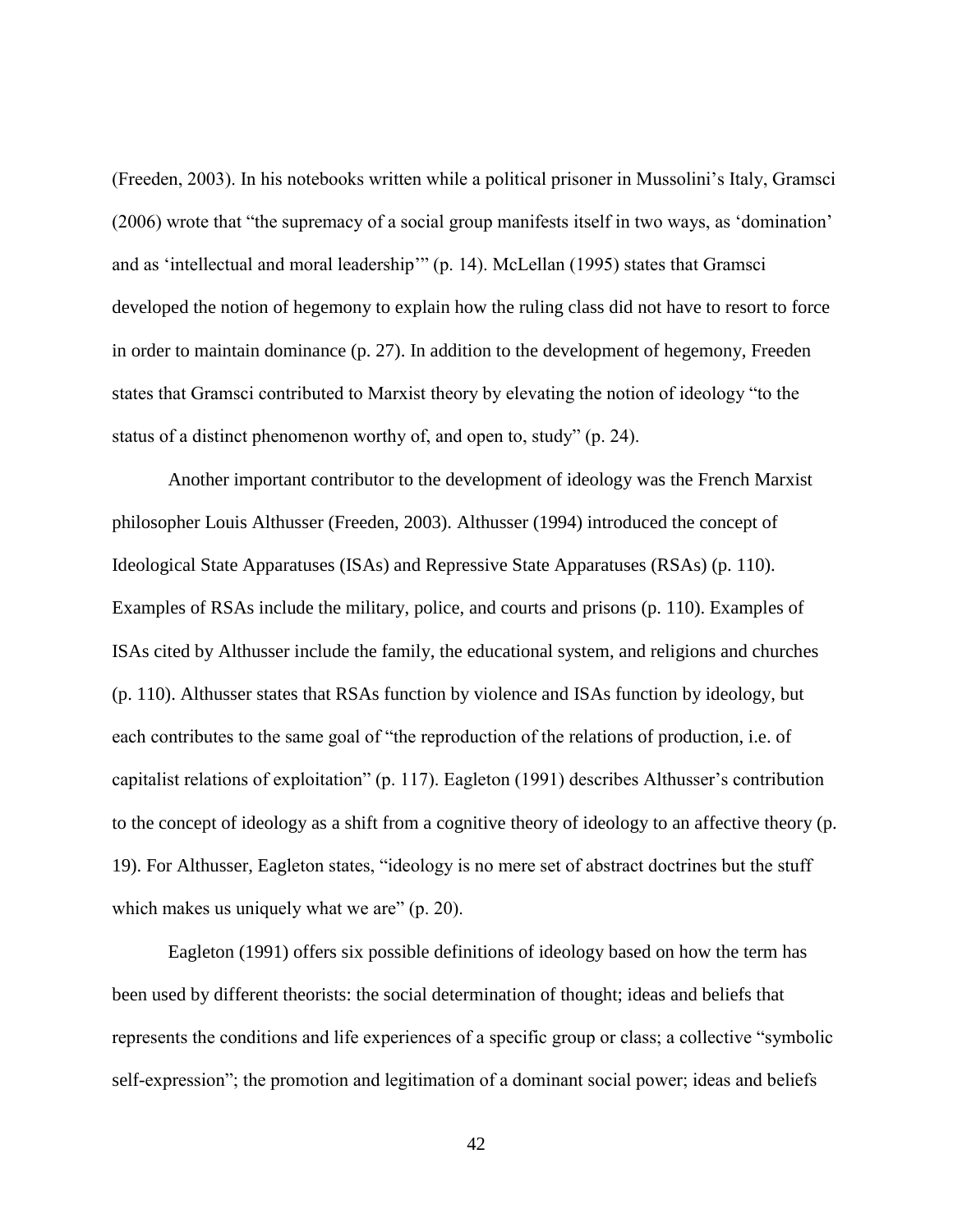(Freeden, 2003). In his notebooks written while a political prisoner in Mussolini's Italy, Gramsci (2006) wrote that "the supremacy of a social group manifests itself in two ways, as 'domination' and as 'intellectual and moral leadership'" (p. 14). McLellan (1995) states that Gramsci developed the notion of hegemony to explain how the ruling class did not have to resort to force in order to maintain dominance (p. 27). In addition to the development of hegemony, Freeden states that Gramsci contributed to Marxist theory by elevating the notion of ideology "to the status of a distinct phenomenon worthy of, and open to, study" (p. 24).

Another important contributor to the development of ideology was the French Marxist philosopher Louis Althusser (Freeden, 2003). Althusser (1994) introduced the concept of Ideological State Apparatuses (ISAs) and Repressive State Apparatuses (RSAs) (p. 110). Examples of RSAs include the military, police, and courts and prisons (p. 110). Examples of ISAs cited by Althusser include the family, the educational system, and religions and churches (p. 110). Althusser states that RSAs function by violence and ISAs function by ideology, but each contributes to the same goal of "the reproduction of the relations of production, i.e. of capitalist relations of exploitation" (p. 117). Eagleton (1991) describes Althusser's contribution to the concept of ideology as a shift from a cognitive theory of ideology to an affective theory (p. 19). For Althusser, Eagleton states, "ideology is no mere set of abstract doctrines but the stuff which makes us uniquely what we are" (p. 20).

Eagleton (1991) offers six possible definitions of ideology based on how the term has been used by different theorists: the social determination of thought; ideas and beliefs that represents the conditions and life experiences of a specific group or class; a collective "symbolic self-expression"; the promotion and legitimation of a dominant social power; ideas and beliefs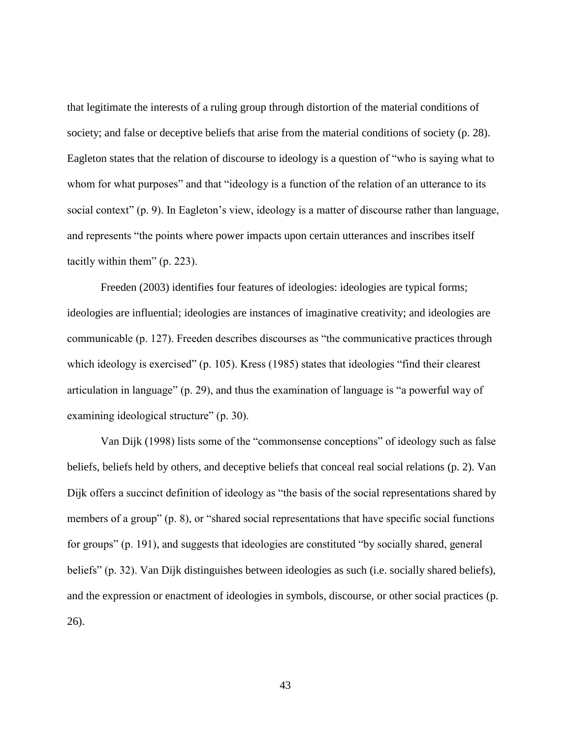that legitimate the interests of a ruling group through distortion of the material conditions of society; and false or deceptive beliefs that arise from the material conditions of society (p. 28). Eagleton states that the relation of discourse to ideology is a question of "who is saying what to whom for what purposes" and that "ideology is a function of the relation of an utterance to its social context" (p. 9). In Eagleton's view, ideology is a matter of discourse rather than language, and represents "the points where power impacts upon certain utterances and inscribes itself tacitly within them" (p. 223).

Freeden (2003) identifies four features of ideologies: ideologies are typical forms; ideologies are influential; ideologies are instances of imaginative creativity; and ideologies are communicable (p. 127). Freeden describes discourses as "the communicative practices through which ideology is exercised" (p. 105). Kress (1985) states that ideologies "find their clearest articulation in language" (p. 29), and thus the examination of language is "a powerful way of examining ideological structure" (p. 30).

Van Dijk (1998) lists some of the "commonsense conceptions" of ideology such as false beliefs, beliefs held by others, and deceptive beliefs that conceal real social relations (p. 2). Van Dijk offers a succinct definition of ideology as "the basis of the social representations shared by members of a group" (p. 8), or "shared social representations that have specific social functions for groups" (p. 191), and suggests that ideologies are constituted "by socially shared, general beliefs" (p. 32). Van Dijk distinguishes between ideologies as such (i.e. socially shared beliefs), and the expression or enactment of ideologies in symbols, discourse, or other social practices (p. 26).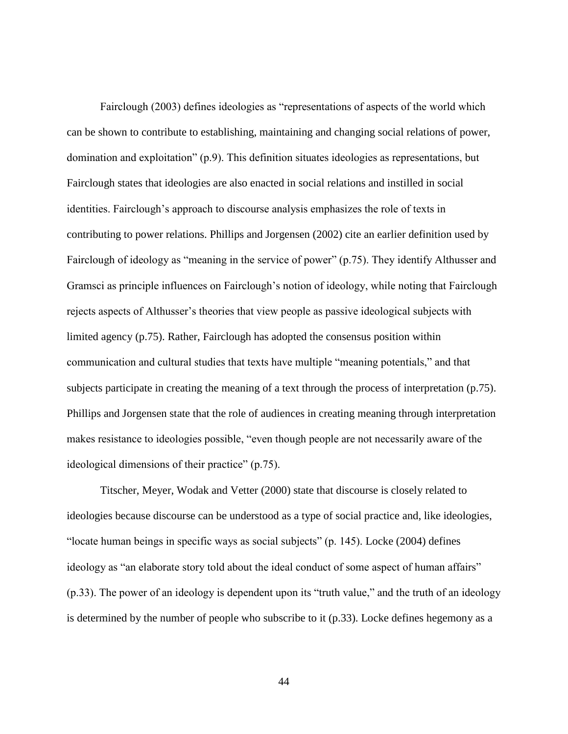Fairclough (2003) defines ideologies as "representations of aspects of the world which can be shown to contribute to establishing, maintaining and changing social relations of power, domination and exploitation" (p.9). This definition situates ideologies as representations, but Fairclough states that ideologies are also enacted in social relations and instilled in social identities. Fairclough's approach to discourse analysis emphasizes the role of texts in contributing to power relations. Phillips and Jorgensen (2002) cite an earlier definition used by Fairclough of ideology as "meaning in the service of power" (p.75). They identify Althusser and Gramsci as principle influences on Fairclough's notion of ideology, while noting that Fairclough rejects aspects of Althusser's theories that view people as passive ideological subjects with limited agency (p.75). Rather, Fairclough has adopted the consensus position within communication and cultural studies that texts have multiple "meaning potentials," and that subjects participate in creating the meaning of a text through the process of interpretation (p.75). Phillips and Jorgensen state that the role of audiences in creating meaning through interpretation makes resistance to ideologies possible, "even though people are not necessarily aware of the ideological dimensions of their practice" (p.75).

Titscher, Meyer, Wodak and Vetter (2000) state that discourse is closely related to ideologies because discourse can be understood as a type of social practice and, like ideologies, "locate human beings in specific ways as social subjects" (p. 145). Locke (2004) defines ideology as "an elaborate story told about the ideal conduct of some aspect of human affairs" (p.33). The power of an ideology is dependent upon its "truth value," and the truth of an ideology is determined by the number of people who subscribe to it (p.33). Locke defines hegemony as a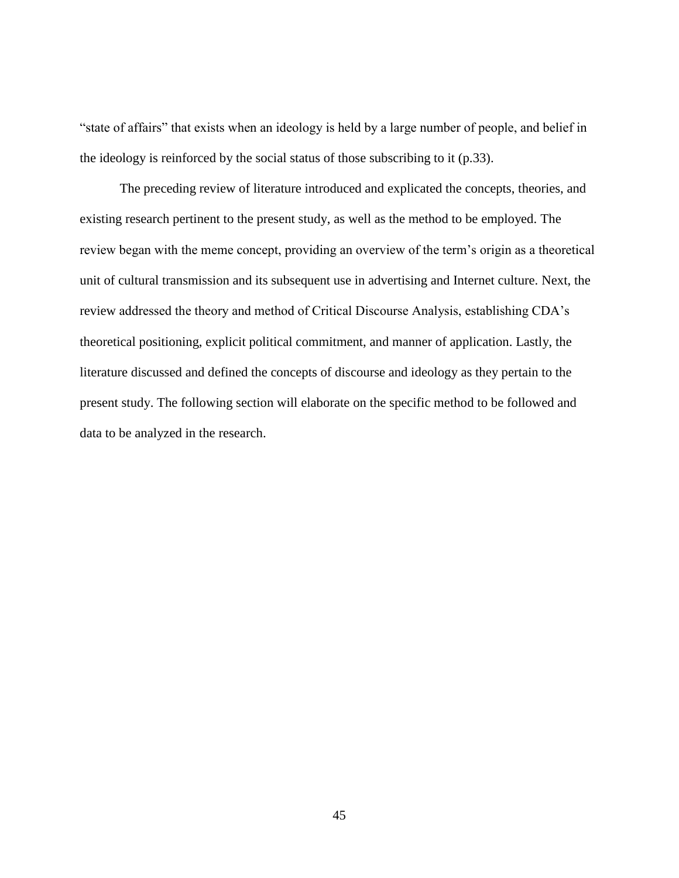"state of affairs" that exists when an ideology is held by a large number of people, and belief in the ideology is reinforced by the social status of those subscribing to it (p.33).

The preceding review of literature introduced and explicated the concepts, theories, and existing research pertinent to the present study, as well as the method to be employed. The review began with the meme concept, providing an overview of the term's origin as a theoretical unit of cultural transmission and its subsequent use in advertising and Internet culture. Next, the review addressed the theory and method of Critical Discourse Analysis, establishing CDA's theoretical positioning, explicit political commitment, and manner of application. Lastly, the literature discussed and defined the concepts of discourse and ideology as they pertain to the present study. The following section will elaborate on the specific method to be followed and data to be analyzed in the research.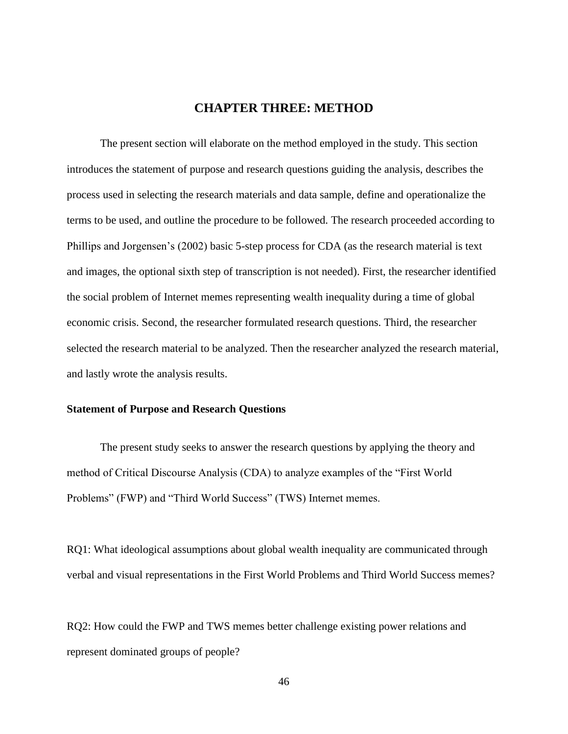# CHAPTER THREE: METHOD

The present section will elaborate on the method employed in the study. This section introduces the statement of purpose and research questions guiding the analysis, describes the process used in selecting the research materials and data sample, define and operationalize the terms to be used, and outline the procedure to be followed. The research proceeded according to Phillips and Jorgensen's (2002) basic 5-step process for CDA (as the research material is text and images, the optional sixth step of transcription is not needed). First, the researcher identified the social problem of Internet memes representing wealth inequality during a time of global economic crisis. Second, the researcher formulated research questions. Third, the researcher selected the research material to be analyzed. Then the researcher analyzed the research material, and lastly wrote the analysis results.

### Statement of Purpose and Research Questions

The present study seeks to answer the research questions by applying the theory and method of Critical Discourse Analysis (CDA) to analyze examples of the "First World Problems" (FWP) and "Third World Success" (TWS) Internet memes.

RQ1: What ideological assumptions about global wealth inequality are communicated through verbal and visual representations in the First World Problems and Third World Success memes?

RQ2: How could the FWP and TWS memes better challenge existing power relations and represent dominated groups of people?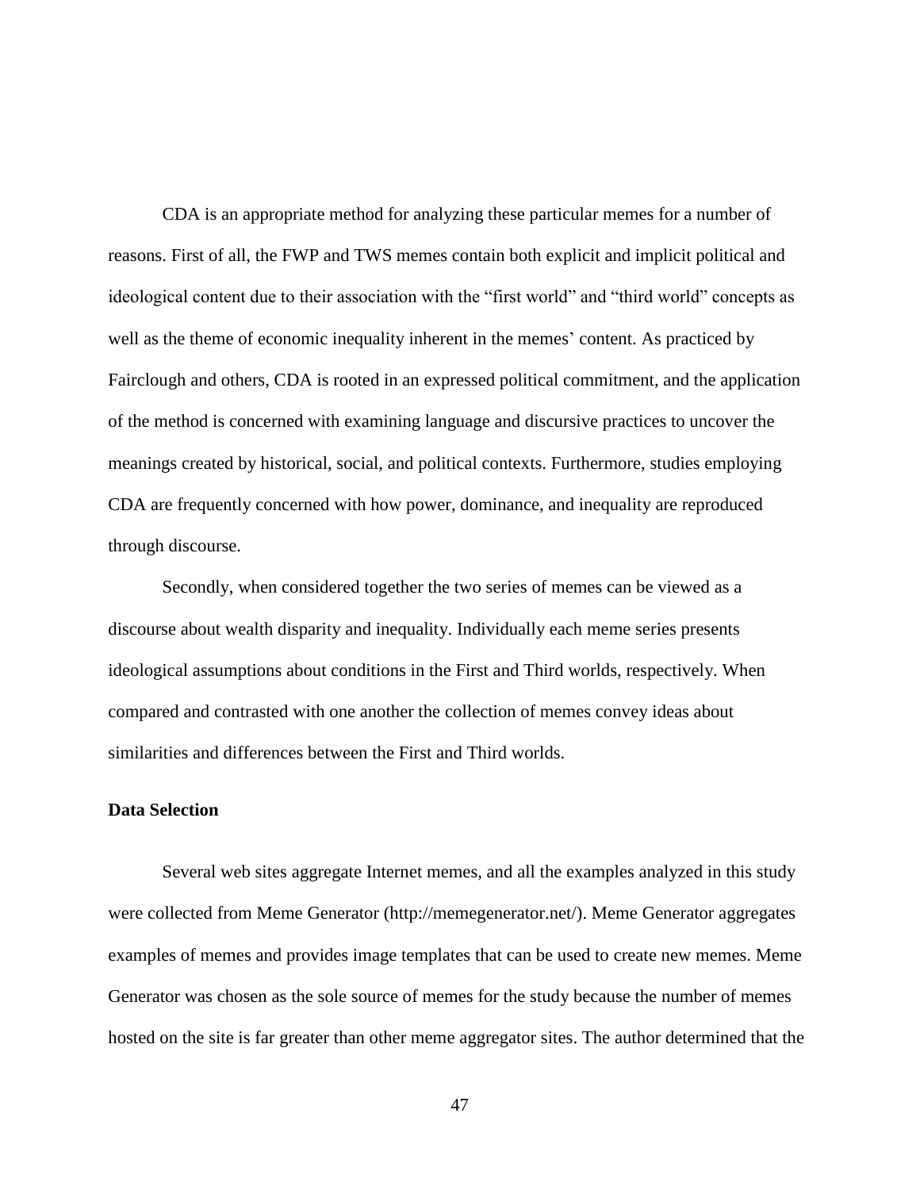CDA is an appropriate method for analyzing these particular memes for a number of reasons. First of all, the FWP and TWS memes contain both explicit and implicit political and ideological content due to their association with the "first world" and "third world" concepts as well as the theme of economic inequality inherent in the memes' content. As practiced by Fairclough and others, CDA is rooted in an expressed political commitment, and the application of the method is concerned with examining language and discursive practices to uncover the meanings created by historical, social, and political contexts. Furthermore, studies employing CDA are frequently concerned with how power, dominance, and inequality are reproduced through discourse.

Secondly, when considered together the two series of memes can be viewed as a discourse about wealth disparity and inequality. Individually each meme series presents ideological assumptions about conditions in the First and Third worlds, respectively. When compared and contrasted with one another the collection of memes convey ideas about similarities and differences between the First and Third worlds.

**Data Selection**

Several web sites aggregate Internet memes, and all the examples analyzed in this study were collected from Meme Generator (http://memegenerator.net/). Meme Generator aggregates examples of memes and provides image templates that can be used to create new memes. Meme Generator was chosen as the sole source of memes for the study because the number of memes hosted on the site is far greater than other meme aggregator sites. The author determined that the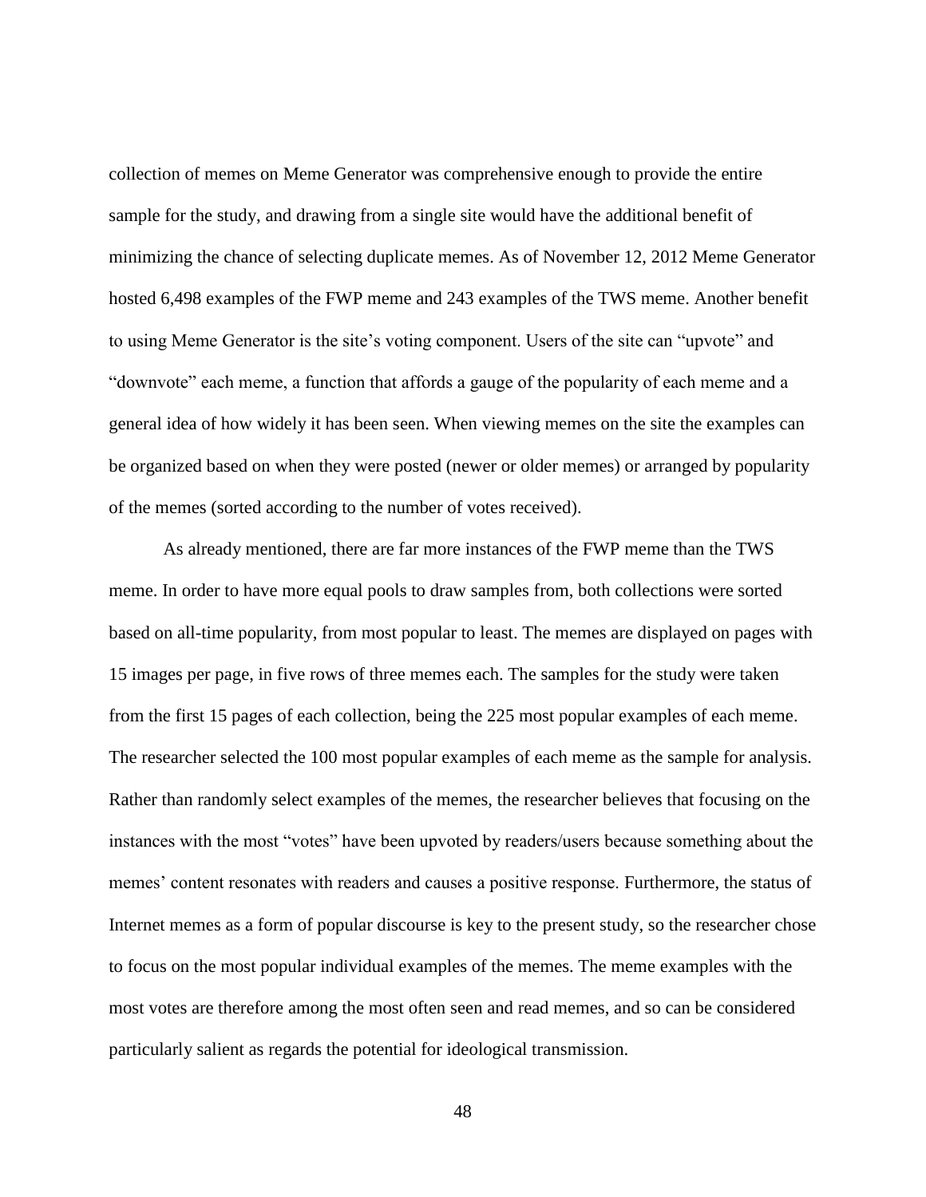collection of memes on Meme Generator was comprehensive enough to provide the entire sample for the study, and drawing from a single site would have the additional benefit of minimizing the chance of selecting duplicate memes. As of November 12, 2012 Meme Generator hosted 6,498 examples of the FWP meme and 243 examples of the TWS meme. Another benefit to using Meme Generator is the site's voting component. Users of the site can "upvote" and "downvote" each meme, a function that affords a gauge of the popularity of each meme and a general idea of how widely it has been seen. When viewing memes on the site the examples can be organized based on when they were posted (newer or older memes) or arranged by popularity of the memes (sorted according to the number of votes received).

As already mentioned, there are far more instances of the FWP meme than the TWS meme. In order to have more equal pools to draw samples from, both collections were sorted based on all-time popularity, from most popular to least. The memes are displayed on pages with 15 images per page, in five rows of three memes each. The samples for the study were taken from the first 15 pages of each collection, being the 225 most popular examples of each meme. The researcher selected the 100 most popular examples of each meme as the sample for analysis. Rather than randomly select examples of the memes, the researcher believes that focusing on the instances with the most "votes" have been upvoted by readers/users because something about the memes' content resonates with readers and causes a positive response. Furthermore, the status of Internet memes as a form of popular discourse is key to the present study, so the researcher chose to focus on the most popular individual examples of the memes. The meme examples with the most votes are therefore among the most often seen and read memes, and so can be considered particularly salient as regards the potential for ideological transmission.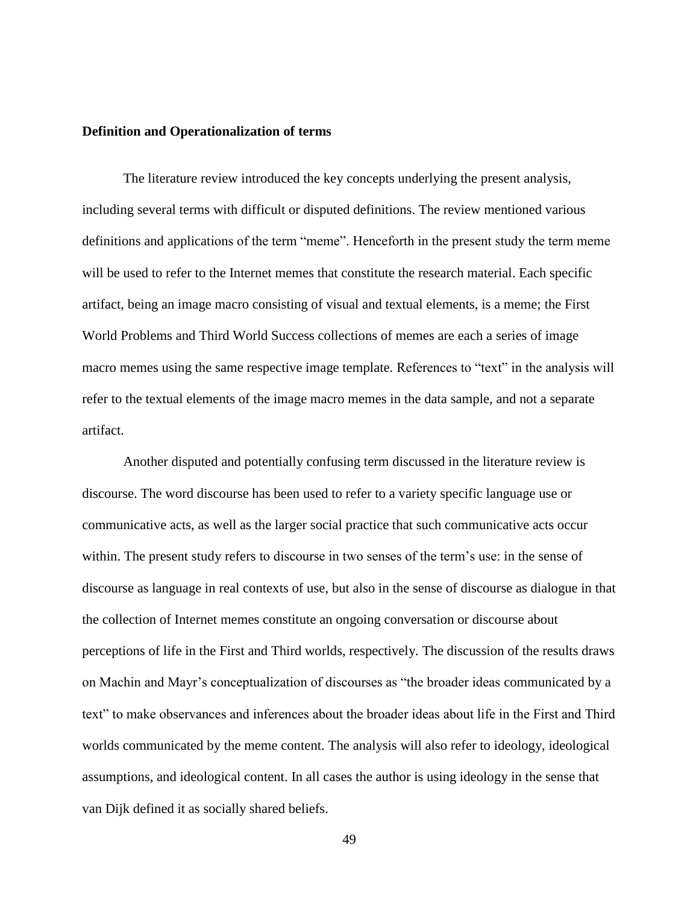**Definition and Operationalization of terms**

The literature review introduced the key concepts underlying the present analysis, including several terms with difficult or disputed definitions. The review mentioned various definitions and applications of the term "meme". Henceforth in the present study the term meme will be used to refer to the Internet memes that constitute the research material. Each specific artifact, being an image macro consisting of visual and textual elements, is a meme; the First World Problems and Third World Success collections of memes are each a series of image macro memes using the same respective image template. References to "text" in the analysis will refer to the textual elements of the image macro memes in the data sample, and not a separate artifact.

Another disputed and potentially confusing term discussed in the literature review is discourse. The word discourse has been used to refer to a variety specific language use or communicative acts, as well as the larger social practice that such communicative acts occur within. The present study refers to discourse in two senses of the term's use: in the sense of discourse as language in real contexts of use, but also in the sense of discourse as dialogue in that the collection of Internet memes constitute an ongoing conversation or discourse about perceptions of life in the First and Third worlds, respectively. The discussion of the results draws on Machin and Mayr's conceptualization of discourses as "the broader ideas communicated by a text" to make observances and inferences about the broader ideas about life in the First and Third worlds communicated by the meme content. The analysis will also refer to ideology, ideological assumptions, and ideological content. In all cases the author is using ideology in the sense that van Dijk defined it as socially shared beliefs.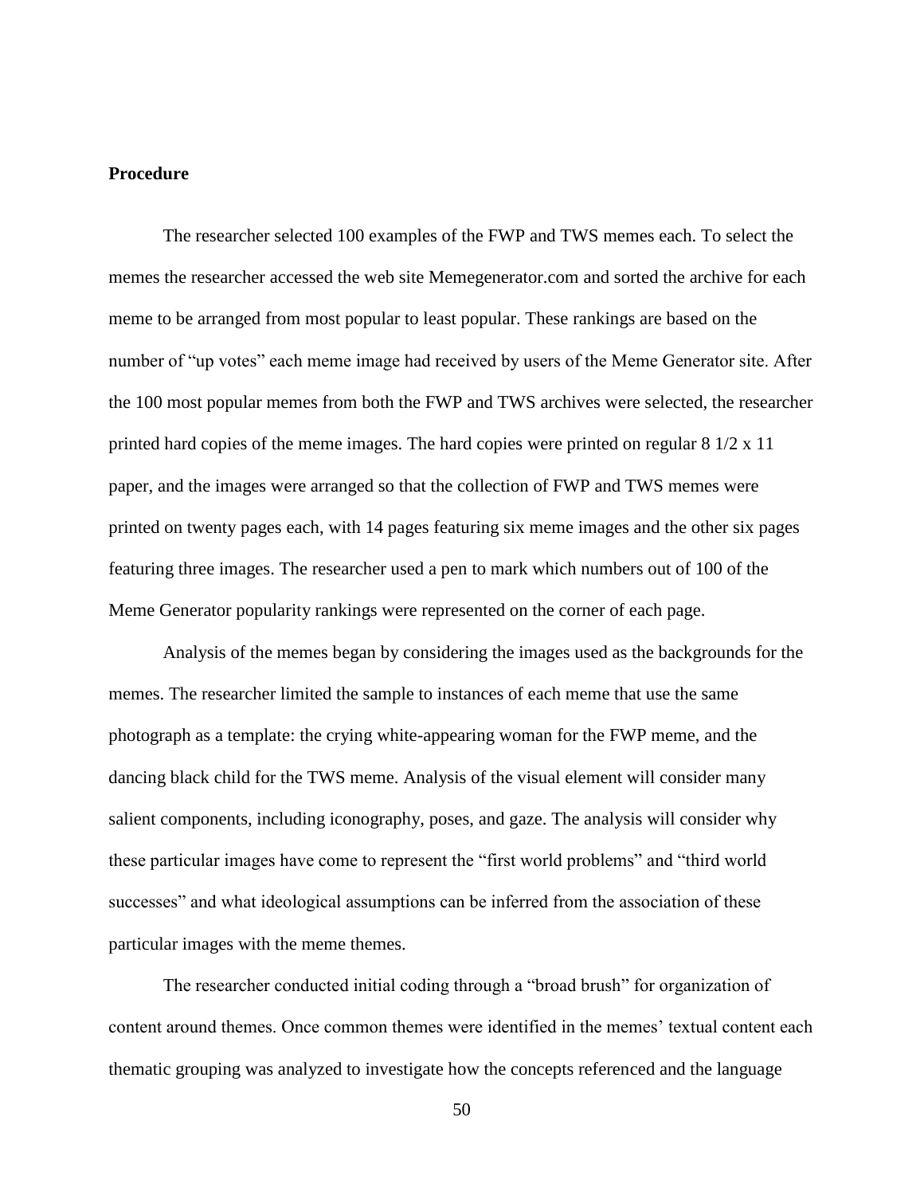**Procedure**

The researcher selected 100 examples of the FWP and TWS memes each. To select the memes the researcher accessed the web site Memegenerator.com and sorted the archive for each meme to be arranged from most popular to least popular. These rankings are based on the number of "up votes" each meme image had received by users of the Meme Generator site. After the 100 most popular memes from both the FWP and TWS archives were selected, the researcher printed hard copies of the meme images. The hard copies were printed on regular 8 1/2 x 11 paper, and the images were arranged so that the collection of FWP and TWS memes were printed on twenty pages each, with 14 pages featuring six meme images and the other six pages featuring three images. The researcher used a pen to mark which numbers out of 100 of the Meme Generator popularity rankings were represented on the corner of each page.

Analysis of the memes began by considering the images used as the backgrounds for the memes. The researcher limited the sample to instances of each meme that use the same photograph as a template: the crying white-appearing woman for the FWP meme, and the dancing black child for the TWS meme. Analysis of the visual element will consider many salient components, including iconography, poses, and gaze. The analysis will consider why these particular images have come to represent the "first world problems" and "third world successes" and what ideological assumptions can be inferred from the association of these particular images with the meme themes.

The researcher conducted initial coding through a "broad brush" for organization of content around themes. Once common themes were identified in the memes' textual content each thematic grouping was analyzed to investigate how the concepts referenced and the language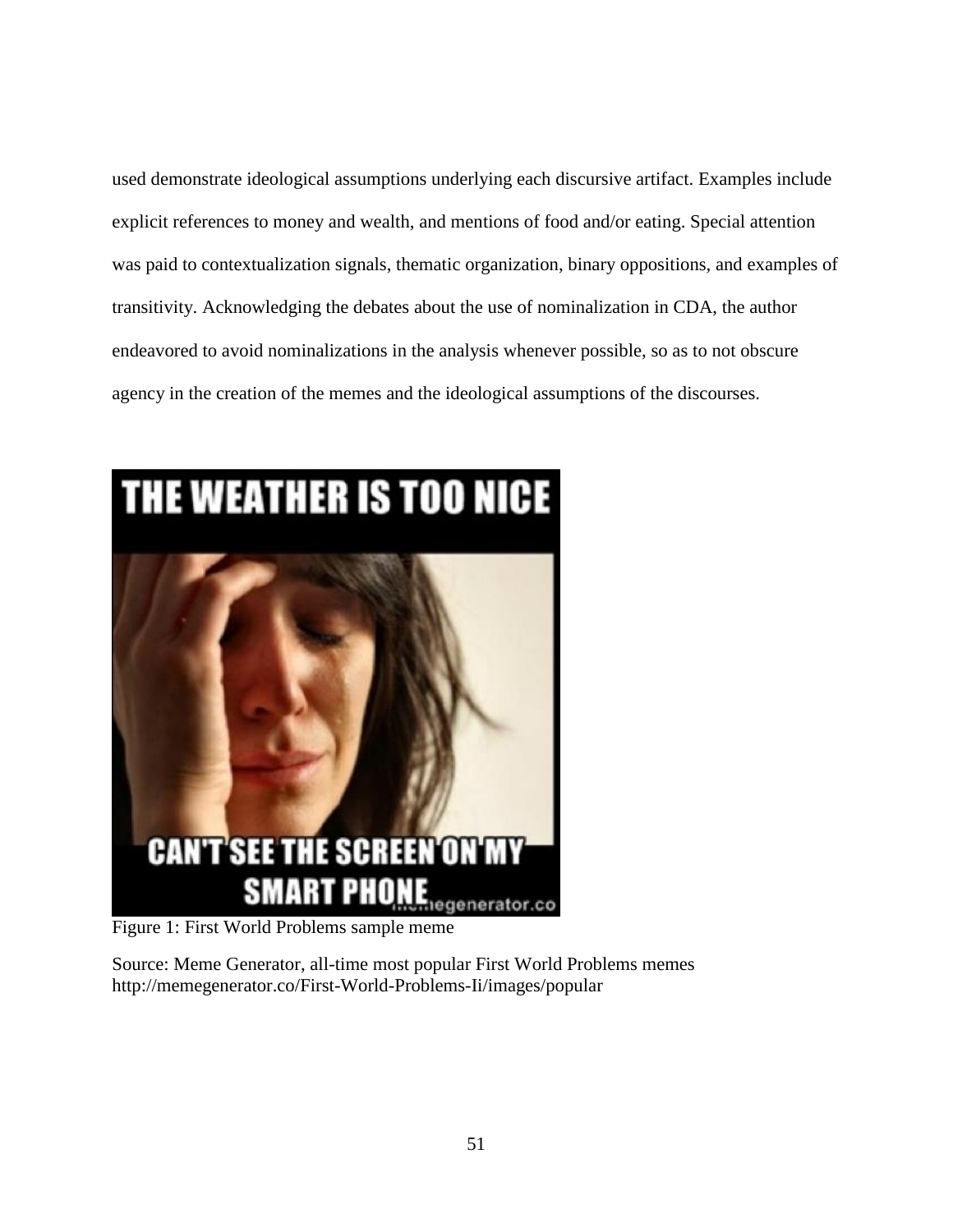used demonstrate ideological assumptions underlying each discursive artifact. Examples include explicit references to money and wealth, and mentions of food and/or eating. Special attention was paid to contextualization signals, thematic organization, binary oppositions, and examples of transitivity. Acknowledging the debates about the use of nominalization in CDA, the author endeavored to avoid nominalizations in the analysis whenever possible, so as to not obscure agency in the creation of the memes and the ideological assumptions of the discourses.

Figure 1: First World Problems sample meme

Source: Meme Generator, all-time most popular First World Problems memes http://memegenerator.co/First-World-Problems-Ii/images/popular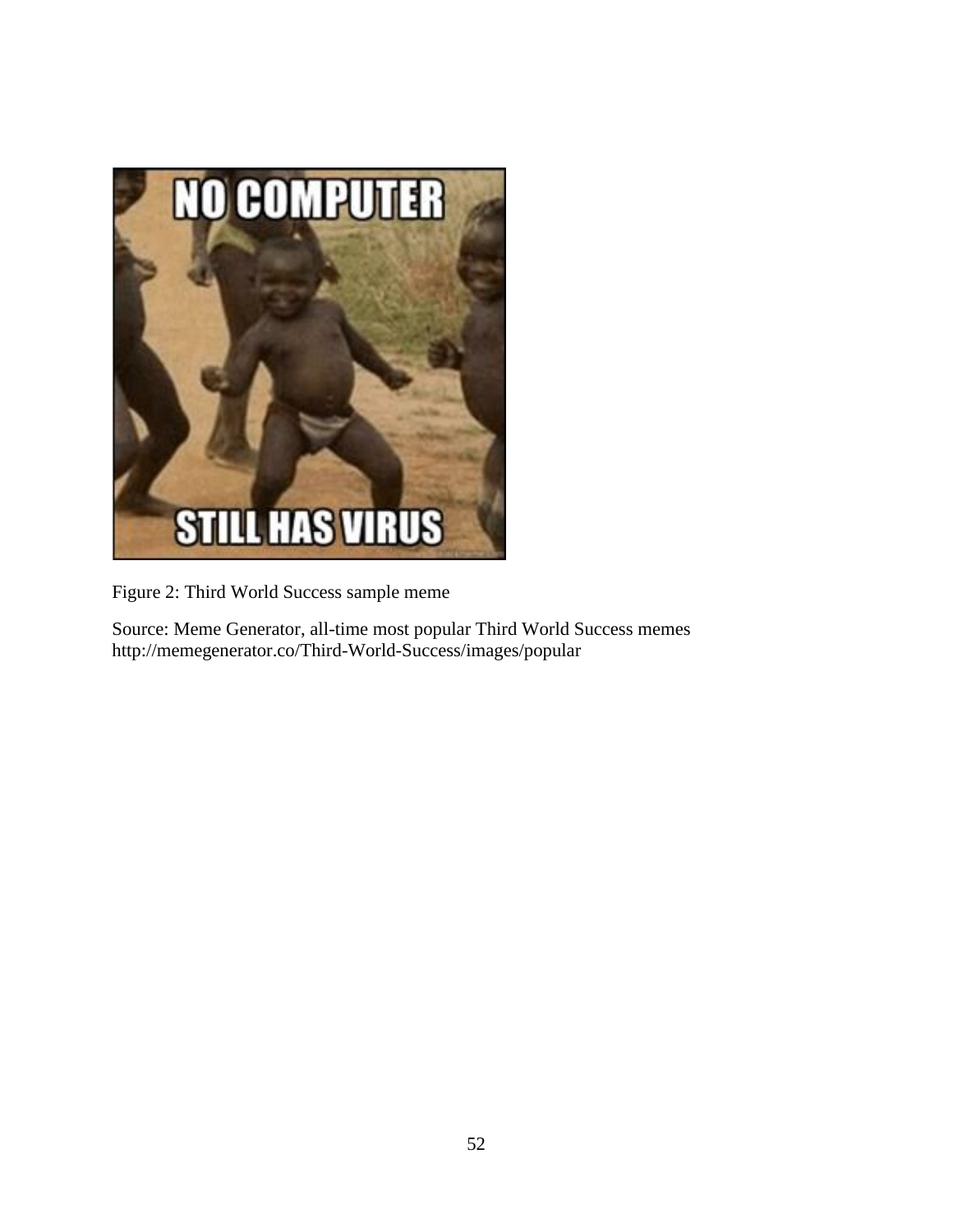Figure 2: Third World Success sample meme

Source: Meme Generator, all-time most popular Third World Success memes http://memegenerator.co/Third-World-Success/images/popular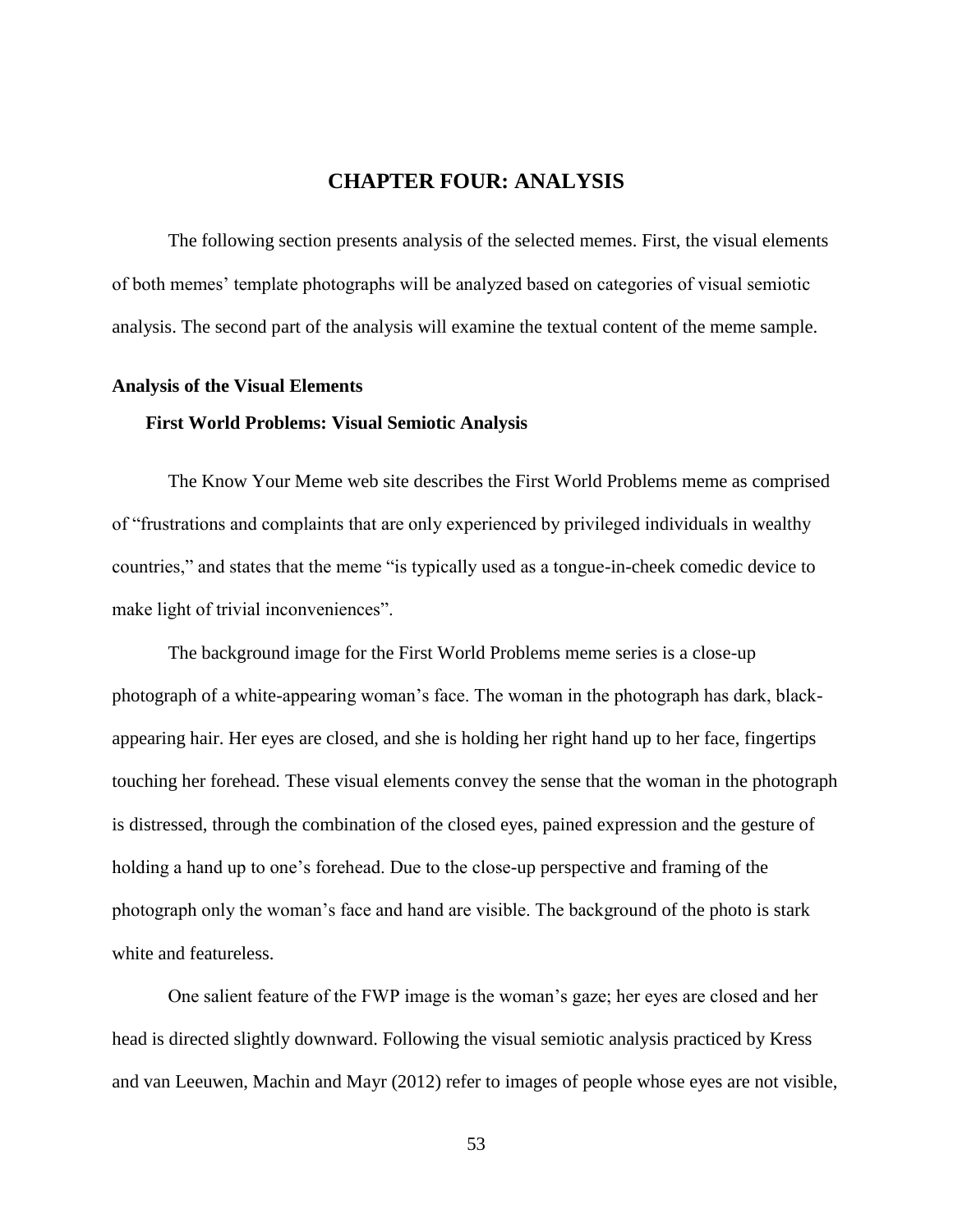# CHAPTER FOUR: ANALYSIS

The following section presents analysis of the selected memes. First, the visual elements of both memes' template photographs will be analyzed based on categories of visual semiotic analysis. The second part of the analysis will examine the textual content of the meme sample.

## Analysis of the Visual Elements

### First World Problems: Visual Semiotic Analysis

The Know Your Meme web site describes the First World Problems meme as comprised of "frustrations and complaints that are only experienced by privileged individuals in wealthy countries," and states that the meme "is typically used as a tongue-in-cheek comedic device to make light of trivial inconveniences".

The background image for the First World Problems meme series is a close-up photograph of a white-appearing woman's face. The woman in the photograph has dark, black-appearing hair. Her eyes are closed, and she is holding her right hand up to her face, fingertips touching her forehead. These visual elements convey the sense that the woman in the photograph is distressed, through the combination of the closed eyes, pained expression and the gesture of holding a hand up to one's forehead. Due to the close-up perspective and framing of the photograph only the woman's face and hand are visible. The background of the photo is stark white and featureless.

One salient feature of the FWP image is the woman's gaze; her eyes are closed and her head is directed slightly downward. Following the visual semiotic analysis practiced by Kress and van Leeuwen, Machin and Mayr (2012) refer to images of people whose eyes are not visible,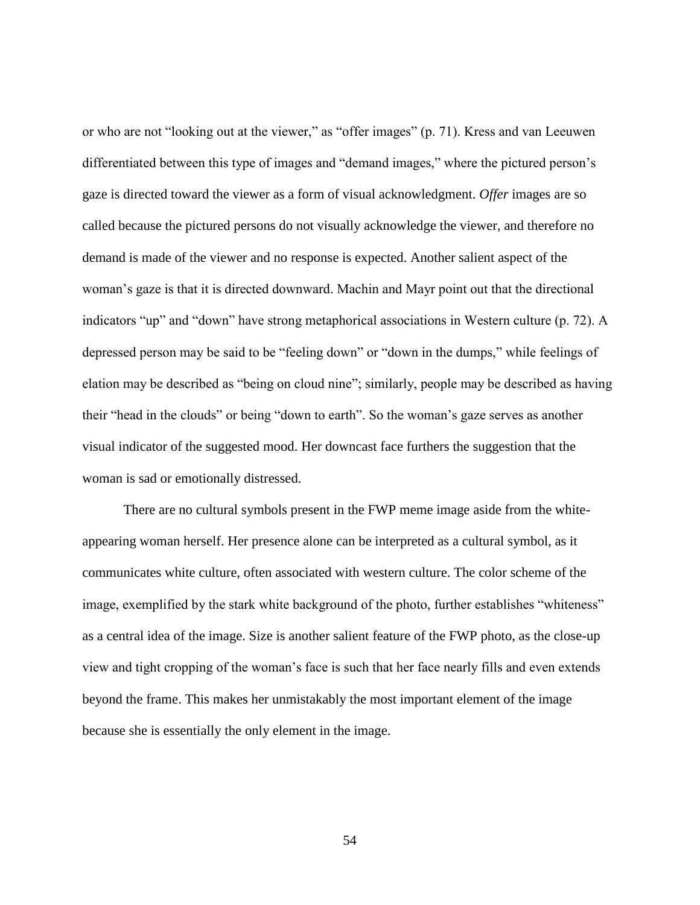or who are not "looking out at the viewer," as "offer images" (p. 71). Kress and van Leeuwen differentiated between this type of images and "demand images," where the pictured person's gaze is directed toward the viewer as a form of visual acknowledgment. *Offer* images are so called because the pictured persons do not visually acknowledge the viewer, and therefore no demand is made of the viewer and no response is expected. Another salient aspect of the woman's gaze is that it is directed downward. Machin and Mayr point out that the directional indicators "up" and "down" have strong metaphorical associations in Western culture (p. 72). A depressed person may be said to be "feeling down" or "down in the dumps," while feelings of elation may be described as "being on cloud nine"; similarly, people may be described as having their "head in the clouds" or being "down to earth". So the woman's gaze serves as another visual indicator of the suggested mood. Her downcast face furthers the suggestion that the woman is sad or emotionally distressed.

There are no cultural symbols present in the FWP meme image aside from the white-appearing woman herself. Her presence alone can be interpreted as a cultural symbol, as it communicates white culture, often associated with western culture. The color scheme of the image, exemplified by the stark white background of the photo, further establishes "whiteness" as a central idea of the image. Size is another salient feature of the FWP photo, as the close-up view and tight cropping of the woman's face is such that her face nearly fills and even extends beyond the frame. This makes her unmistakably the most important element of the image because she is essentially the only element in the image.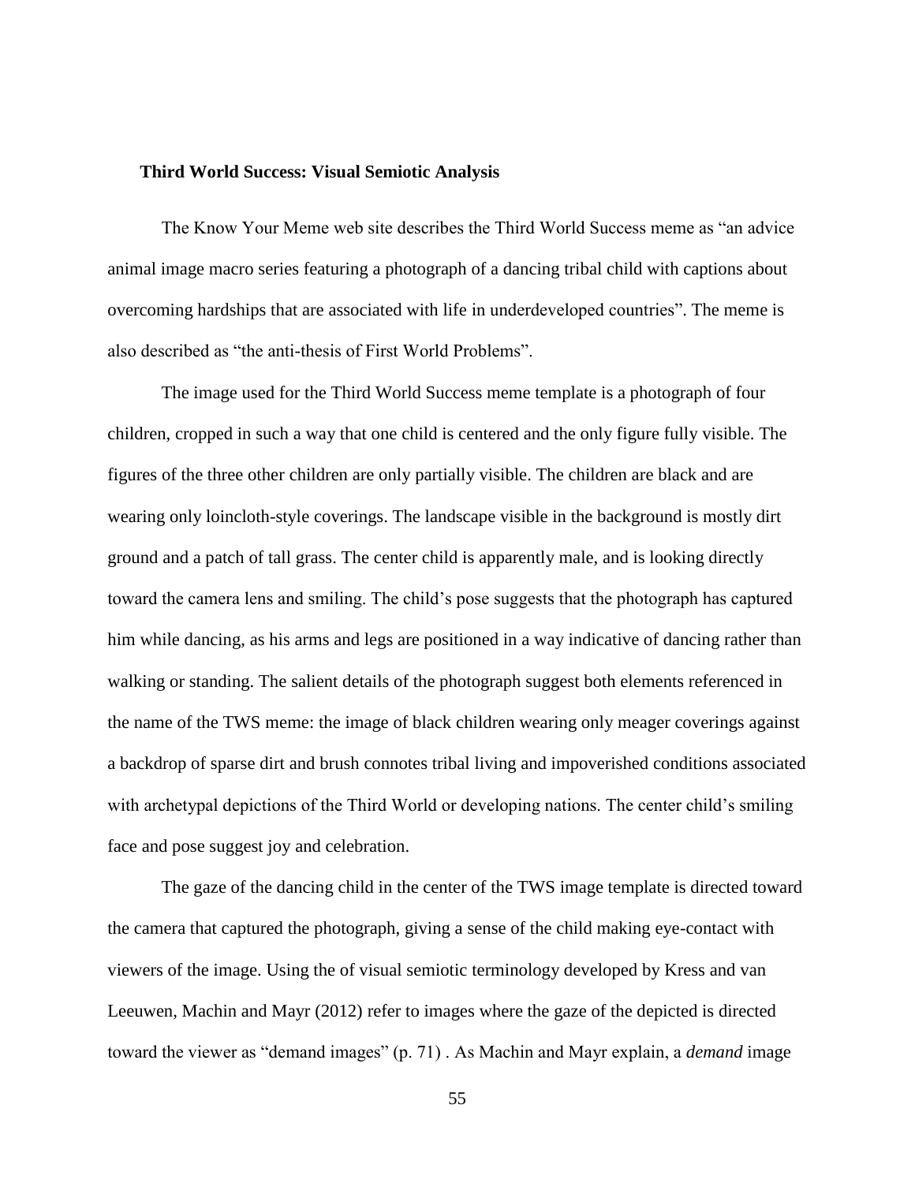**Third World Success: Visual Semiotic Analysis**

The Know Your Meme web site describes the Third World Success meme as "an advice animal image macro series featuring a photograph of a dancing tribal child with captions about overcoming hardships that are associated with life in underdeveloped countries". The meme is also described as "the anti-thesis of First World Problems".

The image used for the Third World Success meme template is a photograph of four children, cropped in such a way that one child is centered and the only figure fully visible. The figures of the three other children are only partially visible. The children are black and are wearing only loincloth-style coverings. The landscape visible in the background is mostly dirt ground and a patch of tall grass. The center child is apparently male, and is looking directly toward the camera lens and smiling. The child's pose suggests that the photograph has captured him while dancing, as his arms and legs are positioned in a way indicative of dancing rather than walking or standing. The salient details of the photograph suggest both elements referenced in the name of the TWS meme: the image of black children wearing only meager coverings against a backdrop of sparse dirt and brush connotes tribal living and impoverished conditions associated with archetypal depictions of the Third World or developing nations. The center child's smiling face and pose suggest joy and celebration.

The gaze of the dancing child in the center of the TWS image template is directed toward the camera that captured the photograph, giving a sense of the child making eye-contact with viewers of the image. Using the of visual semiotic terminology developed by Kress and van Leeuwen, Machin and Mayr (2012) refer to images where the gaze of the depicted is directed toward the viewer as "demand images" (p. 71) . As Machin and Mayr explain, a *demand* image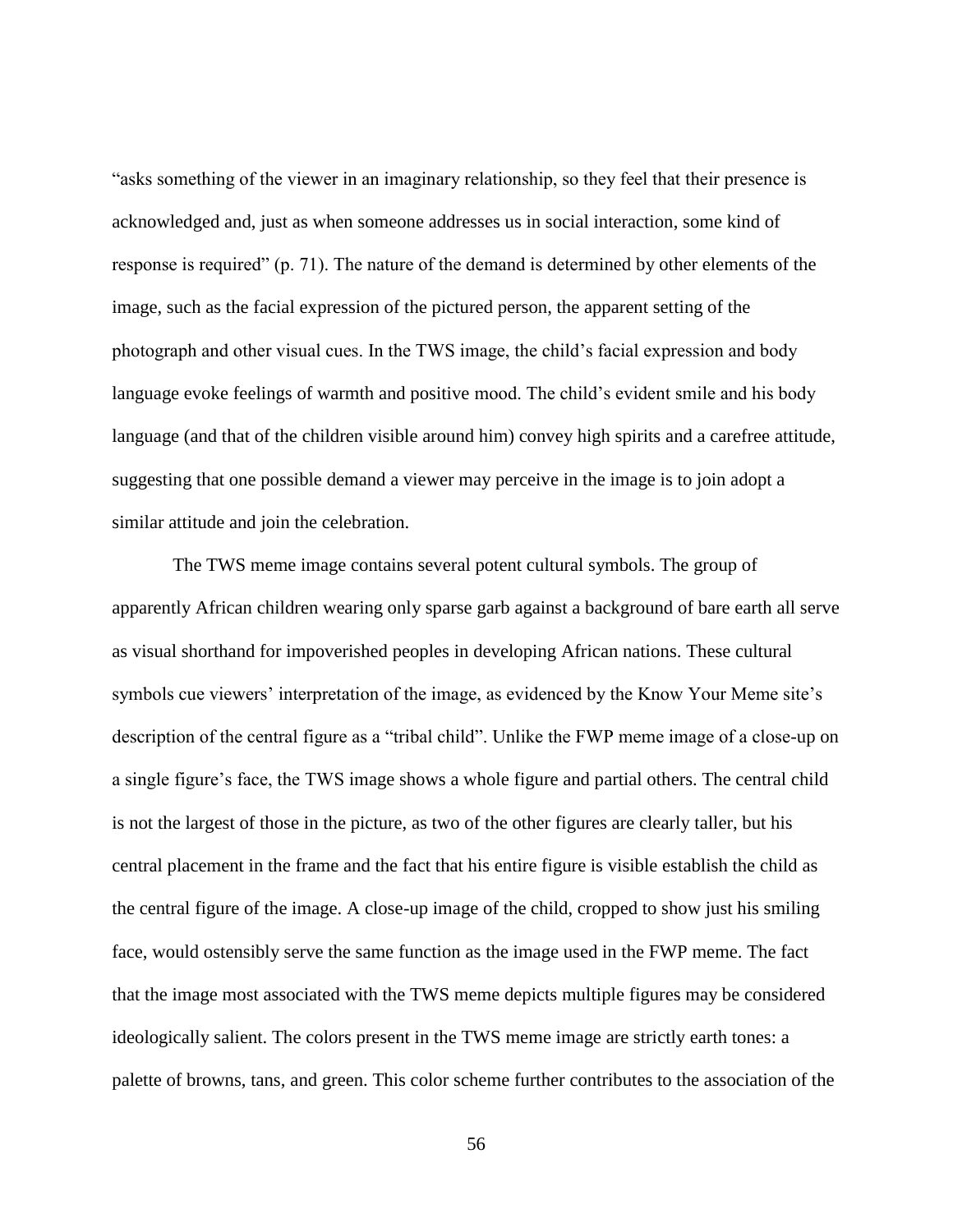"asks something of the viewer in an imaginary relationship, so they feel that their presence is acknowledged and, just as when someone addresses us in social interaction, some kind of response is required" (p. 71). The nature of the demand is determined by other elements of the image, such as the facial expression of the pictured person, the apparent setting of the photograph and other visual cues. In the TWS image, the child's facial expression and body language evoke feelings of warmth and positive mood. The child's evident smile and his body language (and that of the children visible around him) convey high spirits and a carefree attitude, suggesting that one possible demand a viewer may perceive in the image is to join adopt a similar attitude and join the celebration.

The TWS meme image contains several potent cultural symbols. The group of apparently African children wearing only sparse garb against a background of bare earth all serve as visual shorthand for impoverished peoples in developing African nations. These cultural symbols cue viewers' interpretation of the image, as evidenced by the Know Your Meme site's description of the central figure as a "tribal child". Unlike the FWP meme image of a close-up on a single figure's face, the TWS image shows a whole figure and partial others. The central child is not the largest of those in the picture, as two of the other figures are clearly taller, but his central placement in the frame and the fact that his entire figure is visible establish the child as the central figure of the image. A close-up image of the child, cropped to show just his smiling face, would ostensibly serve the same function as the image used in the FWP meme. The fact that the image most associated with the TWS meme depicts multiple figures may be considered ideologically salient. The colors present in the TWS meme image are strictly earth tones: a palette of browns, tans, and green. This color scheme further contributes to the association of the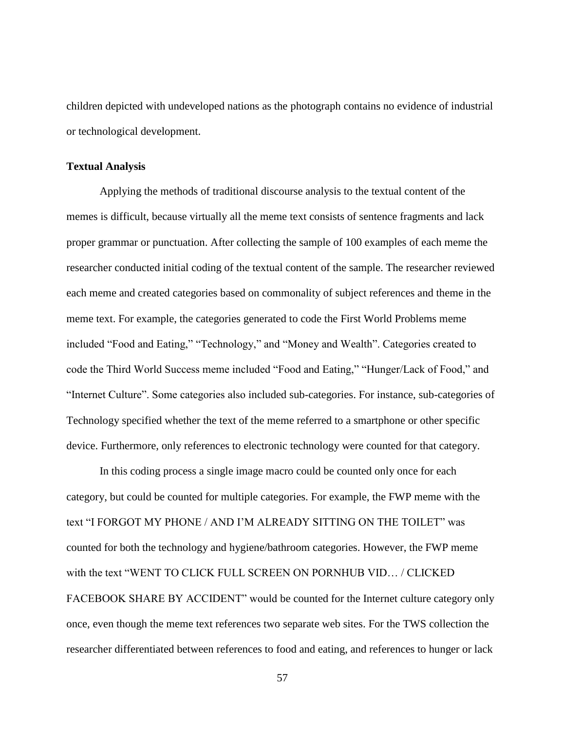children depicted with undeveloped nations as the photograph contains no evidence of industrial or technological development.

### Textual Analysis

Applying the methods of traditional discourse analysis to the textual content of the memes is difficult, because virtually all the meme text consists of sentence fragments and lack proper grammar or punctuation. After collecting the sample of 100 examples of each meme the researcher conducted initial coding of the textual content of the sample. The researcher reviewed each meme and created categories based on commonality of subject references and theme in the meme text. For example, the categories generated to code the First World Problems meme included "Food and Eating," "Technology," and "Money and Wealth". Categories created to code the Third World Success meme included "Food and Eating," "Hunger/Lack of Food," and "Internet Culture". Some categories also included sub-categories. For instance, sub-categories of Technology specified whether the text of the meme referred to a smartphone or other specific device. Furthermore, only references to electronic technology were counted for that category.

In this coding process a single image macro could be counted only once for each category, but could be counted for multiple categories. For example, the FWP meme with the text "I FORGOT MY PHONE / AND I'M ALREADY SITTING ON THE TOILET" was counted for both the technology and hygiene/bathroom categories. However, the FWP meme with the text "WENT TO CLICK FULL SCREEN ON PORNHUB VID… / CLICKED FACEBOOK SHARE BY ACCIDENT" would be counted for the Internet culture category only once, even though the meme text references two separate web sites. For the TWS collection the researcher differentiated between references to food and eating, and references to hunger or lack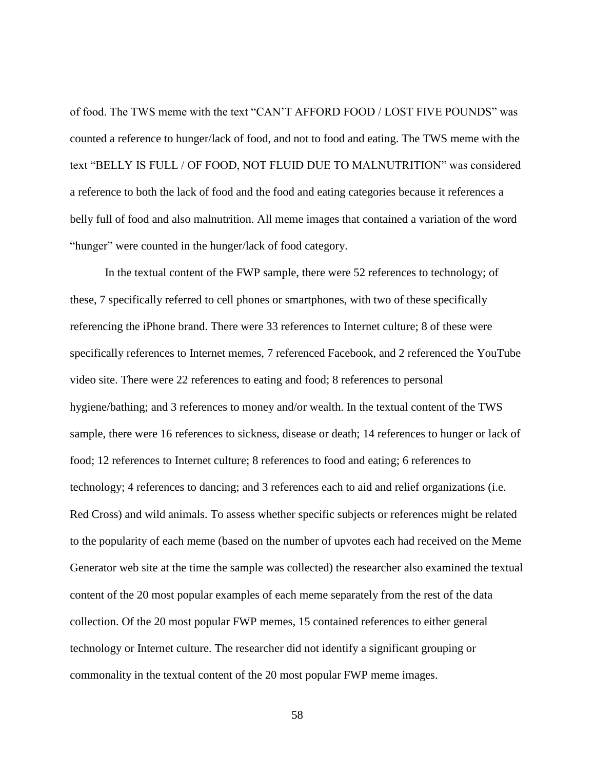of food. The TWS meme with the text "CAN'T AFFORD FOOD / LOST FIVE POUNDS" was counted a reference to hunger/lack of food, and not to food and eating. The TWS meme with the text "BELLY IS FULL / OF FOOD, NOT FLUID DUE TO MALNUTRITION" was considered a reference to both the lack of food and the food and eating categories because it references a belly full of food and also malnutrition. All meme images that contained a variation of the word "hunger" were counted in the hunger/lack of food category.

In the textual content of the FWP sample, there were 52 references to technology; of these, 7 specifically referred to cell phones or smartphones, with two of these specifically referencing the iPhone brand. There were 33 references to Internet culture; 8 of these were specifically references to Internet memes, 7 referenced Facebook, and 2 referenced the YouTube video site. There were 22 references to eating and food; 8 references to personal hygiene/bathing; and 3 references to money and/or wealth. In the textual content of the TWS sample, there were 16 references to sickness, disease or death; 14 references to hunger or lack of food; 12 references to Internet culture; 8 references to food and eating; 6 references to technology; 4 references to dancing; and 3 references each to aid and relief organizations (i.e. Red Cross) and wild animals. To assess whether specific subjects or references might be related to the popularity of each meme (based on the number of upvotes each had received on the Meme Generator web site at the time the sample was collected) the researcher also examined the textual content of the 20 most popular examples of each meme separately from the rest of the data collection. Of the 20 most popular FWP memes, 15 contained references to either general technology or Internet culture. The researcher did not identify a significant grouping or commonality in the textual content of the 20 most popular FWP meme images.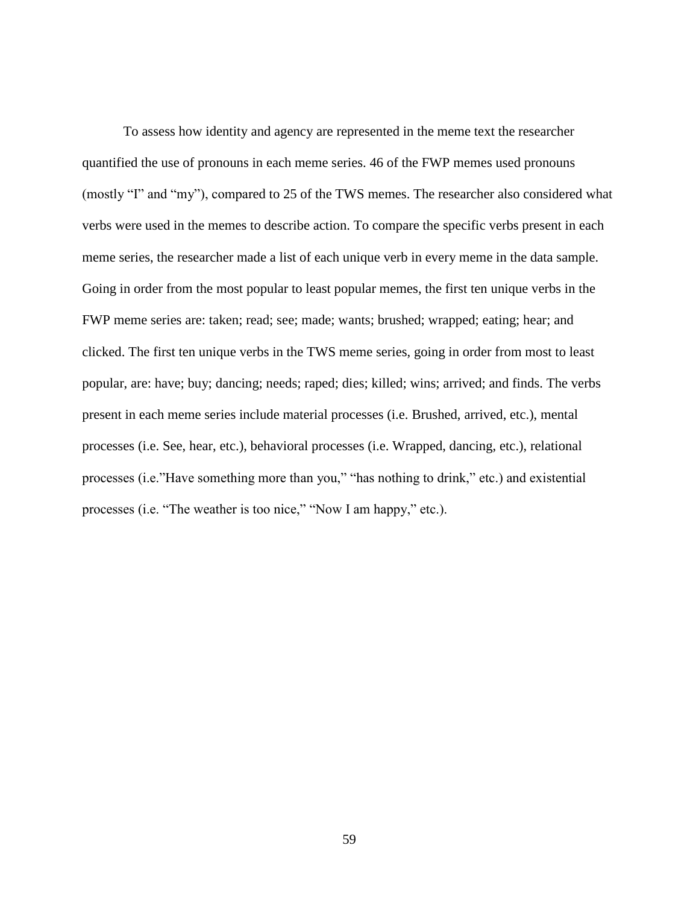To assess how identity and agency are represented in the meme text the researcher quantified the use of pronouns in each meme series. 46 of the FWP memes used pronouns (mostly “I” and “my”), compared to 25 of the TWS memes. The researcher also considered what verbs were used in the memes to describe action. To compare the specific verbs present in each meme series, the researcher made a list of each unique verb in every meme in the data sample. Going in order from the most popular to least popular memes, the first ten unique verbs in the FWP meme series are: taken; read; see; made; wants; brushed; wrapped; eating; hear; and clicked. The first ten unique verbs in the TWS meme series, going in order from most to least popular, are: have; buy; dancing; needs; raped; dies; killed; wins; arrived; and finds. The verbs present in each meme series include material processes (i.e. Brushed, arrived, etc.), mental processes (i.e. See, hear, etc.), behavioral processes (i.e. Wrapped, dancing, etc.), relational processes (i.e.”Have something more than you,” “has nothing to drink,” etc.) and existential processes (i.e. “The weather is too nice,” “Now I am happy,” etc.).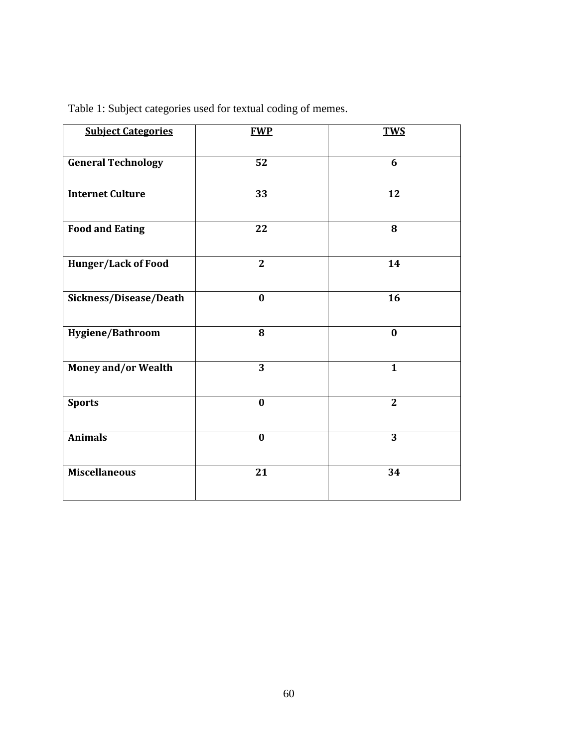Table 1: Subject categories used for textual coding of memes.

| Subject Categories | FWP | TWS |
| --- | --- | --- |
| General Technology | 52 | 6 |
| Internet Culture | 33 | 12 |
| Food and Eating | 22 | 8 |
| Hunger/Lack of Food | 2 | 14 |
| Sickness/Disease/Death | 0 | 16 |
| Hygiene/Bathroom | 8 | 0 |
| Money and/or Wealth | 3 | 1 |
| Sports | 0 | 2 |
| Animals | 0 | 3 |
| Miscellaneous | 21 | 34 |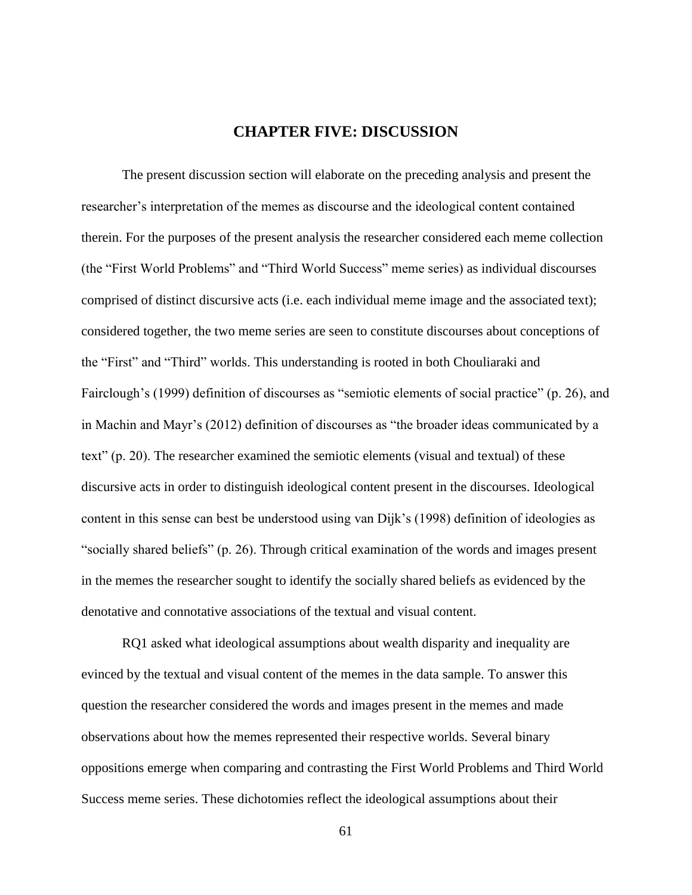# CHAPTER FIVE: DISCUSSION

The present discussion section will elaborate on the preceding analysis and present the researcher's interpretation of the memes as discourse and the ideological content contained therein. For the purposes of the present analysis the researcher considered each meme collection (the "First World Problems" and "Third World Success" meme series) as individual discourses comprised of distinct discursive acts (i.e. each individual meme image and the associated text); considered together, the two meme series are seen to constitute discourses about conceptions of the "First" and "Third" worlds. This understanding is rooted in both Chouliaraki and Fairclough's (1999) definition of discourses as "semiotic elements of social practice" (p. 26), and in Machin and Mayr's (2012) definition of discourses as "the broader ideas communicated by a text" (p. 20). The researcher examined the semiotic elements (visual and textual) of these discursive acts in order to distinguish ideological content present in the discourses. Ideological content in this sense can best be understood using van Dijk's (1998) definition of ideologies as "socially shared beliefs" (p. 26). Through critical examination of the words and images present in the memes the researcher sought to identify the socially shared beliefs as evidenced by the denotative and connotative associations of the textual and visual content.

RQ1 asked what ideological assumptions about wealth disparity and inequality are evinced by the textual and visual content of the memes in the data sample. To answer this question the researcher considered the words and images present in the memes and made observations about how the memes represented their respective worlds. Several binary oppositions emerge when comparing and contrasting the First World Problems and Third World Success meme series. These dichotomies reflect the ideological assumptions about their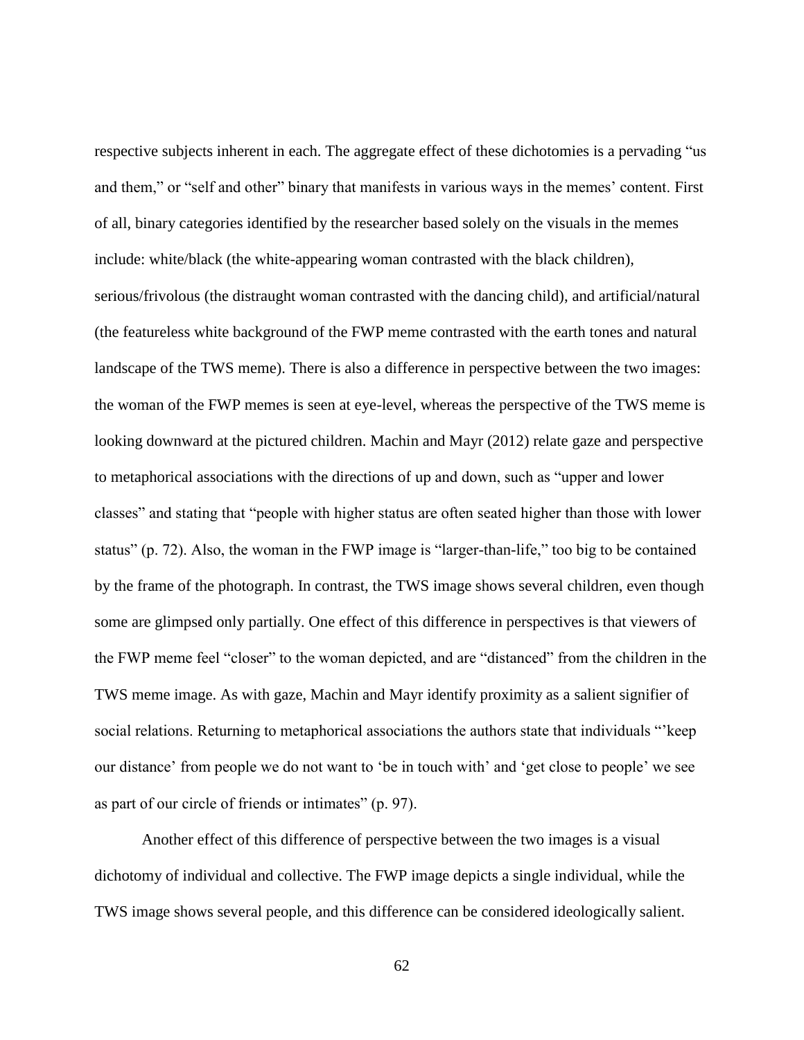respective subjects inherent in each. The aggregate effect of these dichotomies is a pervading "us and them," or "self and other" binary that manifests in various ways in the memes' content. First of all, binary categories identified by the researcher based solely on the visuals in the memes include: white/black (the white-appearing woman contrasted with the black children), serious/frivolous (the distraught woman contrasted with the dancing child), and artificial/natural (the featureless white background of the FWP meme contrasted with the earth tones and natural landscape of the TWS meme). There is also a difference in perspective between the two images: the woman of the FWP memes is seen at eye-level, whereas the perspective of the TWS meme is looking downward at the pictured children. Machin and Mayr (2012) relate gaze and perspective to metaphorical associations with the directions of up and down, such as "upper and lower classes" and stating that "people with higher status are often seated higher than those with lower status" (p. 72). Also, the woman in the FWP image is "larger-than-life," too big to be contained by the frame of the photograph. In contrast, the TWS image shows several children, even though some are glimpsed only partially. One effect of this difference in perspectives is that viewers of the FWP meme feel "closer" to the woman depicted, and are "distanced" from the children in the TWS meme image. As with gaze, Machin and Mayr identify proximity as a salient signifier of social relations. Returning to metaphorical associations the authors state that individuals "'keep our distance' from people we do not want to 'be in touch with' and 'get close to people' we see as part of our circle of friends or intimates" (p. 97).

Another effect of this difference of perspective between the two images is a visual dichotomy of individual and collective. The FWP image depicts a single individual, while the TWS image shows several people, and this difference can be considered ideologically salient.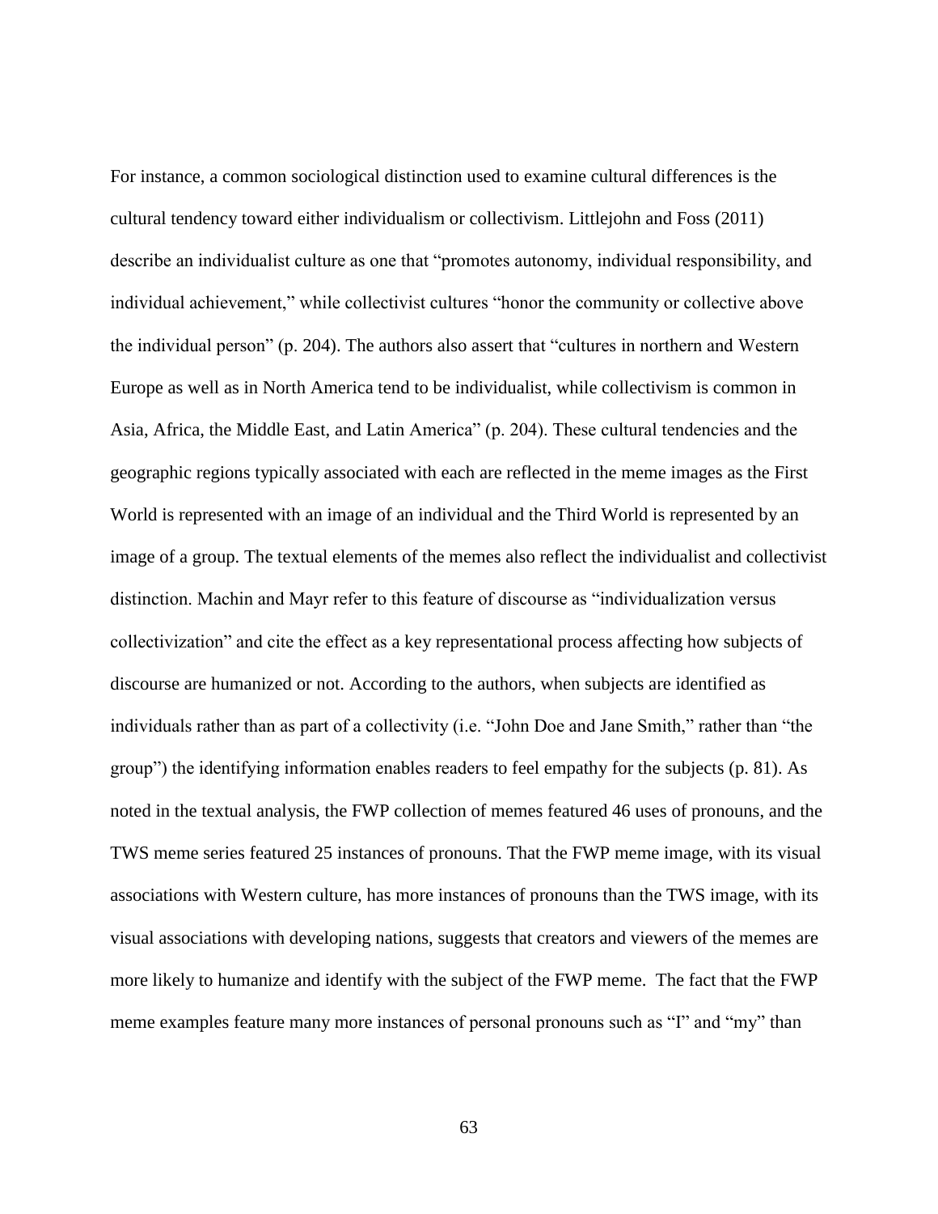For instance, a common sociological distinction used to examine cultural differences is the cultural tendency toward either individualism or collectivism. Littlejohn and Foss (2011) describe an individualist culture as one that "promotes autonomy, individual responsibility, and individual achievement," while collectivist cultures "honor the community or collective above the individual person" (p. 204). The authors also assert that "cultures in northern and Western Europe as well as in North America tend to be individualist, while collectivism is common in Asia, Africa, the Middle East, and Latin America" (p. 204). These cultural tendencies and the geographic regions typically associated with each are reflected in the meme images as the First World is represented with an image of an individual and the Third World is represented by an image of a group. The textual elements of the memes also reflect the individualist and collectivist distinction. Machin and Mayr refer to this feature of discourse as "individualization versus collectivization" and cite the effect as a key representational process affecting how subjects of discourse are humanized or not. According to the authors, when subjects are identified as individuals rather than as part of a collectivity (i.e. "John Doe and Jane Smith," rather than "the group") the identifying information enables readers to feel empathy for the subjects (p. 81). As noted in the textual analysis, the FWP collection of memes featured 46 uses of pronouns, and the TWS meme series featured 25 instances of pronouns. That the FWP meme image, with its visual associations with Western culture, has more instances of pronouns than the TWS image, with its visual associations with developing nations, suggests that creators and viewers of the memes are more likely to humanize and identify with the subject of the FWP meme. The fact that the FWP meme examples feature many more instances of personal pronouns such as "I" and "my" than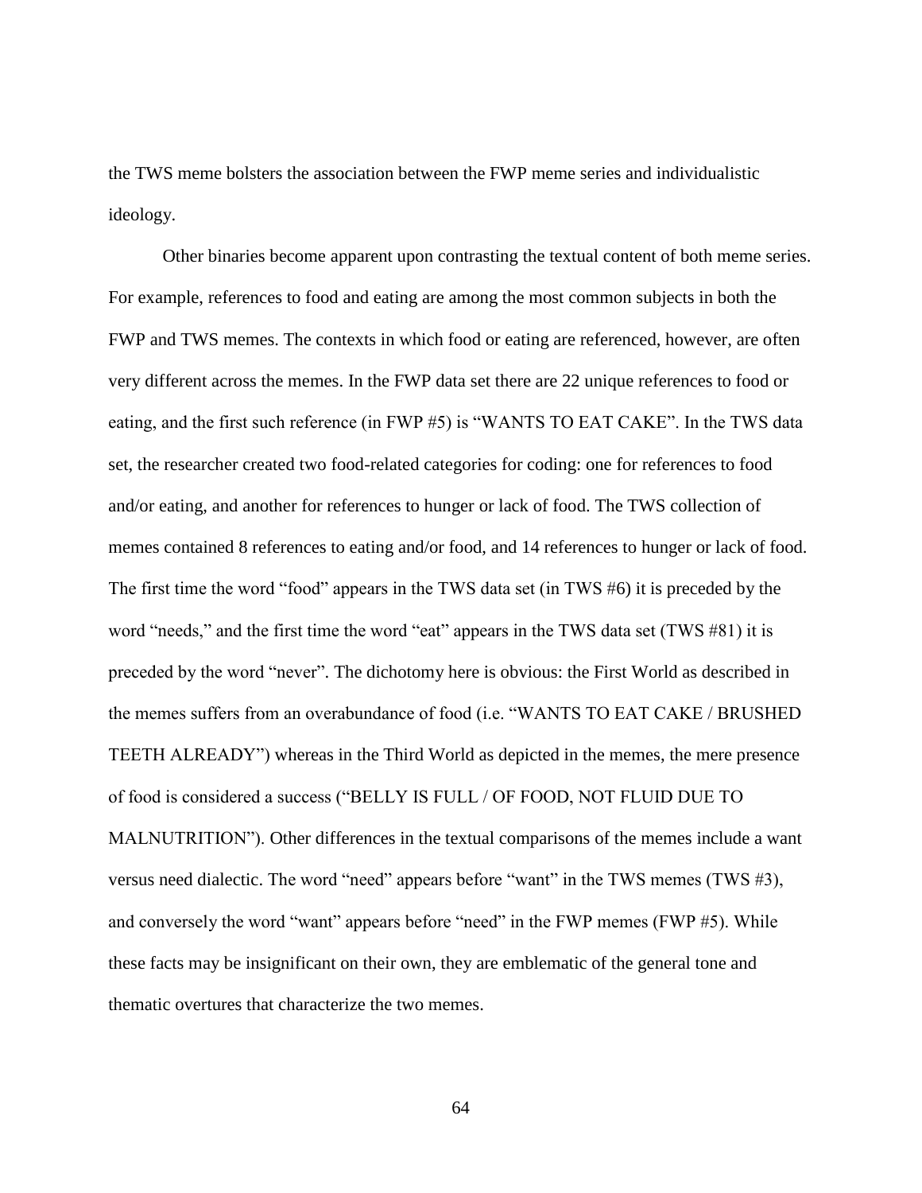the TWS meme bolsters the association between the FWP meme series and individualistic ideology.

Other binaries become apparent upon contrasting the textual content of both meme series. For example, references to food and eating are among the most common subjects in both the FWP and TWS memes. The contexts in which food or eating are referenced, however, are often very different across the memes. In the FWP data set there are 22 unique references to food or eating, and the first such reference (in FWP #5) is "WANTS TO EAT CAKE". In the TWS data set, the researcher created two food-related categories for coding: one for references to food and/or eating, and another for references to hunger or lack of food. The TWS collection of memes contained 8 references to eating and/or food, and 14 references to hunger or lack of food. The first time the word "food" appears in the TWS data set (in TWS #6) it is preceded by the word "needs," and the first time the word "eat" appears in the TWS data set (TWS #81) it is preceded by the word "never". The dichotomy here is obvious: the First World as described in the memes suffers from an overabundance of food (i.e. "WANTS TO EAT CAKE / BRUSHED TEETH ALREADY") whereas in the Third World as depicted in the memes, the mere presence of food is considered a success ("BELLY IS FULL / OF FOOD, NOT FLUID DUE TO MALNUTRITION"). Other differences in the textual comparisons of the memes include a want versus need dialectic. The word "need" appears before "want" in the TWS memes (TWS #3), and conversely the word "want" appears before "need" in the FWP memes (FWP #5). While these facts may be insignificant on their own, they are emblematic of the general tone and thematic overtures that characterize the two memes.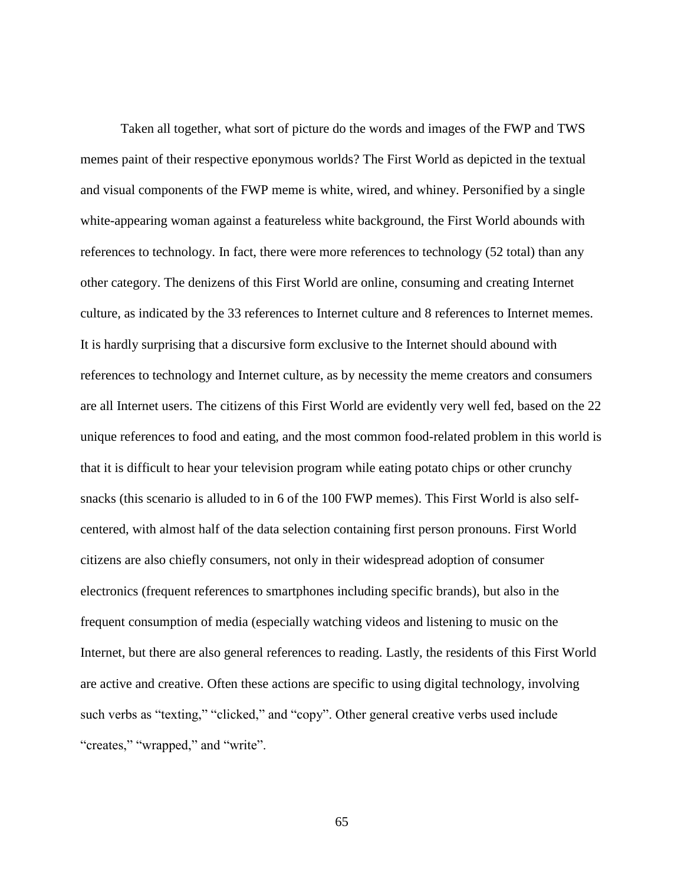Taken all together, what sort of picture do the words and images of the FWP and TWS memes paint of their respective eponymous worlds? The First World as depicted in the textual and visual components of the FWP meme is white, wired, and whiney. Personified by a single white-appearing woman against a featureless white background, the First World abounds with references to technology. In fact, there were more references to technology (52 total) than any other category. The denizens of this First World are online, consuming and creating Internet culture, as indicated by the 33 references to Internet culture and 8 references to Internet memes. It is hardly surprising that a discursive form exclusive to the Internet should abound with references to technology and Internet culture, as by necessity the meme creators and consumers are all Internet users. The citizens of this First World are evidently very well fed, based on the 22 unique references to food and eating, and the most common food-related problem in this world is that it is difficult to hear your television program while eating potato chips or other crunchy snacks (this scenario is alluded to in 6 of the 100 FWP memes). This First World is also self-centered, with almost half of the data selection containing first person pronouns. First World citizens are also chiefly consumers, not only in their widespread adoption of consumer electronics (frequent references to smartphones including specific brands), but also in the frequent consumption of media (especially watching videos and listening to music on the Internet, but there are also general references to reading. Lastly, the residents of this First World are active and creative. Often these actions are specific to using digital technology, involving such verbs as "texting," "clicked," and "copy". Other general creative verbs used include "creates," "wrapped," and "write".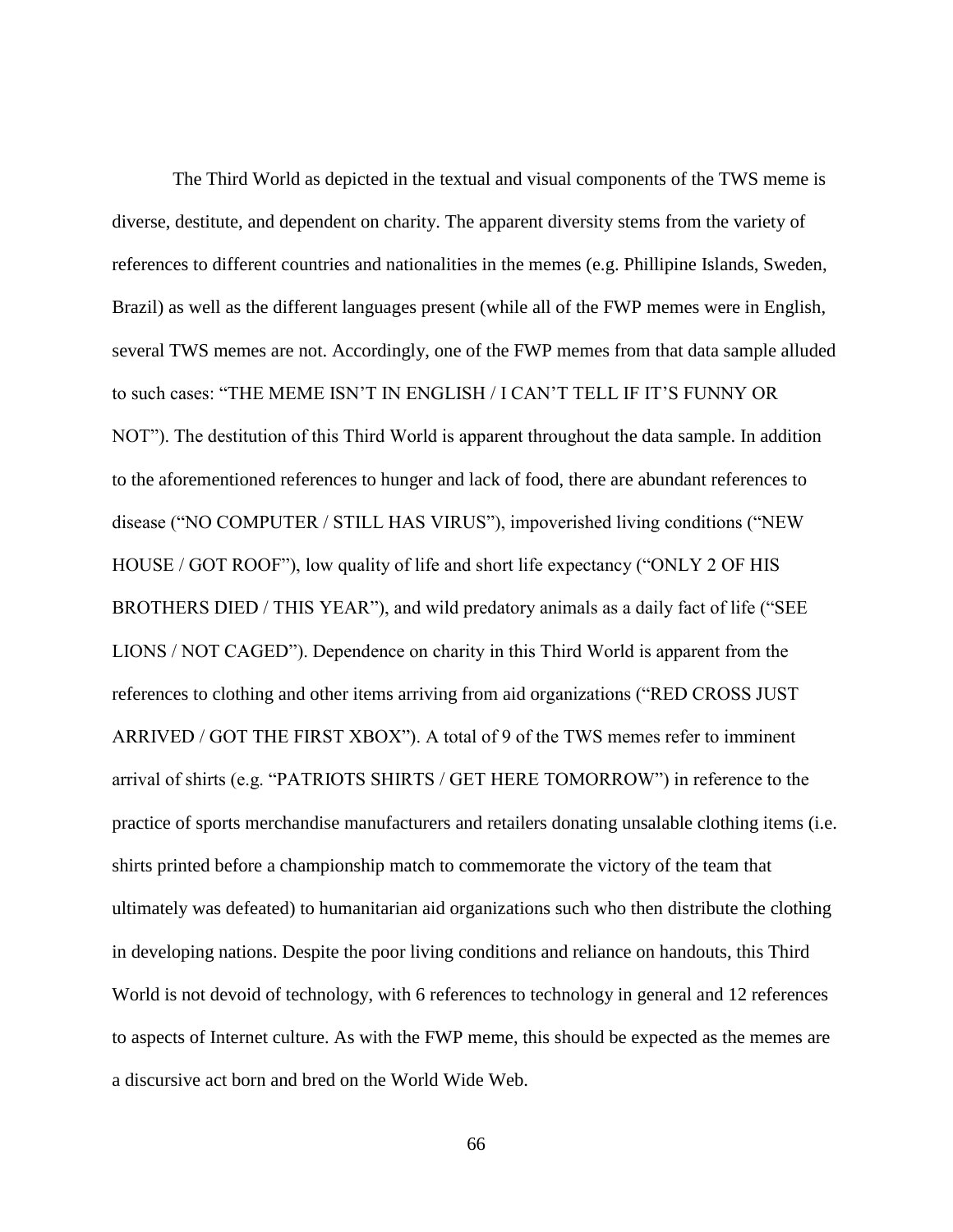The Third World as depicted in the textual and visual components of the TWS meme is diverse, destitute, and dependent on charity. The apparent diversity stems from the variety of references to different countries and nationalities in the memes (e.g. Phillipine Islands, Sweden, Brazil) as well as the different languages present (while all of the FWP memes were in English, several TWS memes are not. Accordingly, one of the FWP memes from that data sample alluded to such cases: "THE MEME ISN'T IN ENGLISH / I CAN'T TELL IF IT'S FUNNY OR NOT"). The destitution of this Third World is apparent throughout the data sample. In addition to the aforementioned references to hunger and lack of food, there are abundant references to disease ("NO COMPUTER / STILL HAS VIRUS"), impoverished living conditions ("NEW HOUSE / GOT ROOF"), low quality of life and short life expectancy ("ONLY 2 OF HIS BROTHERS DIED / THIS YEAR"), and wild predatory animals as a daily fact of life ("SEE LIONS / NOT CAGED"). Dependence on charity in this Third World is apparent from the references to clothing and other items arriving from aid organizations ("RED CROSS JUST ARRIVED / GOT THE FIRST XBOX"). A total of 9 of the TWS memes refer to imminent arrival of shirts (e.g. "PATRIOTS SHIRTS / GET HERE TOMORROW") in reference to the practice of sports merchandise manufacturers and retailers donating unsalable clothing items (i.e. shirts printed before a championship match to commemorate the victory of the team that ultimately was defeated) to humanitarian aid organizations such who then distribute the clothing in developing nations. Despite the poor living conditions and reliance on handouts, this Third World is not devoid of technology, with 6 references to technology in general and 12 references to aspects of Internet culture. As with the FWP meme, this should be expected as the memes are a discursive act born and bred on the World Wide Web.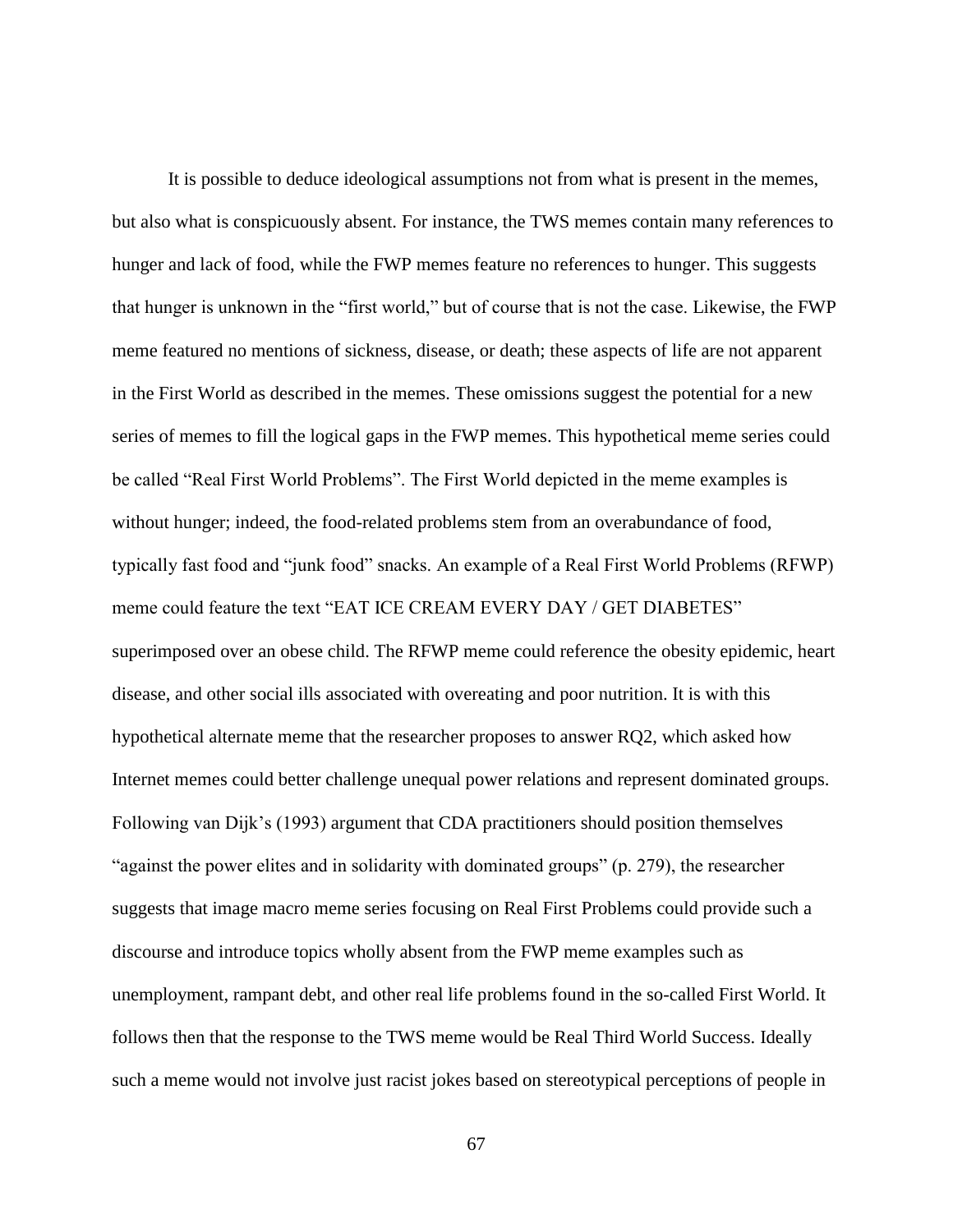It is possible to deduce ideological assumptions not from what is present in the memes, but also what is conspicuously absent. For instance, the TWS memes contain many references to hunger and lack of food, while the FWP memes feature no references to hunger. This suggests that hunger is unknown in the "first world," but of course that is not the case. Likewise, the FWP meme featured no mentions of sickness, disease, or death; these aspects of life are not apparent in the First World as described in the memes. These omissions suggest the potential for a new series of memes to fill the logical gaps in the FWP memes. This hypothetical meme series could be called "Real First World Problems". The First World depicted in the meme examples is without hunger; indeed, the food-related problems stem from an overabundance of food, typically fast food and "junk food" snacks. An example of a Real First World Problems (RFWP) meme could feature the text "EAT ICE CREAM EVERY DAY / GET DIABETES" superimposed over an obese child. The RFWP meme could reference the obesity epidemic, heart disease, and other social ills associated with overeating and poor nutrition. It is with this hypothetical alternate meme that the researcher proposes to answer RQ2, which asked how Internet memes could better challenge unequal power relations and represent dominated groups. Following van Dijk's (1993) argument that CDA practitioners should position themselves "against the power elites and in solidarity with dominated groups" (p. 279), the researcher suggests that image macro meme series focusing on Real First Problems could provide such a discourse and introduce topics wholly absent from the FWP meme examples such as unemployment, rampant debt, and other real life problems found in the so-called First World. It follows then that the response to the TWS meme would be Real Third World Success. Ideally such a meme would not involve just racist jokes based on stereotypical perceptions of people in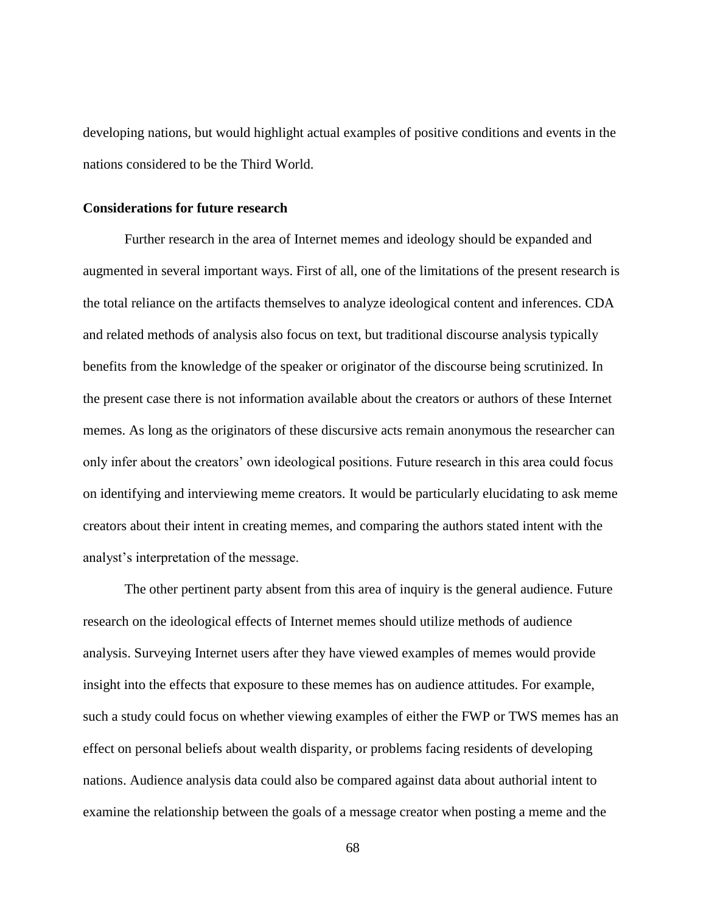developing nations, but would highlight actual examples of positive conditions and events in the nations considered to be the Third World.

**Considerations for future research**

Further research in the area of Internet memes and ideology should be expanded and augmented in several important ways. First of all, one of the limitations of the present research is the total reliance on the artifacts themselves to analyze ideological content and inferences. CDA and related methods of analysis also focus on text, but traditional discourse analysis typically benefits from the knowledge of the speaker or originator of the discourse being scrutinized. In the present case there is not information available about the creators or authors of these Internet memes. As long as the originators of these discursive acts remain anonymous the researcher can only infer about the creators' own ideological positions. Future research in this area could focus on identifying and interviewing meme creators. It would be particularly elucidating to ask meme creators about their intent in creating memes, and comparing the authors stated intent with the analyst's interpretation of the message.

The other pertinent party absent from this area of inquiry is the general audience. Future research on the ideological effects of Internet memes should utilize methods of audience analysis. Surveying Internet users after they have viewed examples of memes would provide insight into the effects that exposure to these memes has on audience attitudes. For example, such a study could focus on whether viewing examples of either the FWP or TWS memes has an effect on personal beliefs about wealth disparity, or problems facing residents of developing nations. Audience analysis data could also be compared against data about authorial intent to examine the relationship between the goals of a message creator when posting a meme and the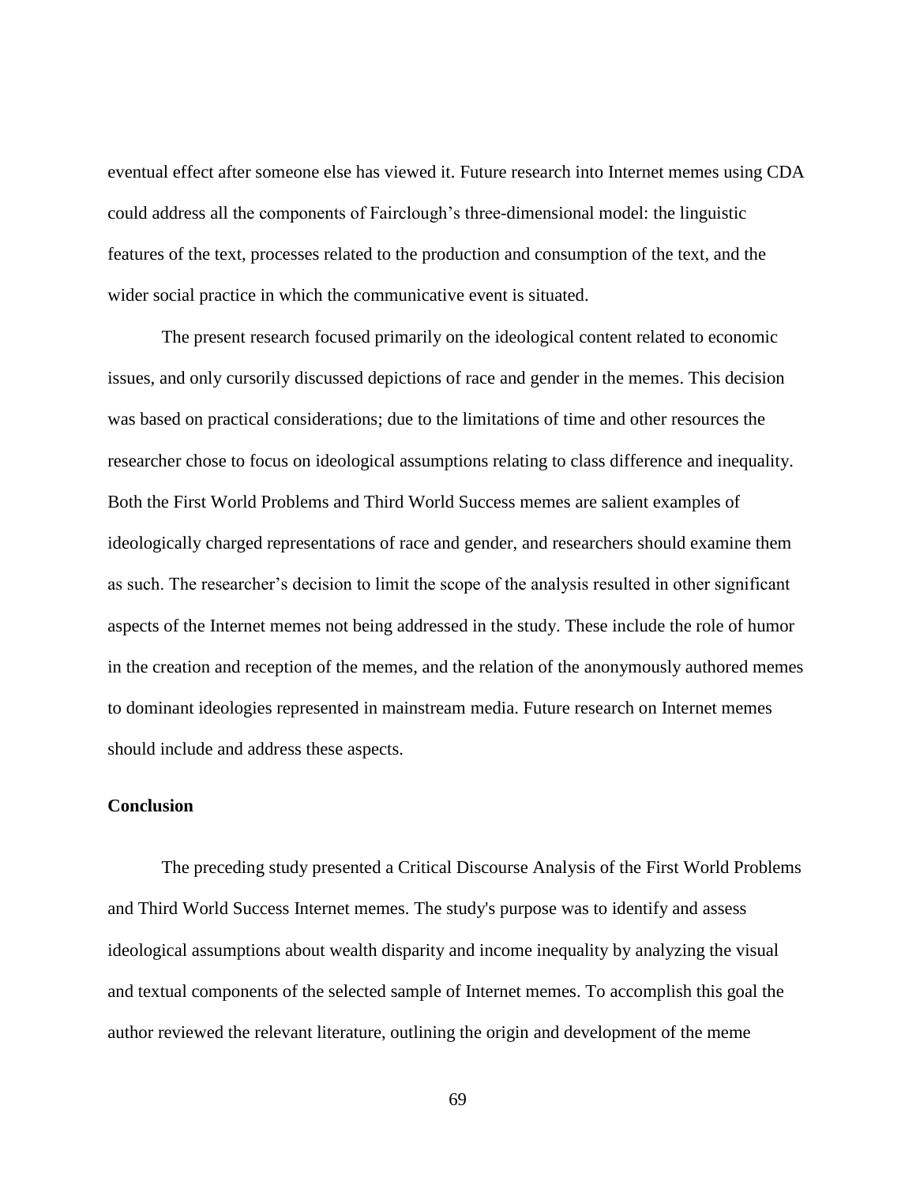eventual effect after someone else has viewed it. Future research into Internet memes using CDA could address all the components of Fairclough's three-dimensional model: the linguistic features of the text, processes related to the production and consumption of the text, and the wider social practice in which the communicative event is situated.

The present research focused primarily on the ideological content related to economic issues, and only cursorily discussed depictions of race and gender in the memes. This decision was based on practical considerations; due to the limitations of time and other resources the researcher chose to focus on ideological assumptions relating to class difference and inequality. Both the First World Problems and Third World Success memes are salient examples of ideologically charged representations of race and gender, and researchers should examine them as such. The researcher's decision to limit the scope of the analysis resulted in other significant aspects of the Internet memes not being addressed in the study. These include the role of humor in the creation and reception of the memes, and the relation of the anonymously authored memes to dominant ideologies represented in mainstream media. Future research on Internet memes should include and address these aspects.

**Conclusion**

The preceding study presented a Critical Discourse Analysis of the First World Problems and Third World Success Internet memes. The study's purpose was to identify and assess ideological assumptions about wealth disparity and income inequality by analyzing the visual and textual components of the selected sample of Internet memes. To accomplish this goal the author reviewed the relevant literature, outlining the origin and development of the meme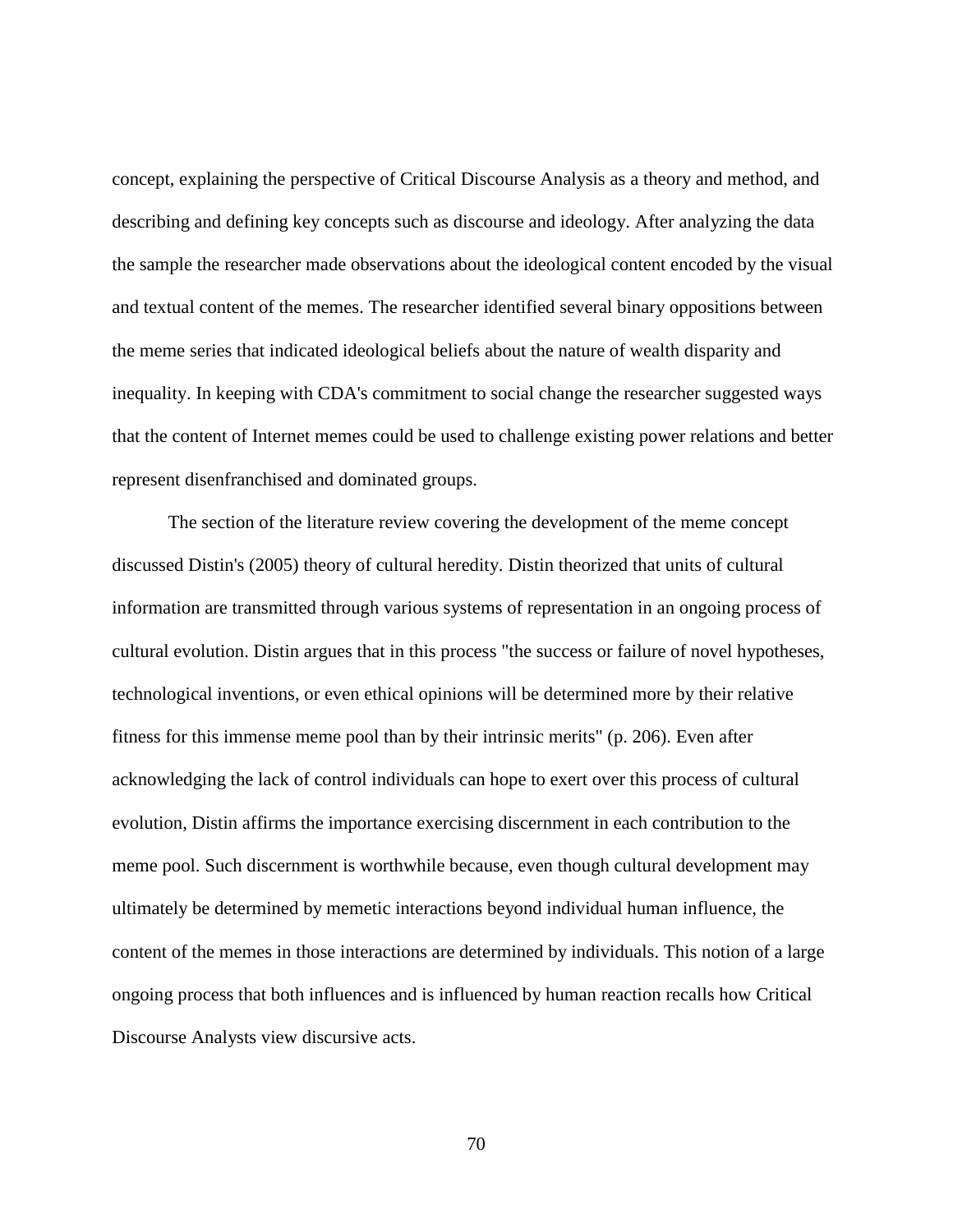concept, explaining the perspective of Critical Discourse Analysis as a theory and method, and describing and defining key concepts such as discourse and ideology. After analyzing the data the sample the researcher made observations about the ideological content encoded by the visual and textual content of the memes. The researcher identified several binary oppositions between the meme series that indicated ideological beliefs about the nature of wealth disparity and inequality. In keeping with CDA's commitment to social change the researcher suggested ways that the content of Internet memes could be used to challenge existing power relations and better represent disenfranchised and dominated groups.

The section of the literature review covering the development of the meme concept discussed Distin's (2005) theory of cultural heredity. Distin theorized that units of cultural information are transmitted through various systems of representation in an ongoing process of cultural evolution. Distin argues that in this process "the success or failure of novel hypotheses, technological inventions, or even ethical opinions will be determined more by their relative fitness for this immense meme pool than by their intrinsic merits" (p. 206). Even after acknowledging the lack of control individuals can hope to exert over this process of cultural evolution, Distin affirms the importance exercising discernment in each contribution to the meme pool. Such discernment is worthwhile because, even though cultural development may ultimately be determined by memetic interactions beyond individual human influence, the content of the memes in those interactions are determined by individuals. This notion of a large ongoing process that both influences and is influenced by human reaction recalls how Critical Discourse Analysts view discursive acts.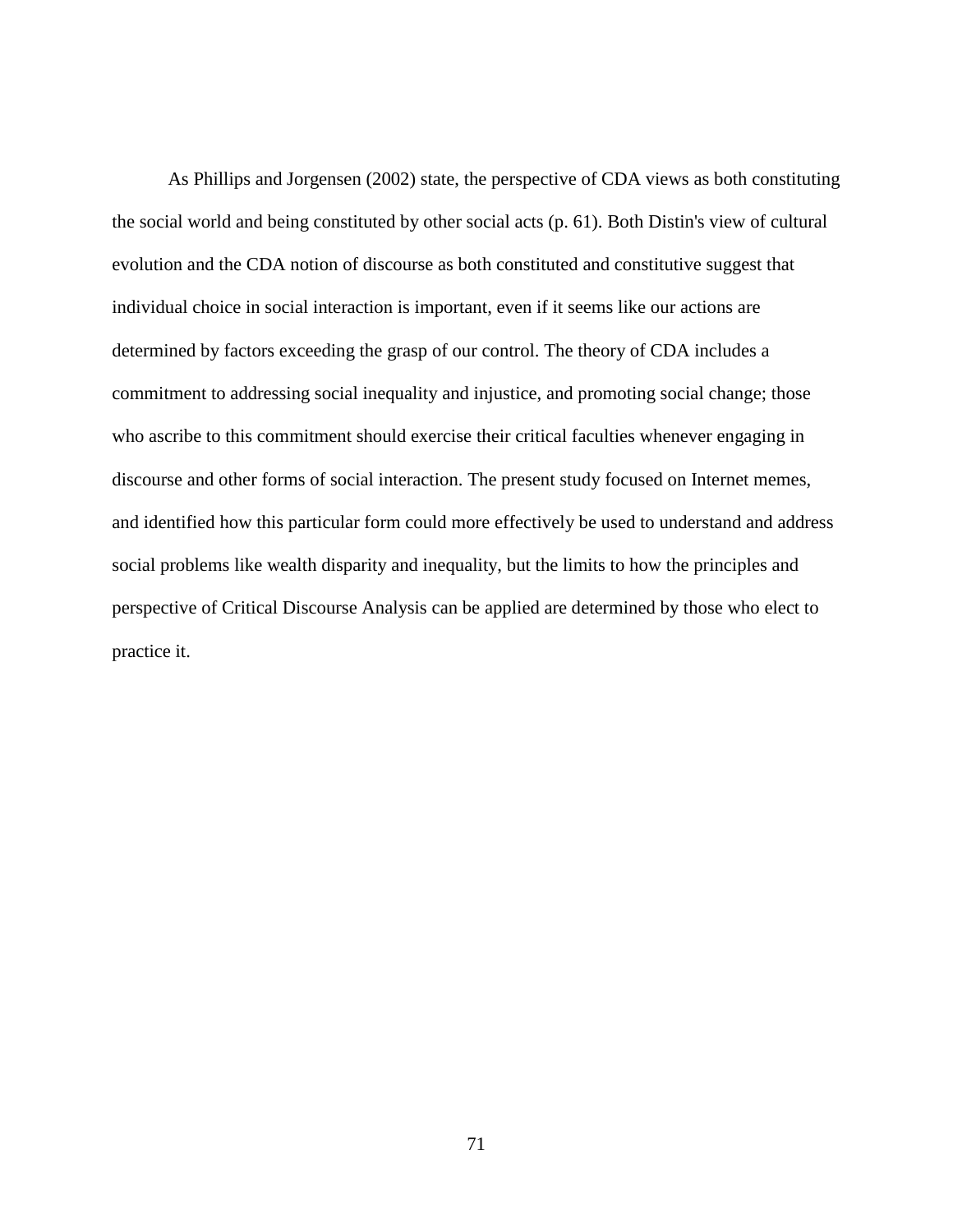As Phillips and Jorgensen (2002) state, the perspective of CDA views as both constituting the social world and being constituted by other social acts (p. 61). Both Distin's view of cultural evolution and the CDA notion of discourse as both constituted and constitutive suggest that individual choice in social interaction is important, even if it seems like our actions are determined by factors exceeding the grasp of our control. The theory of CDA includes a commitment to addressing social inequality and injustice, and promoting social change; those who ascribe to this commitment should exercise their critical faculties whenever engaging in discourse and other forms of social interaction. The present study focused on Internet memes, and identified how this particular form could more effectively be used to understand and address social problems like wealth disparity and inequality, but the limits to how the principles and perspective of Critical Discourse Analysis can be applied are determined by those who elect to practice it.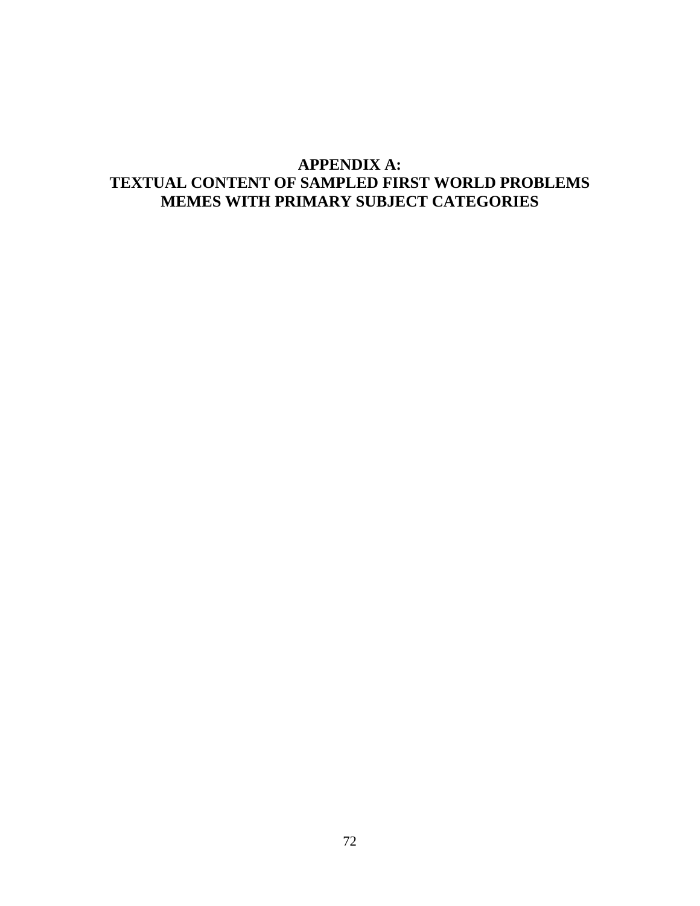# APPENDIX A: TEXTUAL CONTENT OF SAMPLED FIRST WORLD PROBLEMS MEMES WITH PRIMARY SUBJECT CATEGORIES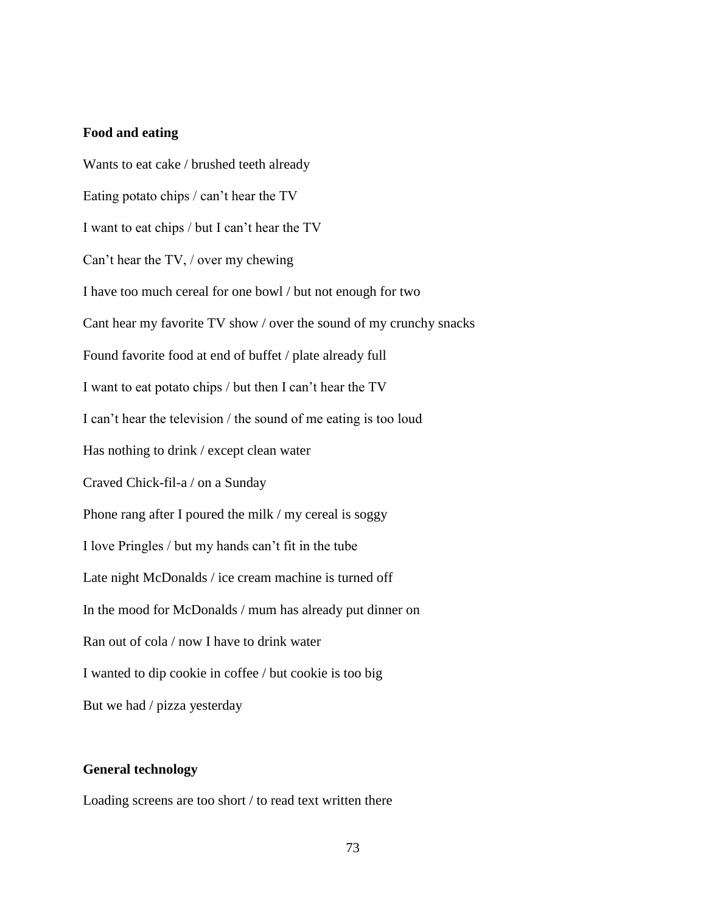**Food and eating**

Wants to eat cake / brushed teeth already

Eating potato chips / can’t hear the TV

I want to eat chips / but I can’t hear the TV

Can’t hear the TV, / over my chewing

I have too much cereal for one bowl / but not enough for two

Cant hear my favorite TV show / over the sound of my crunchy snacks

Found favorite food at end of buffet / plate already full

I want to eat potato chips / but then I can’t hear the TV

I can’t hear the television / the sound of me eating is too loud

Has nothing to drink / except clean water

Craved Chick-fil-a / on a Sunday

Phone rang after I poured the milk / my cereal is soggy

I love Pringles / but my hands can’t fit in the tube

Late night McDonalds / ice cream machine is turned off

In the mood for McDonalds / mum has already put dinner on

Ran out of cola / now I have to drink water

I wanted to dip cookie in coffee / but cookie is too big

But we had / pizza yesterday

**General technology**

Loading screens are too short / to read text written there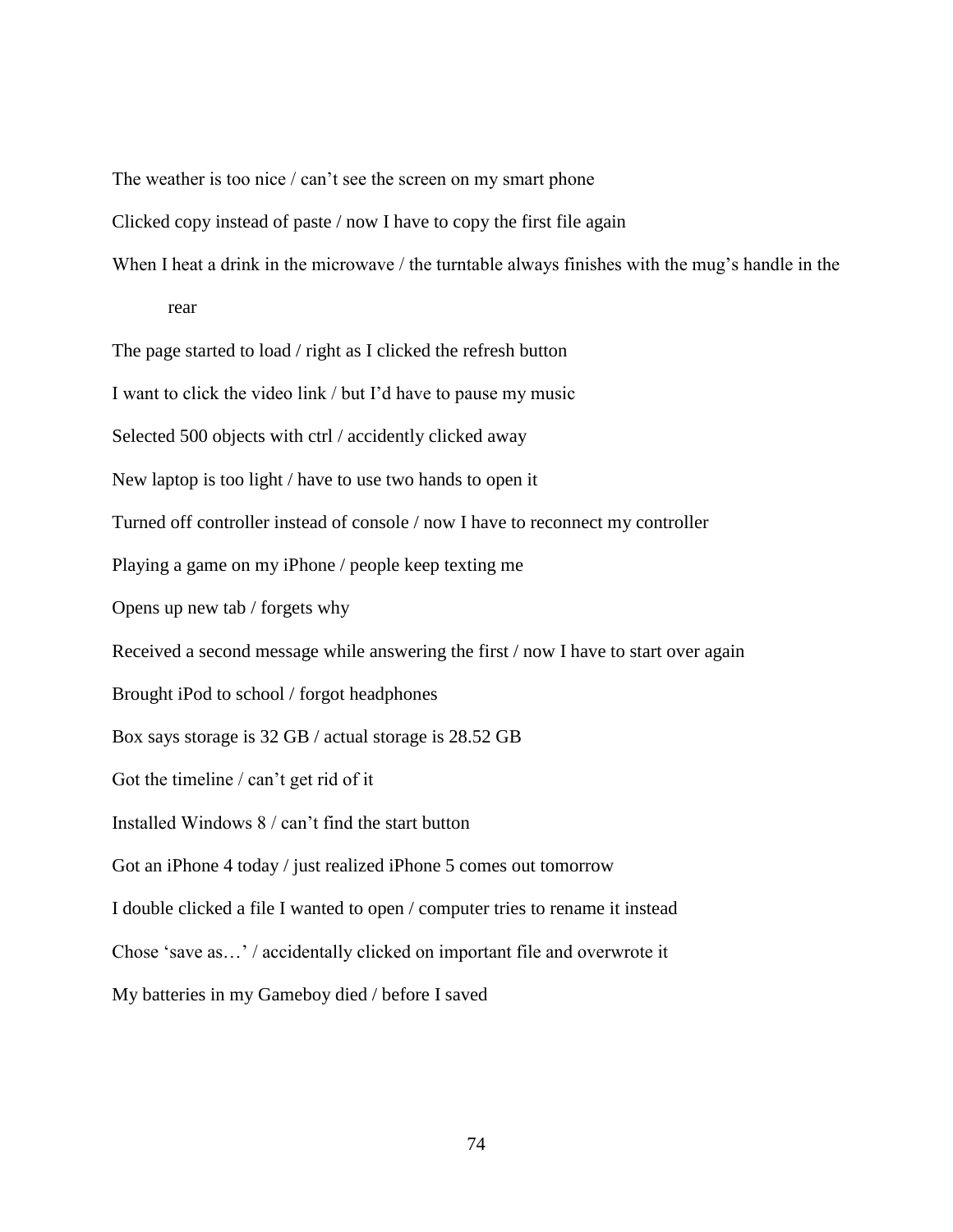The weather is too nice / can't see the screen on my smart phone

Clicked copy instead of paste / now I have to copy the first file again

When I heat a drink in the microwave / the turntable always finishes with the mug's handle in the rear

The page started to load / right as I clicked the refresh button

I want to click the video link / but I'd have to pause my music

Selected 500 objects with ctrl / accidently clicked away

New laptop is too light / have to use two hands to open it

Turned off controller instead of console / now I have to reconnect my controller

Playing a game on my iPhone / people keep texting me

Opens up new tab / forgets why

Received a second message while answering the first / now I have to start over again

Brought iPod to school / forgot headphones

Box says storage is 32 GB / actual storage is 28.52 GB

Got the timeline / can't get rid of it

Installed Windows 8 / can't find the start button

Got an iPhone 4 today / just realized iPhone 5 comes out tomorrow

I double clicked a file I wanted to open / computer tries to rename it instead

Chose 'save as…' / accidentally clicked on important file and overwrote it

My batteries in my Gameboy died / before I saved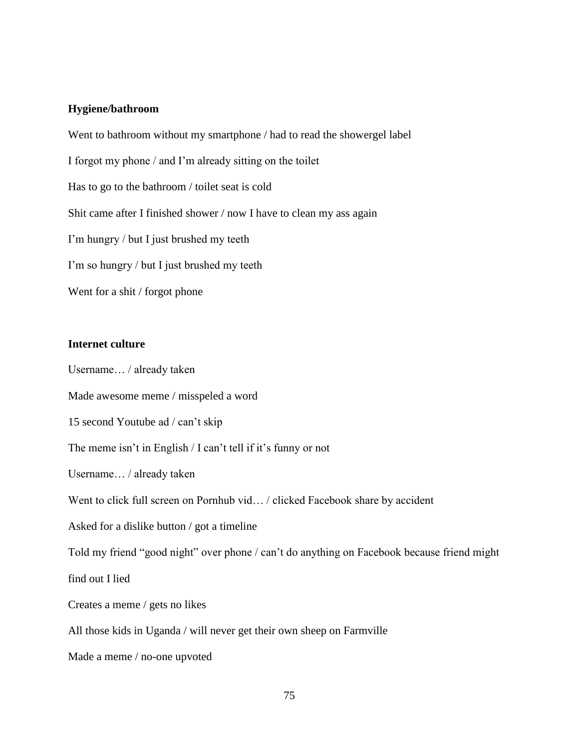**Hygiene/bathroom**

Went to bathroom without my smartphone / had to read the showergel label

I forgot my phone / and I'm already sitting on the toilet

Has to go to the bathroom / toilet seat is cold

Shit came after I finished shower / now I have to clean my ass again

I'm hungry / but I just brushed my teeth

I'm so hungry / but I just brushed my teeth

Went for a shit / forgot phone

**Internet culture**

Username… / already taken

Made awesome meme / misspeled a word

15 second Youtube ad / can't skip

The meme isn't in English / I can't tell if it's funny or not

Username… / already taken

Went to click full screen on Pornhub vid… / clicked Facebook share by accident

Asked for a dislike button / got a timeline

Told my friend "good night" over phone / can't do anything on Facebook because friend might find out I lied

Creates a meme / gets no likes

All those kids in Uganda / will never get their own sheep on Farmville

Made a meme / no-one upvoted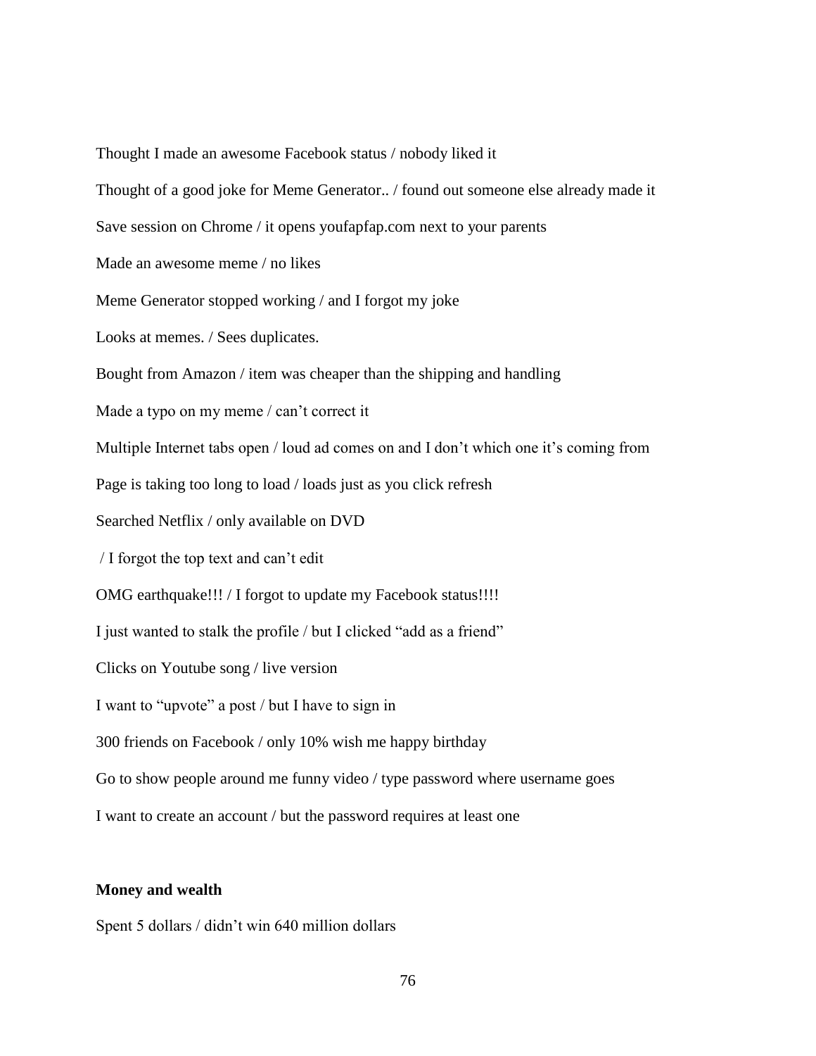Thought I made an awesome Facebook status / nobody liked it

Thought of a good joke for Meme Generator.. / found out someone else already made it

Save session on Chrome / it opens youfapfap.com next to your parents

Made an awesome meme / no likes

Meme Generator stopped working / and I forgot my joke

Looks at memes. / Sees duplicates.

Bought from Amazon / item was cheaper than the shipping and handling

Made a typo on my meme / can't correct it

Multiple Internet tabs open / loud ad comes on and I don't which one it's coming from

Page is taking too long to load / loads just as you click refresh

Searched Netflix / only available on DVD

/ I forgot the top text and can't edit

OMG earthquake!!! / I forgot to update my Facebook status!!!!

I just wanted to stalk the profile / but I clicked "add as a friend"

Clicks on Youtube song / live version

I want to "upvote" a post / but I have to sign in

300 friends on Facebook / only 10% wish me happy birthday

Go to show people around me funny video / type password where username goes

I want to create an account / but the password requires at least one

**Money and wealth**

Spent 5 dollars / didn't win 640 million dollars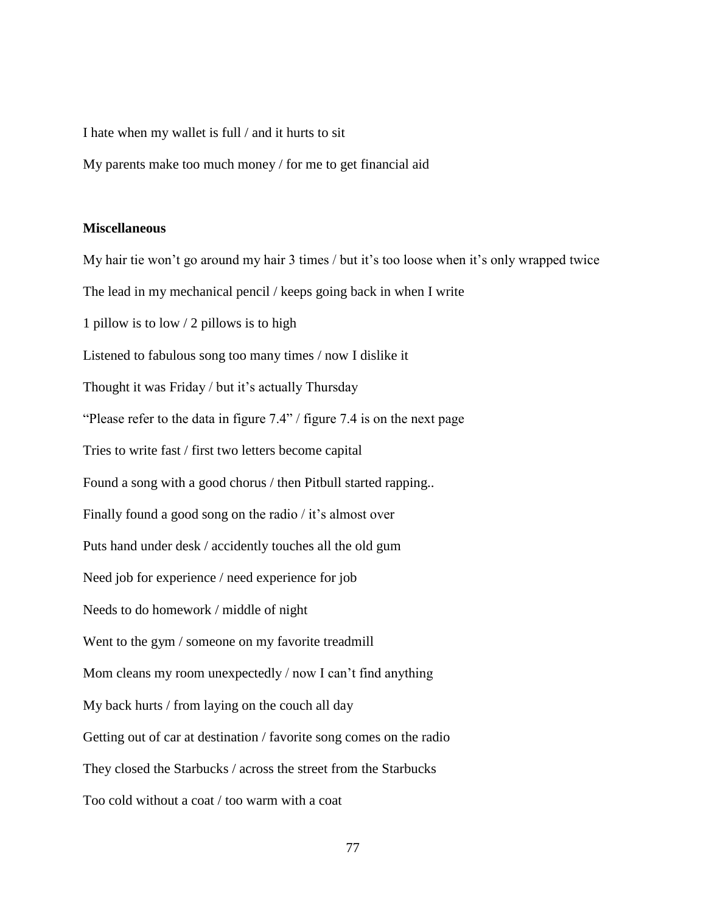I hate when my wallet is full / and it hurts to sit

My parents make too much money / for me to get financial aid

**Miscellaneous**

My hair tie won't go around my hair 3 times / but it's too loose when it's only wrapped twice

The lead in my mechanical pencil / keeps going back in when I write

1 pillow is to low / 2 pillows is to high

Listened to fabulous song too many times / now I dislike it

Thought it was Friday / but it's actually Thursday

"Please refer to the data in figure 7.4" / figure 7.4 is on the next page

Tries to write fast / first two letters become capital

Found a song with a good chorus / then Pitbull started rapping..

Finally found a good song on the radio / it's almost over

Puts hand under desk / accidently touches all the old gum

Need job for experience / need experience for job

Needs to do homework / middle of night

Went to the gym / someone on my favorite treadmill

Mom cleans my room unexpectedly / now I can't find anything

My back hurts / from laying on the couch all day

Getting out of car at destination / favorite song comes on the radio

They closed the Starbucks / across the street from the Starbucks

Too cold without a coat / too warm with a coat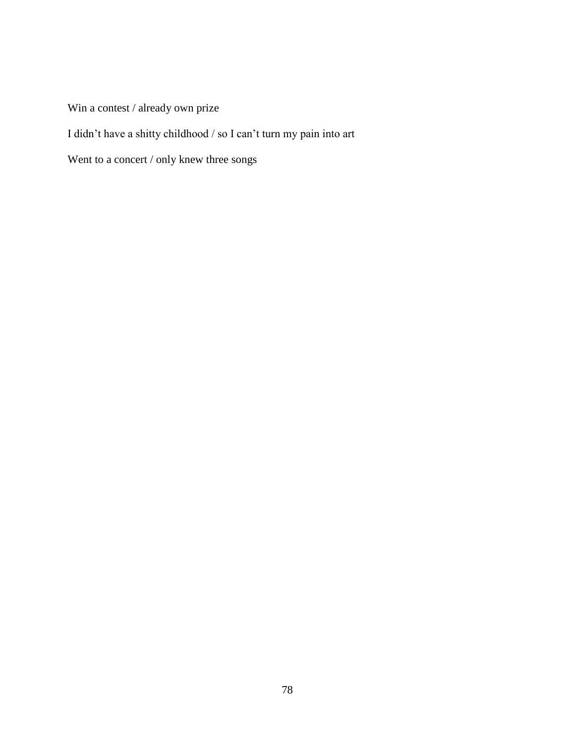Win a contest / already own prize

I didn't have a shitty childhood / so I can't turn my pain into art

Went to a concert / only knew three songs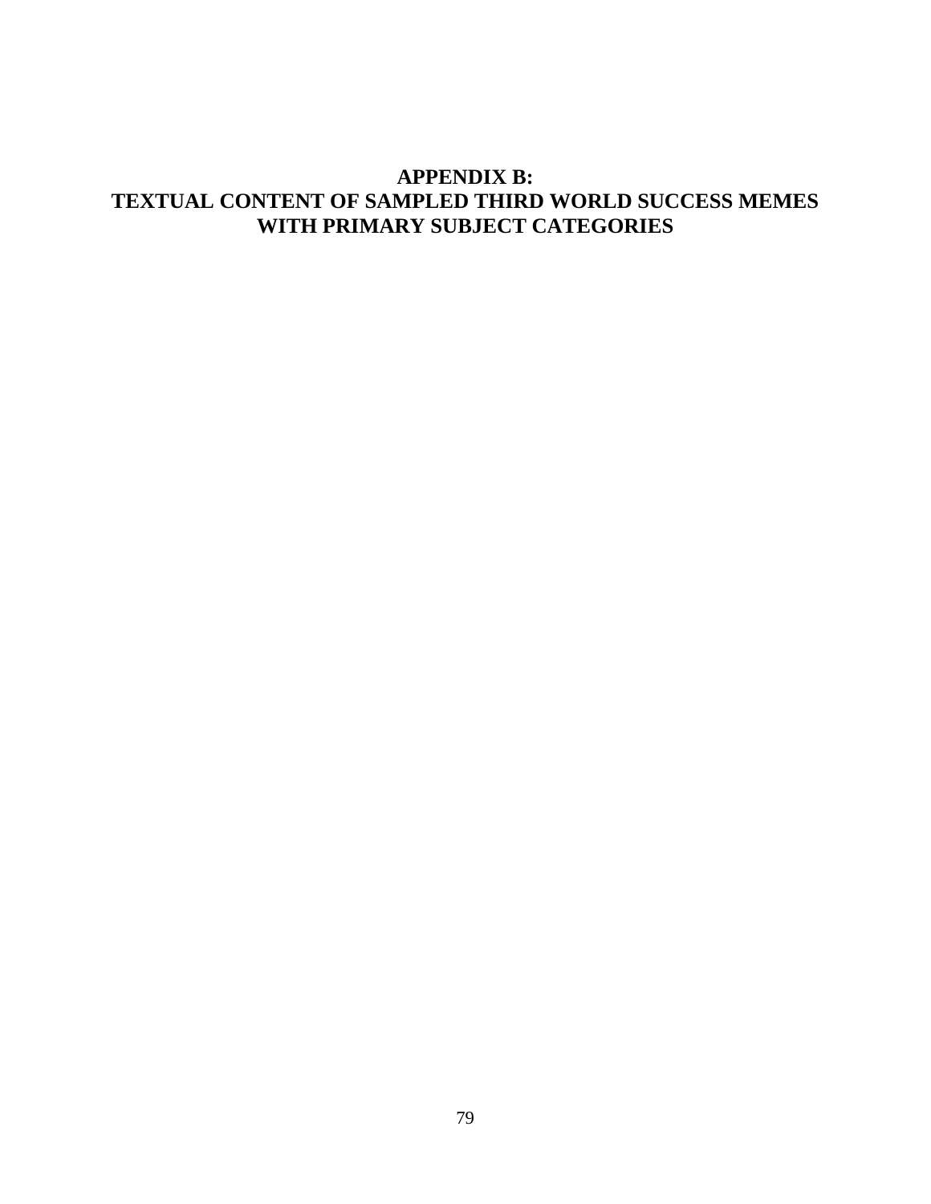# APPENDIX B:
# TEXTUAL CONTENT OF SAMPLED THIRD WORLD SUCCESS MEMES WITH PRIMARY SUBJECT CATEGORIES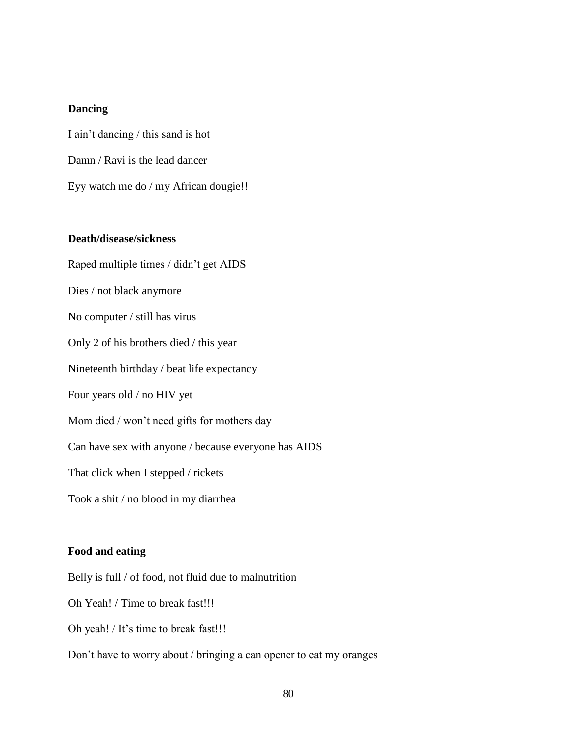**Dancing**

I ain't dancing / this sand is hot

Damn / Ravi is the lead dancer

Eyy watch me do / my African dougie!!

**Death/disease/sickness**

Raped multiple times / didn't get AIDS

Dies / not black anymore

No computer / still has virus

Only 2 of his brothers died / this year

Nineteenth birthday / beat life expectancy

Four years old / no HIV yet

Mom died / won't need gifts for mothers day

Can have sex with anyone / because everyone has AIDS

That click when I stepped / rickets

Took a shit / no blood in my diarrhea

**Food and eating**

Belly is full / of food, not fluid due to malnutrition

Oh Yeah! / Time to break fast!!!

Oh yeah! / It's time to break fast!!!

Don't have to worry about / bringing a can opener to eat my oranges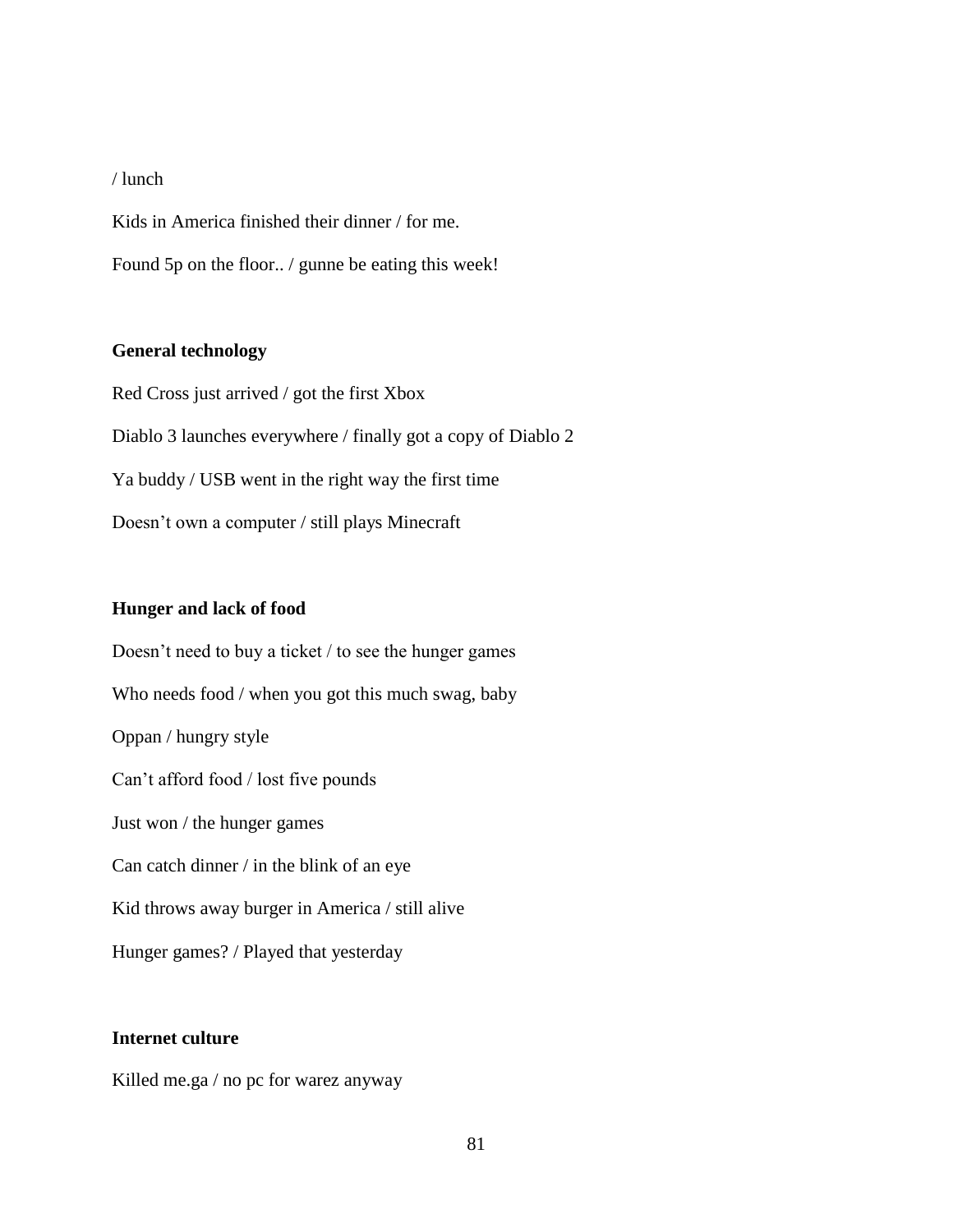/ lunch

Kids in America finished their dinner / for me.

Found 5p on the floor.. / gunne be eating this week!

**General technology**

Red Cross just arrived / got the first Xbox

Diablo 3 launches everywhere / finally got a copy of Diablo 2

Ya buddy / USB went in the right way the first time

Doesn't own a computer / still plays Minecraft

**Hunger and lack of food**

Doesn't need to buy a ticket / to see the hunger games

Who needs food / when you got this much swag, baby

Oppan / hungry style

Can't afford food / lost five pounds

Just won / the hunger games

Can catch dinner / in the blink of an eye

Kid throws away burger in America / still alive

Hunger games? / Played that yesterday

**Internet culture**

Killed me.ga / no pc for warez anyway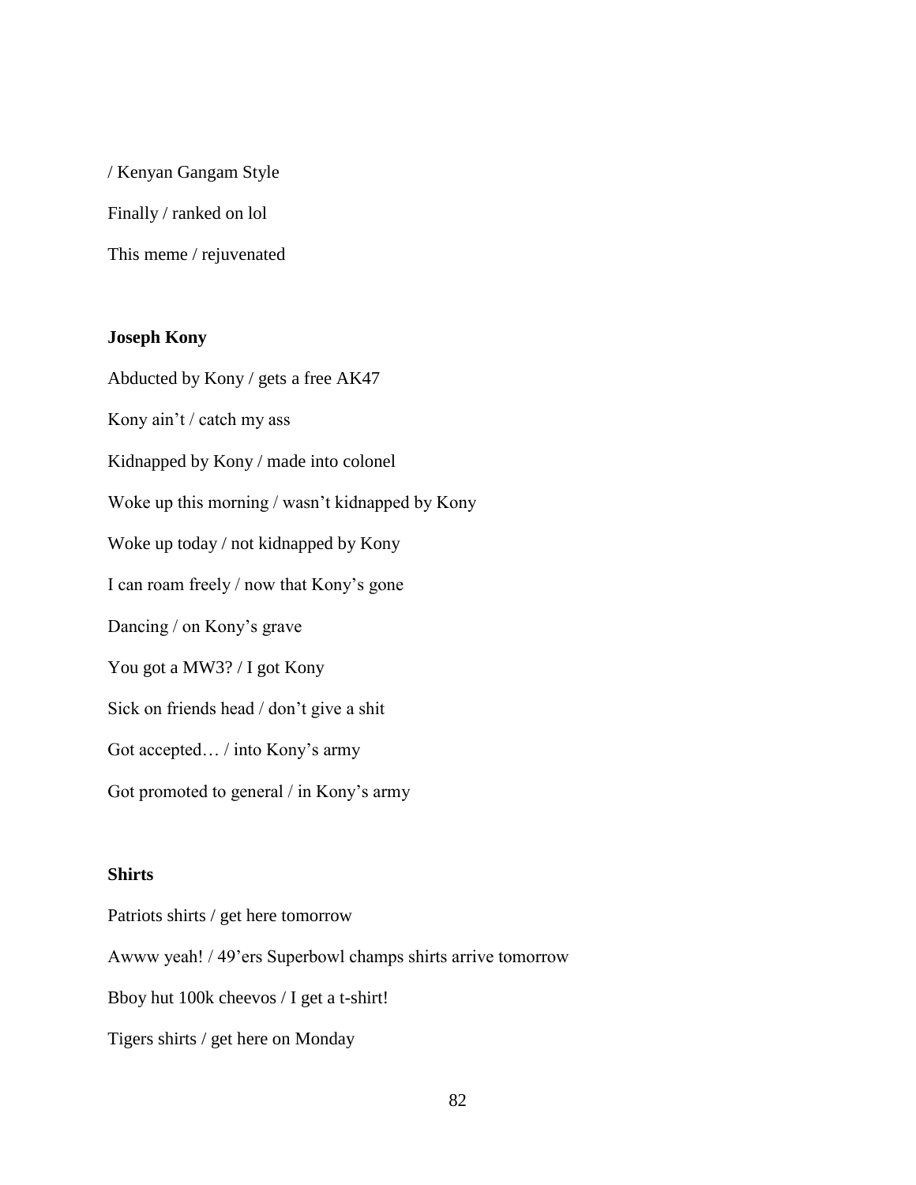/ Kenyan Gangam Style

Finally / ranked on lol

This meme / rejuvenated

**Joseph Kony**

Abducted by Kony / gets a free AK47

Kony ain't / catch my ass

Kidnapped by Kony / made into colonel

Woke up this morning / wasn't kidnapped by Kony

Woke up today / not kidnapped by Kony

I can roam freely / now that Kony's gone

Dancing / on Kony's grave

You got a MW3? / I got Kony

Sick on friends head / don't give a shit

Got accepted… / into Kony's army

Got promoted to general / in Kony's army

**Shirts**

Patriots shirts / get here tomorrow

Awww yeah! / 49'ers Superbowl champs shirts arrive tomorrow

Bboy hut 100k cheevos / I get a t-shirt!

Tigers shirts / get here on Monday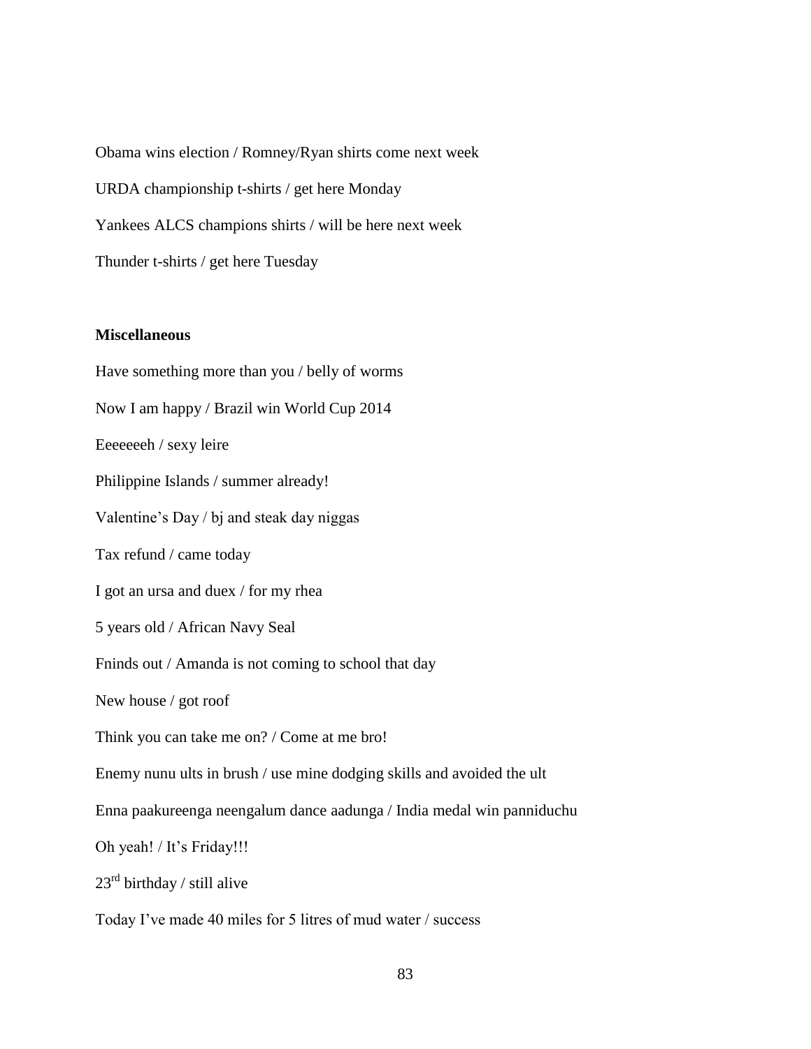Obama wins election / Romney/Ryan shirts come next week

URDA championship t-shirts / get here Monday

Yankees ALCS champions shirts / will be here next week

Thunder t-shirts / get here Tuesday

**Miscellaneous**

Have something more than you / belly of worms

Now I am happy / Brazil win World Cup 2014

Eeeeeeh / sexy leire

Philippine Islands / summer already!

Valentine's Day / bj and steak day niggas

Tax refund / came today

I got an ursa and duex / for my rhea

5 years old / African Navy Seal

Fninds out / Amanda is not coming to school that day

New house / got roof

Think you can take me on? / Come at me bro!

Enemy nunu ults in brush / use mine dodging skills and avoided the ult

Enna paakureenga neengalum dance aadunga / India medal win panniduchu

Oh yeah! / It's Friday!!!

23rd birthday / still alive

Today I've made 40 miles for 5 litres of mud water / success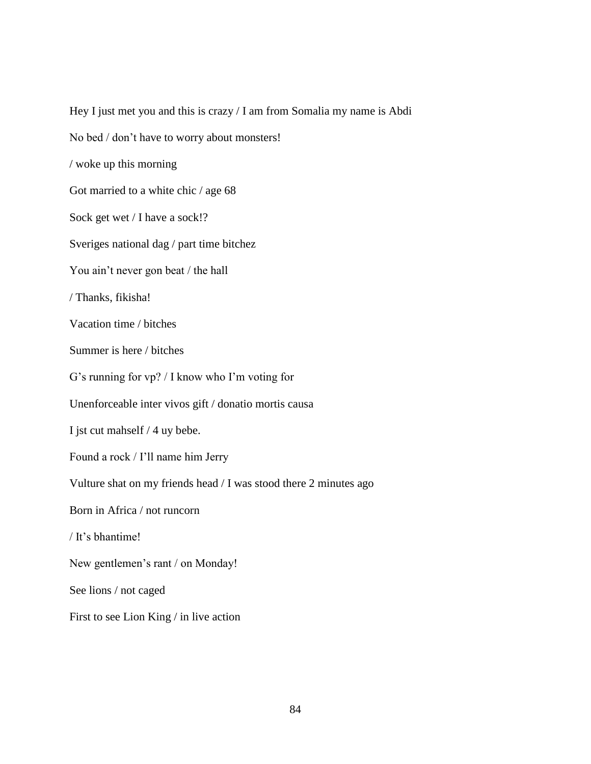Hey I just met you and this is crazy / I am from Somalia my name is Abdi

No bed / don't have to worry about monsters!

/ woke up this morning

Got married to a white chic / age 68

Sock get wet / I have a sock!?

Sveriges national dag / part time bitchez

You ain't never gon beat / the hall

/ Thanks, fikisha!

Vacation time / bitches

Summer is here / bitches

G's running for vp? / I know who I'm voting for

Unenforceable inter vivos gift / donatio mortis causa

I jst cut mahself / 4 uy bebe.

Found a rock / I'll name him Jerry

Vulture shat on my friends head / I was stood there 2 minutes ago

Born in Africa / not runcorn

/ It's bhantime!

New gentlemen's rant / on Monday!

See lions / not caged

First to see Lion King / in live action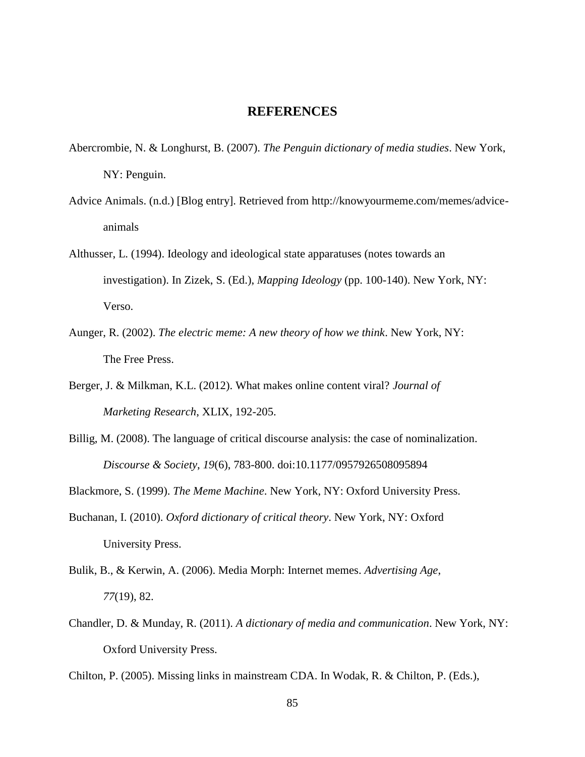# REFERENCES

Abercrombie, N. & Longhurst, B. (2007). *The Penguin dictionary of media studies*. New York, NY: Penguin.

Advice Animals. (n.d.) [Blog entry]. Retrieved from http://knowyourmeme.com/memes/advice-animals

Althusser, L. (1994). Ideology and ideological state apparatuses (notes towards an investigation). In Zizek, S. (Ed.), *Mapping Ideology* (pp. 100-140). New York, NY: Verso.

Aunger, R. (2002). *The electric meme: A new theory of how we think*. New York, NY: The Free Press.

Berger, J. & Milkman, K.L. (2012). What makes online content viral? *Journal of Marketing Research*, XLIX, 192-205.

Billig, M. (2008). The language of critical discourse analysis: the case of nominalization. *Discourse & Society*, *19*(6), 783-800. doi:10.1177/0957926508095894

Blackmore, S. (1999). *The Meme Machine*. New York, NY: Oxford University Press.

Buchanan, I. (2010). *Oxford dictionary of critical theory*. New York, NY: Oxford University Press.

Bulik, B., & Kerwin, A. (2006). Media Morph: Internet memes. *Advertising Age*, *77*(19), 82.

Chandler, D. & Munday, R. (2011). *A dictionary of media and communication*. New York, NY: Oxford University Press.

Chilton, P. (2005). Missing links in mainstream CDA. In Wodak, R. & Chilton, P. (Eds.),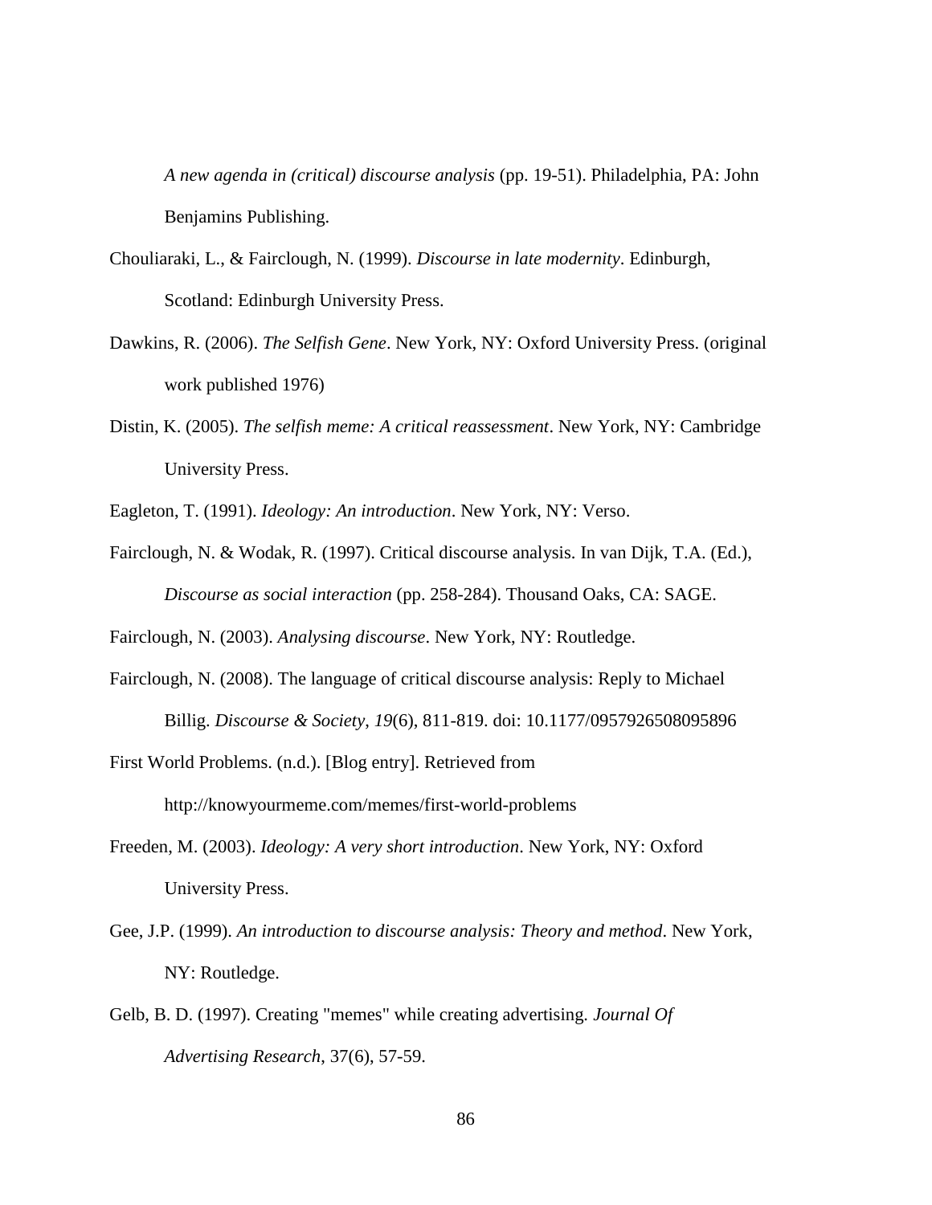*A new agenda in (critical) discourse analysis* (pp. 19-51). Philadelphia, PA: John Benjamins Publishing.

Chouliaraki, L., & Fairclough, N. (1999). *Discourse in late modernity*. Edinburgh, Scotland: Edinburgh University Press.

Dawkins, R. (2006). *The Selfish Gene*. New York, NY: Oxford University Press. (original work published 1976)

Distin, K. (2005). *The selfish meme: A critical reassessment*. New York, NY: Cambridge University Press.

Eagleton, T. (1991). *Ideology: An introduction*. New York, NY: Verso.

Fairclough, N. & Wodak, R. (1997). Critical discourse analysis. In van Dijk, T.A. (Ed.), *Discourse as social interaction* (pp. 258-284). Thousand Oaks, CA: SAGE.

Fairclough, N. (2003). *Analysing discourse*. New York, NY: Routledge.

Fairclough, N. (2008). The language of critical discourse analysis: Reply to Michael Billig. *Discourse & Society*, *19*(6), 811-819. doi: 10.1177/0957926508095896

First World Problems. (n.d.). [Blog entry]. Retrieved from http://knowyourmeme.com/memes/first-world-problems

Freeden, M. (2003). *Ideology: A very short introduction*. New York, NY: Oxford University Press.

Gee, J.P. (1999). *An introduction to discourse analysis: Theory and method*. New York, NY: Routledge.

Gelb, B. D. (1997). Creating "memes" while creating advertising. *Journal Of Advertising Research*, 37(6), 57-59.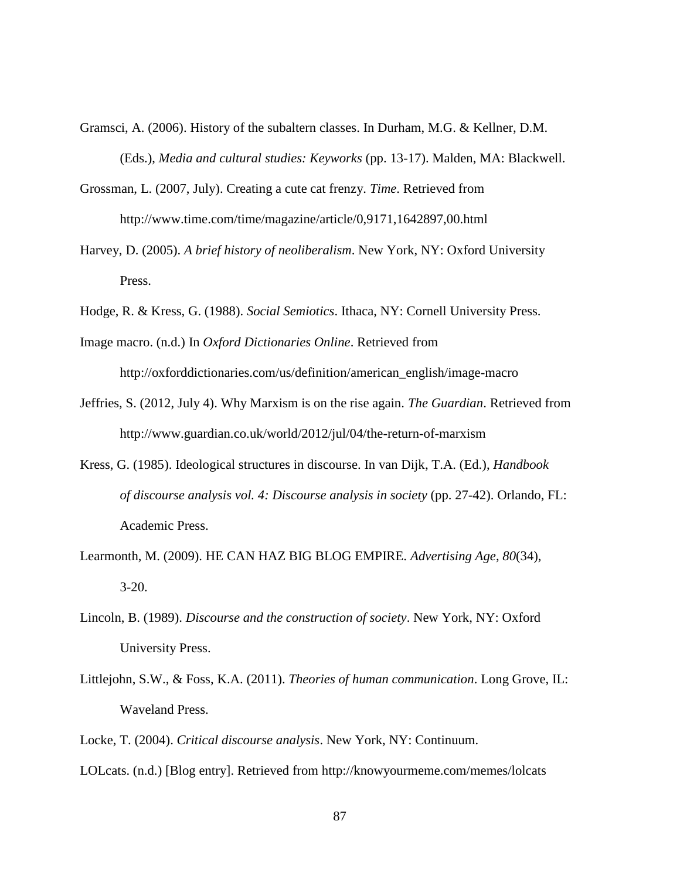Gramsci, A. (2006). History of the subaltern classes. In Durham, M.G. & Kellner, D.M. (Eds.), *Media and cultural studies: Keyworks* (pp. 13-17). Malden, MA: Blackwell.

Grossman, L. (2007, July). Creating a cute cat frenzy. *Time*. Retrieved from http://www.time.com/time/magazine/article/0,9171,1642897,00.html

Harvey, D. (2005). *A brief history of neoliberalism*. New York, NY: Oxford University Press.

Hodge, R. & Kress, G. (1988). *Social Semiotics*. Ithaca, NY: Cornell University Press.

Image macro. (n.d.) In *Oxford Dictionaries Online*. Retrieved from http://oxforddictionaries.com/us/definition/american_english/image-macro

Jeffries, S. (2012, July 4). Why Marxism is on the rise again. *The Guardian*. Retrieved from http://www.guardian.co.uk/world/2012/jul/04/the-return-of-marxism

Kress, G. (1985). Ideological structures in discourse. In van Dijk, T.A. (Ed.), *Handbook of discourse analysis vol. 4: Discourse analysis in society* (pp. 27-42). Orlando, FL: Academic Press.

Learmonth, M. (2009). HE CAN HAZ BIG BLOG EMPIRE. *Advertising Age*, *80*(34), 3-20.

Lincoln, B. (1989). *Discourse and the construction of society*. New York, NY: Oxford University Press.

Littlejohn, S.W., & Foss, K.A. (2011). *Theories of human communication*. Long Grove, IL: Waveland Press.

Locke, T. (2004). *Critical discourse analysis*. New York, NY: Continuum.

LOLcats. (n.d.) [Blog entry]. Retrieved from http://knowyourmeme.com/memes/lolcats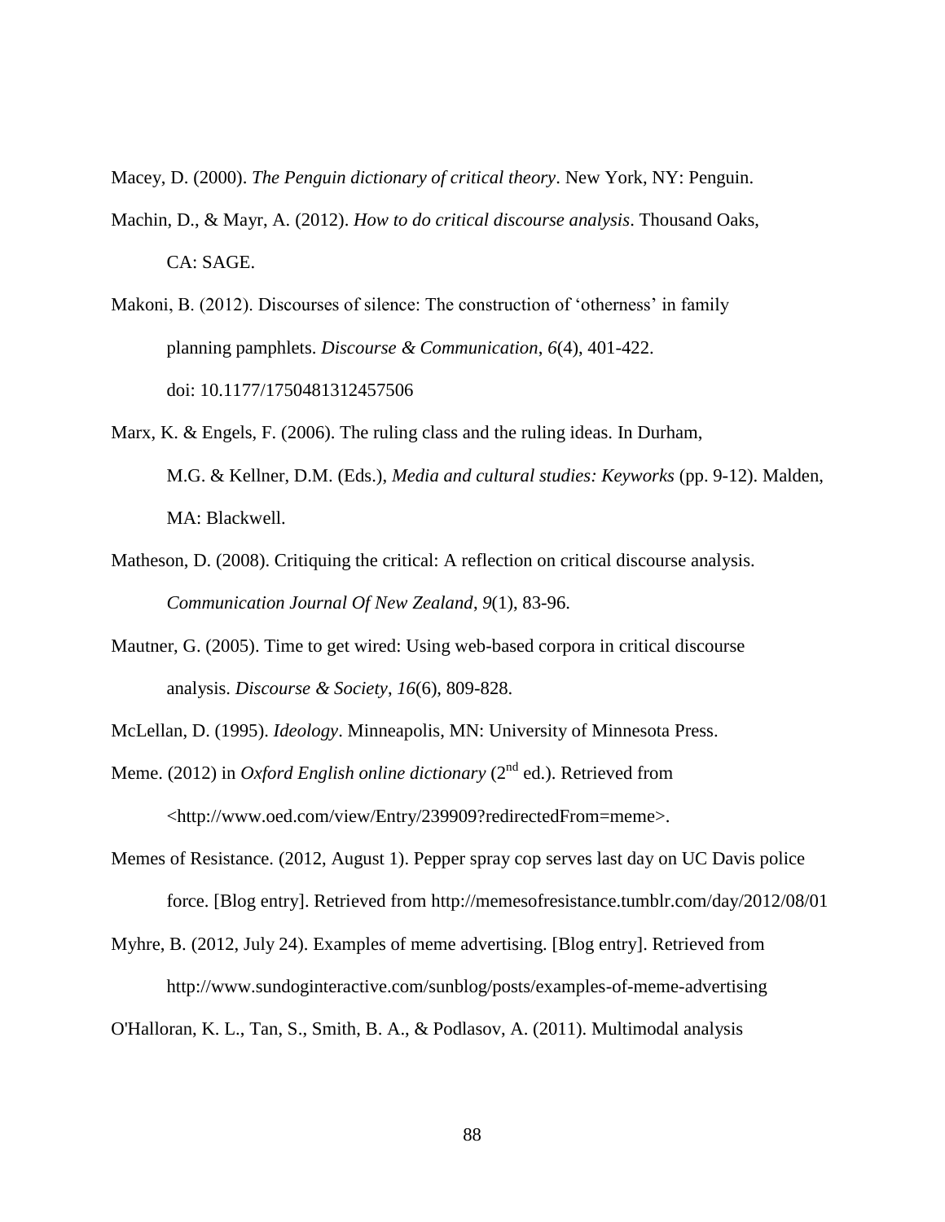Macey, D. (2000). *The Penguin dictionary of critical theory*. New York, NY: Penguin.

Machin, D., & Mayr, A. (2012). *How to do critical discourse analysis*. Thousand Oaks, CA: SAGE.

Makoni, B. (2012). Discourses of silence: The construction of 'otherness' in family planning pamphlets. *Discourse & Communication*, *6*(4), 401-422. doi: 10.1177/1750481312457506

Marx, K. & Engels, F. (2006). The ruling class and the ruling ideas. In Durham, M.G. & Kellner, D.M. (Eds.), *Media and cultural studies: Keyworks* (pp. 9-12). Malden, MA: Blackwell.

Matheson, D. (2008). Critiquing the critical: A reflection on critical discourse analysis. *Communication Journal Of New Zealand*, *9*(1), 83-96.

Mautner, G. (2005). Time to get wired: Using web-based corpora in critical discourse analysis. *Discourse & Society*, *16*(6), 809-828.

McLellan, D. (1995). *Ideology*. Minneapolis, MN: University of Minnesota Press.

Meme. (2012) in *Oxford English online dictionary* (2nd ed.). Retrieved from <http://www.oed.com/view/Entry/239909?redirectedFrom=meme>.

Memes of Resistance. (2012, August 1). Pepper spray cop serves last day on UC Davis police force. [Blog entry]. Retrieved from http://memesofresistance.tumblr.com/day/2012/08/01

Myhre, B. (2012, July 24). Examples of meme advertising. [Blog entry]. Retrieved from http://www.sundoginteractive.com/sunblog/posts/examples-of-meme-advertising

O'Halloran, K. L., Tan, S., Smith, B. A., & Podlasov, A. (2011). Multimodal analysis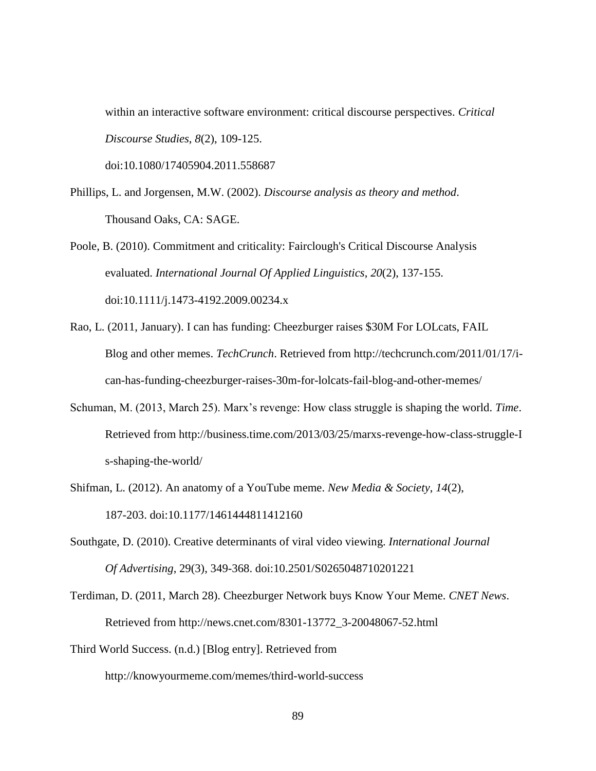within an interactive software environment: critical discourse perspectives. *Critical Discourse Studies*, *8*(2), 109-125. doi:10.1080/17405904.2011.558687

Phillips, L. and Jorgensen, M.W. (2002). *Discourse analysis as theory and method*. Thousand Oaks, CA: SAGE.

Poole, B. (2010). Commitment and criticality: Fairclough's Critical Discourse Analysis evaluated. *International Journal Of Applied Linguistics*, *20*(2), 137-155. doi:10.1111/j.1473-4192.2009.00234.x

Rao, L. (2011, January). I can has funding: Cheezburger raises $30M For LOLcats, FAIL Blog and other memes. *TechCrunch*. Retrieved from http://techcrunch.com/2011/01/17/i-can-has-funding-cheezburger-raises-30m-for-lolcats-fail-blog-and-other-memes/

Schuman, M. (2013, March 25). Marx's revenge: How class struggle is shaping the world. *Time*. Retrieved from http://business.time.com/2013/03/25/marxs-revenge-how-class-struggle-Is-shaping-the-world/

Shifman, L. (2012). An anatomy of a YouTube meme. *New Media & Society*, *14*(2), 187-203. doi:10.1177/1461444811412160

Southgate, D. (2010). Creative determinants of viral video viewing. *International Journal Of Advertising*, 29(3), 349-368. doi:10.2501/S0265048710201221

Terdiman, D. (2011, March 28). Cheezburger Network buys Know Your Meme. *CNET News*. Retrieved from http://news.cnet.com/8301-13772_3-20048067-52.html

Third World Success. (n.d.) [Blog entry]. Retrieved from http://knowyourmeme.com/memes/third-world-success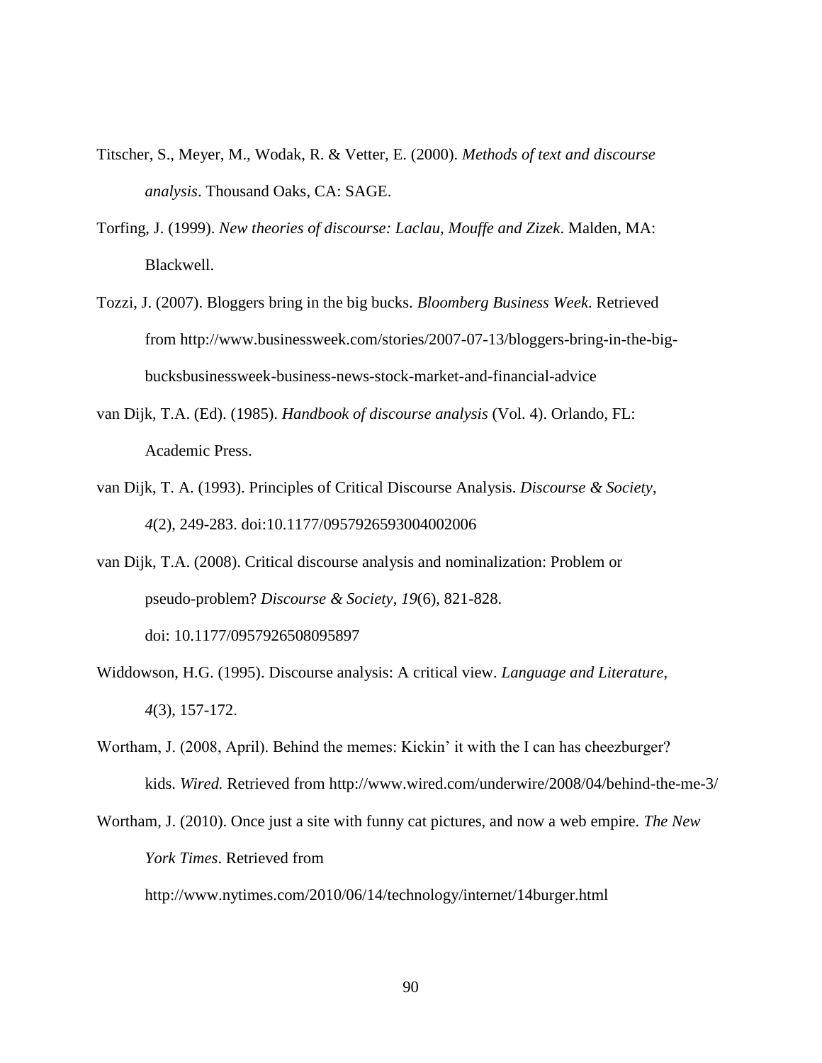Titscher, S., Meyer, M., Wodak, R. & Vetter, E. (2000). *Methods of text and discourse analysis*. Thousand Oaks, CA: SAGE.

Torfing, J. (1999). *New theories of discourse: Laclau, Mouffe and Zizek*. Malden, MA: Blackwell.

Tozzi, J. (2007). Bloggers bring in the big bucks. *Bloomberg Business Week*. Retrieved from http://www.businessweek.com/stories/2007-07-13/bloggers-bring-in-the-big-bucksbusinessweek-business-news-stock-market-and-financial-advice

van Dijk, T.A. (Ed). (1985). *Handbook of discourse analysis* (Vol. 4). Orlando, FL: Academic Press.

van Dijk, T. A. (1993). Principles of Critical Discourse Analysis. *Discourse & Society*, *4*(2), 249-283. doi:10.1177/0957926593004002006

van Dijk, T.A. (2008). Critical discourse analysis and nominalization: Problem or pseudo-problem? *Discourse & Society*, *19*(6), 821-828. doi: 10.1177/0957926508095897

Widdowson, H.G. (1995). Discourse analysis: A critical view. *Language and Literature*, *4*(3), 157-172.

Wortham, J. (2008, April). Behind the memes: Kickin' it with the I can has cheezburger? kids. *Wired.* Retrieved from http://www.wired.com/underwire/2008/04/behind-the-me-3/

Wortham, J. (2010). Once just a site with funny cat pictures, and now a web empire. *The New York Times*. Retrieved from http://www.nytimes.com/2010/06/14/technology/internet/14burger.html